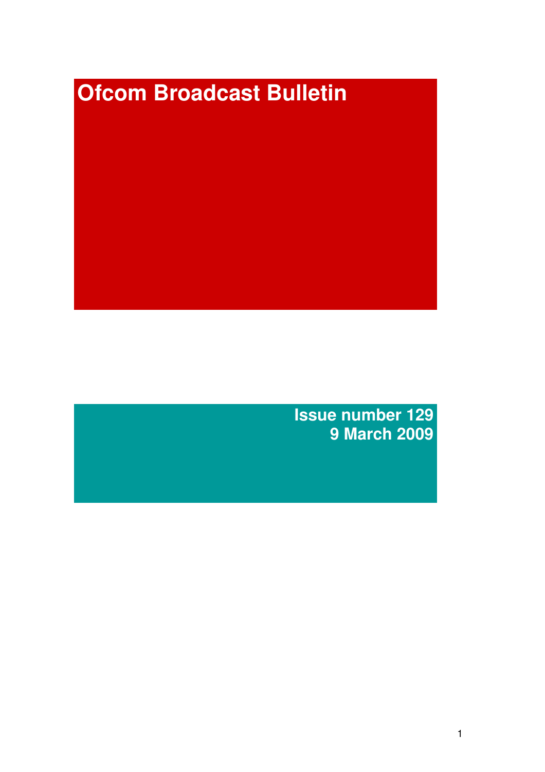# Ofcom Broadcast Bulletin

**Issue number 129**
**9 March 2009**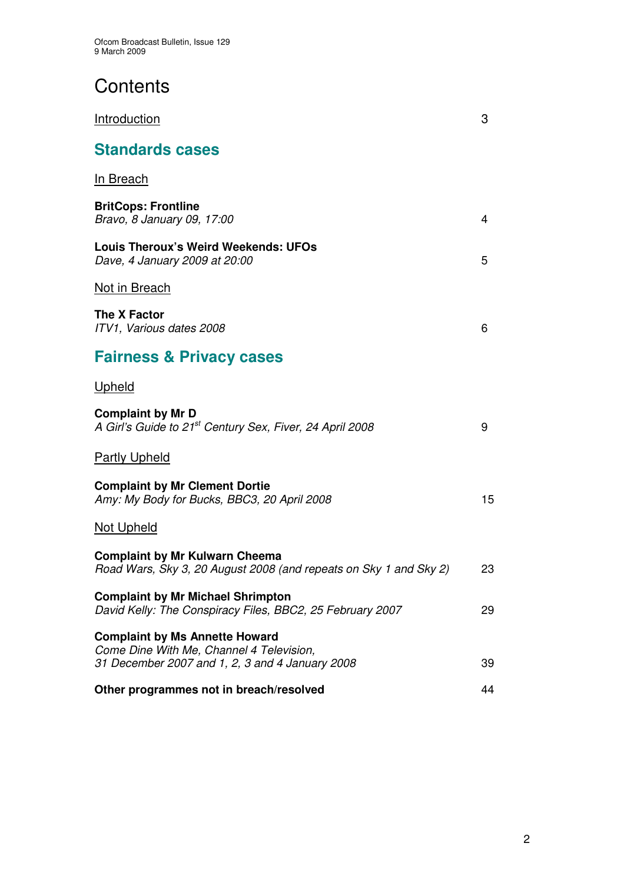# Contents

| | |
|---|---|
| Introduction | 3 |
| **Standards cases** | |
| In Breach | |
| **BritCops: Frontline**<br>*Bravo, 8 January 09, 17:00* | 4 |
| **Louis Theroux's Weird Weekends: UFOs**<br>*Dave, 4 January 2009 at 20:00* | 5 |
| Not in Breach | |
| **The X Factor**<br>*ITV1, Various dates 2008* | 6 |
| **Fairness & Privacy cases** | |
| Upheld | |
| **Complaint by Mr D**<br>*A Girl's Guide to 21st Century Sex, Fiver, 24 April 2008* | 9 |
| Partly Upheld | |
| **Complaint by Mr Clement Dortie**<br>*Amy: My Body for Bucks, BBC3, 20 April 2008* | 15 |
| Not Upheld | |
| **Complaint by Mr Kulwarn Cheema**<br>*Road Wars, Sky 3, 20 August 2008 (and repeats on Sky 1 and Sky 2)* | 23 |
| **Complaint by Mr Michael Shrimpton**<br>*David Kelly: The Conspiracy Files, BBC2, 25 February 2007* | 29 |
| **Complaint by Ms Annette Howard**<br>*Come Dine With Me, Channel 4 Television, 31 December 2007 and 1, 2, 3 and 4 January 2008* | 39 |
| **Other programmes not in breach/resolved** | 44 |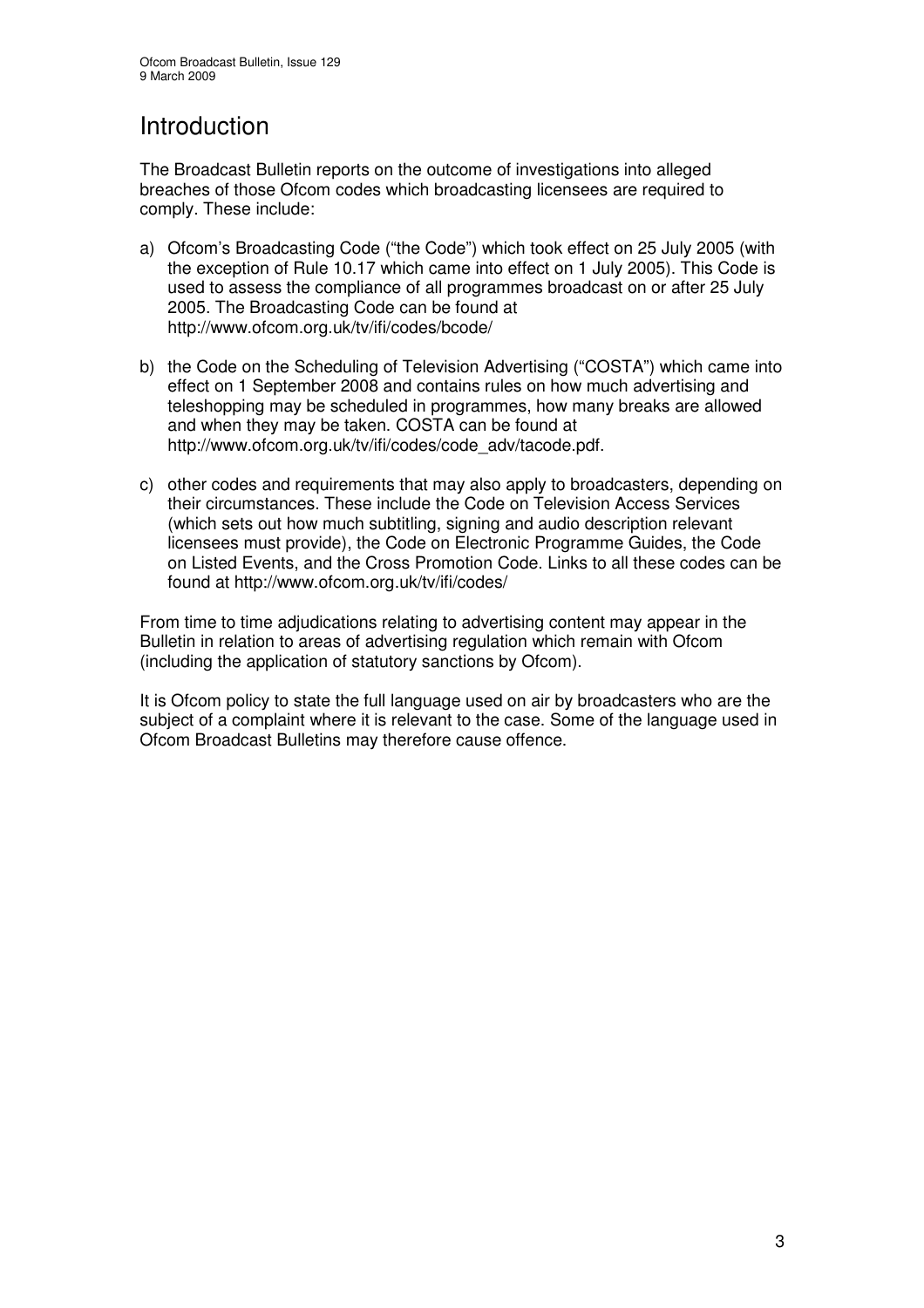# Introduction

The Broadcast Bulletin reports on the outcome of investigations into alleged breaches of those Ofcom codes which broadcasting licensees are required to comply. These include:

a) Ofcom's Broadcasting Code ("the Code") which took effect on 25 July 2005 (with the exception of Rule 10.17 which came into effect on 1 July 2005). This Code is used to assess the compliance of all programmes broadcast on or after 25 July 2005. The Broadcasting Code can be found at http://www.ofcom.org.uk/tv/ifi/codes/bcode/

b) the Code on the Scheduling of Television Advertising ("COSTA") which came into effect on 1 September 2008 and contains rules on how much advertising and teleshopping may be scheduled in programmes, how many breaks are allowed and when they may be taken. COSTA can be found at http://www.ofcom.org.uk/tv/ifi/codes/code_adv/tacode.pdf.

c) other codes and requirements that may also apply to broadcasters, depending on their circumstances. These include the Code on Television Access Services (which sets out how much subtitling, signing and audio description relevant licensees must provide), the Code on Electronic Programme Guides, the Code on Listed Events, and the Cross Promotion Code. Links to all these codes can be found at http://www.ofcom.org.uk/tv/ifi/codes/

From time to time adjudications relating to advertising content may appear in the Bulletin in relation to areas of advertising regulation which remain with Ofcom (including the application of statutory sanctions by Ofcom).

It is Ofcom policy to state the full language used on air by broadcasters who are the subject of a complaint where it is relevant to the case. Some of the language used in Ofcom Broadcast Bulletins may therefore cause offence.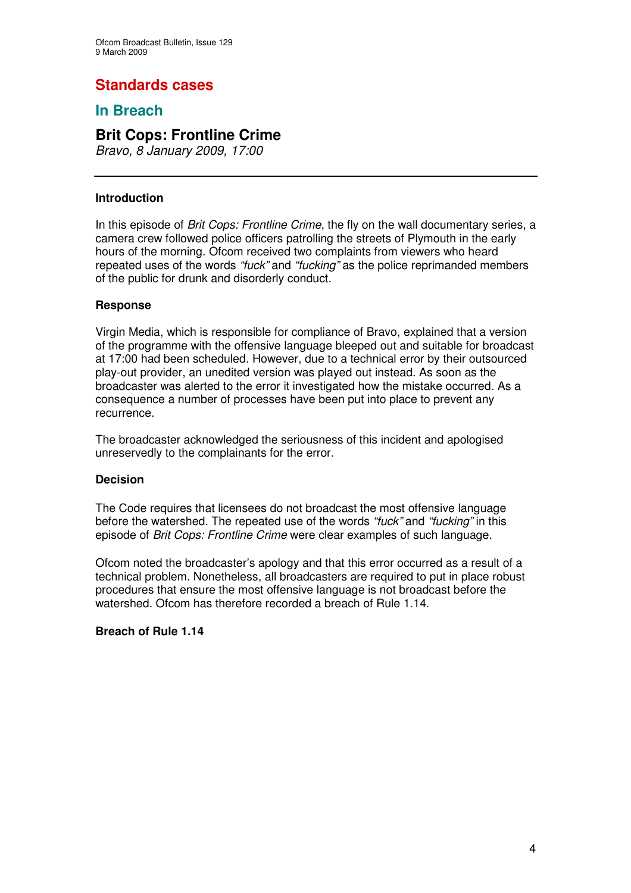## Standards cases

### In Breach

### Brit Cops: Frontline Crime

*Bravo, 8 January 2009, 17:00*

---

**Introduction**

In this episode of *Brit Cops: Frontline Crime*, the fly on the wall documentary series, a camera crew followed police officers patrolling the streets of Plymouth in the early hours of the morning. Ofcom received two complaints from viewers who heard repeated uses of the words *"fuck"* and *"fucking"* as the police reprimanded members of the public for drunk and disorderly conduct.

**Response**

Virgin Media, which is responsible for compliance of Bravo, explained that a version of the programme with the offensive language bleeped out and suitable for broadcast at 17:00 had been scheduled. However, due to a technical error by their outsourced play-out provider, an unedited version was played out instead. As soon as the broadcaster was alerted to the error it investigated how the mistake occurred. As a consequence a number of processes have been put into place to prevent any recurrence.

The broadcaster acknowledged the seriousness of this incident and apologised unreservedly to the complainants for the error.

**Decision**

The Code requires that licensees do not broadcast the most offensive language before the watershed. The repeated use of the words *"fuck"* and *"fucking"* in this episode of *Brit Cops: Frontline Crime* were clear examples of such language.

Ofcom noted the broadcaster's apology and that this error occurred as a result of a technical problem. Nonetheless, all broadcasters are required to put in place robust procedures that ensure the most offensive language is not broadcast before the watershed. Ofcom has therefore recorded a breach of Rule 1.14.

**Breach of Rule 1.14**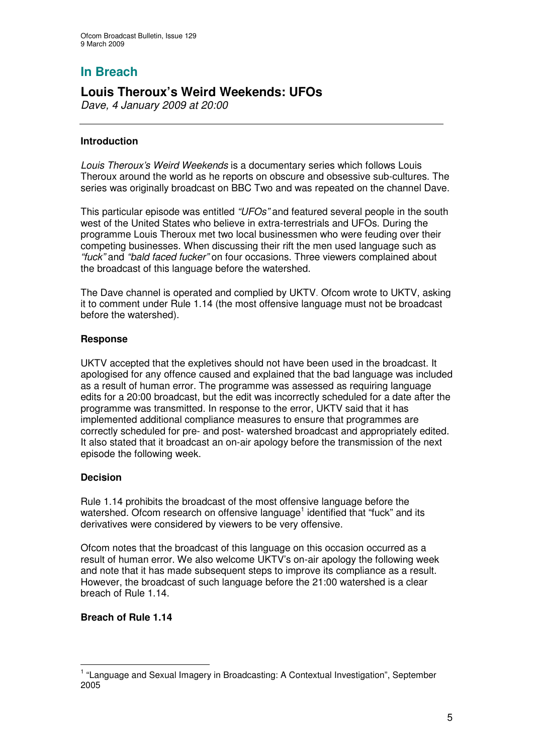## In Breach

## Louis Theroux's Weird Weekends: UFOs

*Dave, 4 January 2009 at 20:00*

---

### Introduction

*Louis Theroux's Weird Weekends* is a documentary series which follows Louis Theroux around the world as he reports on obscure and obsessive sub-cultures. The series was originally broadcast on BBC Two and was repeated on the channel Dave.

This particular episode was entitled *"UFOs"* and featured several people in the south west of the United States who believe in extra-terrestrials and UFOs. During the programme Louis Theroux met two local businessmen who were feuding over their competing businesses. When discussing their rift the men used language such as *"fuck"* and *"bald faced fucker"* on four occasions. Three viewers complained about the broadcast of this language before the watershed.

The Dave channel is operated and complied by UKTV. Ofcom wrote to UKTV, asking it to comment under Rule 1.14 (the most offensive language must not be broadcast before the watershed).

### Response

UKTV accepted that the expletives should not have been used in the broadcast. It apologised for any offence caused and explained that the bad language was included as a result of human error. The programme was assessed as requiring language edits for a 20:00 broadcast, but the edit was incorrectly scheduled for a date after the programme was transmitted. In response to the error, UKTV said that it has implemented additional compliance measures to ensure that programmes are correctly scheduled for pre- and post- watershed broadcast and appropriately edited. It also stated that it broadcast an on-air apology before the transmission of the next episode the following week.

### Decision

Rule 1.14 prohibits the broadcast of the most offensive language before the watershed. Ofcom research on offensive language[1] identified that "fuck" and its derivatives were considered by viewers to be very offensive.

Ofcom notes that the broadcast of this language on this occasion occurred as a result of human error. We also welcome UKTV's on-air apology the following week and note that it has made subsequent steps to improve its compliance as a result. However, the broadcast of such language before the 21:00 watershed is a clear breach of Rule 1.14.

### Breach of Rule 1.14

---

[1] "Language and Sexual Imagery in Broadcasting: A Contextual Investigation", September 2005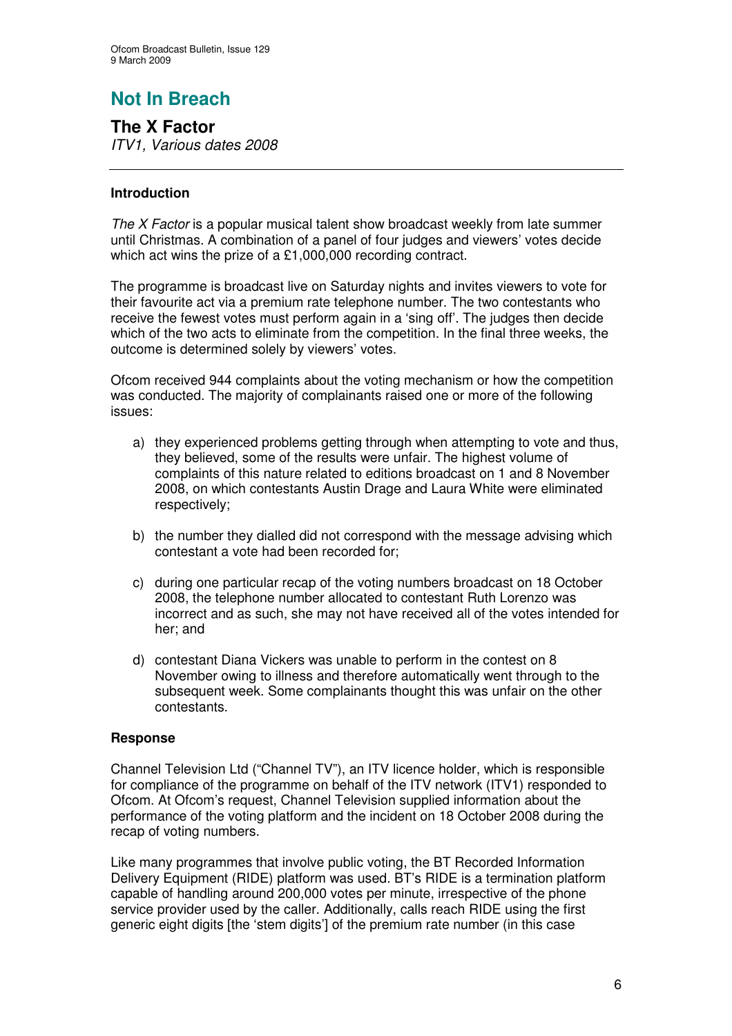# Not In Breach

## The X Factor

*ITV1, Various dates 2008*

### Introduction

*The X Factor* is a popular musical talent show broadcast weekly from late summer until Christmas. A combination of a panel of four judges and viewers' votes decide which act wins the prize of a £1,000,000 recording contract.

The programme is broadcast live on Saturday nights and invites viewers to vote for their favourite act via a premium rate telephone number. The two contestants who receive the fewest votes must perform again in a 'sing off'. The judges then decide which of the two acts to eliminate from the competition. In the final three weeks, the outcome is determined solely by viewers' votes.

Ofcom received 944 complaints about the voting mechanism or how the competition was conducted. The majority of complainants raised one or more of the following issues:

a) they experienced problems getting through when attempting to vote and thus, they believed, some of the results were unfair. The highest volume of complaints of this nature related to editions broadcast on 1 and 8 November 2008, on which contestants Austin Drage and Laura White were eliminated respectively;

b) the number they dialled did not correspond with the message advising which contestant a vote had been recorded for;

c) during one particular recap of the voting numbers broadcast on 18 October 2008, the telephone number allocated to contestant Ruth Lorenzo was incorrect and as such, she may not have received all of the votes intended for her; and

d) contestant Diana Vickers was unable to perform in the contest on 8 November owing to illness and therefore automatically went through to the subsequent week. Some complainants thought this was unfair on the other contestants.

### Response

Channel Television Ltd ("Channel TV"), an ITV licence holder, which is responsible for compliance of the programme on behalf of the ITV network (ITV1) responded to Ofcom. At Ofcom's request, Channel Television supplied information about the performance of the voting platform and the incident on 18 October 2008 during the recap of voting numbers.

Like many programmes that involve public voting, the BT Recorded Information Delivery Equipment (RIDE) platform was used. BT's RIDE is a termination platform capable of handling around 200,000 votes per minute, irrespective of the phone service provider used by the caller. Additionally, calls reach RIDE using the first generic eight digits [the 'stem digits'] of the premium rate number (in this case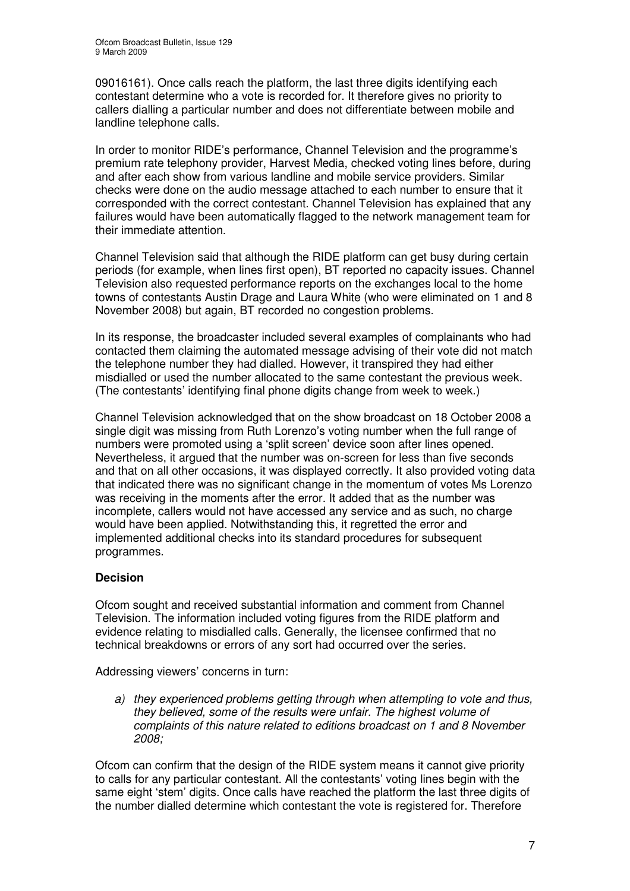09016161). Once calls reach the platform, the last three digits identifying each contestant determine who a vote is recorded for. It therefore gives no priority to callers dialling a particular number and does not differentiate between mobile and landline telephone calls.

In order to monitor RIDE's performance, Channel Television and the programme's premium rate telephony provider, Harvest Media, checked voting lines before, during and after each show from various landline and mobile service providers. Similar checks were done on the audio message attached to each number to ensure that it corresponded with the correct contestant. Channel Television has explained that any failures would have been automatically flagged to the network management team for their immediate attention.

Channel Television said that although the RIDE platform can get busy during certain periods (for example, when lines first open), BT reported no capacity issues. Channel Television also requested performance reports on the exchanges local to the home towns of contestants Austin Drage and Laura White (who were eliminated on 1 and 8 November 2008) but again, BT recorded no congestion problems.

In its response, the broadcaster included several examples of complainants who had contacted them claiming the automated message advising of their vote did not match the telephone number they had dialled. However, it transpired they had either misdialled or used the number allocated to the same contestant the previous week. (The contestants' identifying final phone digits change from week to week.)

Channel Television acknowledged that on the show broadcast on 18 October 2008 a single digit was missing from Ruth Lorenzo's voting number when the full range of numbers were promoted using a 'split screen' device soon after lines opened. Nevertheless, it argued that the number was on-screen for less than five seconds and that on all other occasions, it was displayed correctly. It also provided voting data that indicated there was no significant change in the momentum of votes Ms Lorenzo was receiving in the moments after the error. It added that as the number was incomplete, callers would not have accessed any service and as such, no charge would have been applied. Notwithstanding this, it regretted the error and implemented additional checks into its standard procedures for subsequent programmes.

### Decision

Ofcom sought and received substantial information and comment from Channel Television. The information included voting figures from the RIDE platform and evidence relating to misdialled calls. Generally, the licensee confirmed that no technical breakdowns or errors of any sort had occurred over the series.

Addressing viewers' concerns in turn:

> *a) they experienced problems getting through when attempting to vote and thus, they believed, some of the results were unfair. The highest volume of complaints of this nature related to editions broadcast on 1 and 8 November 2008;*

Ofcom can confirm that the design of the RIDE system means it cannot give priority to calls for any particular contestant. All the contestants' voting lines begin with the same eight 'stem' digits. Once calls have reached the platform the last three digits of the number dialled determine which contestant the vote is registered for. Therefore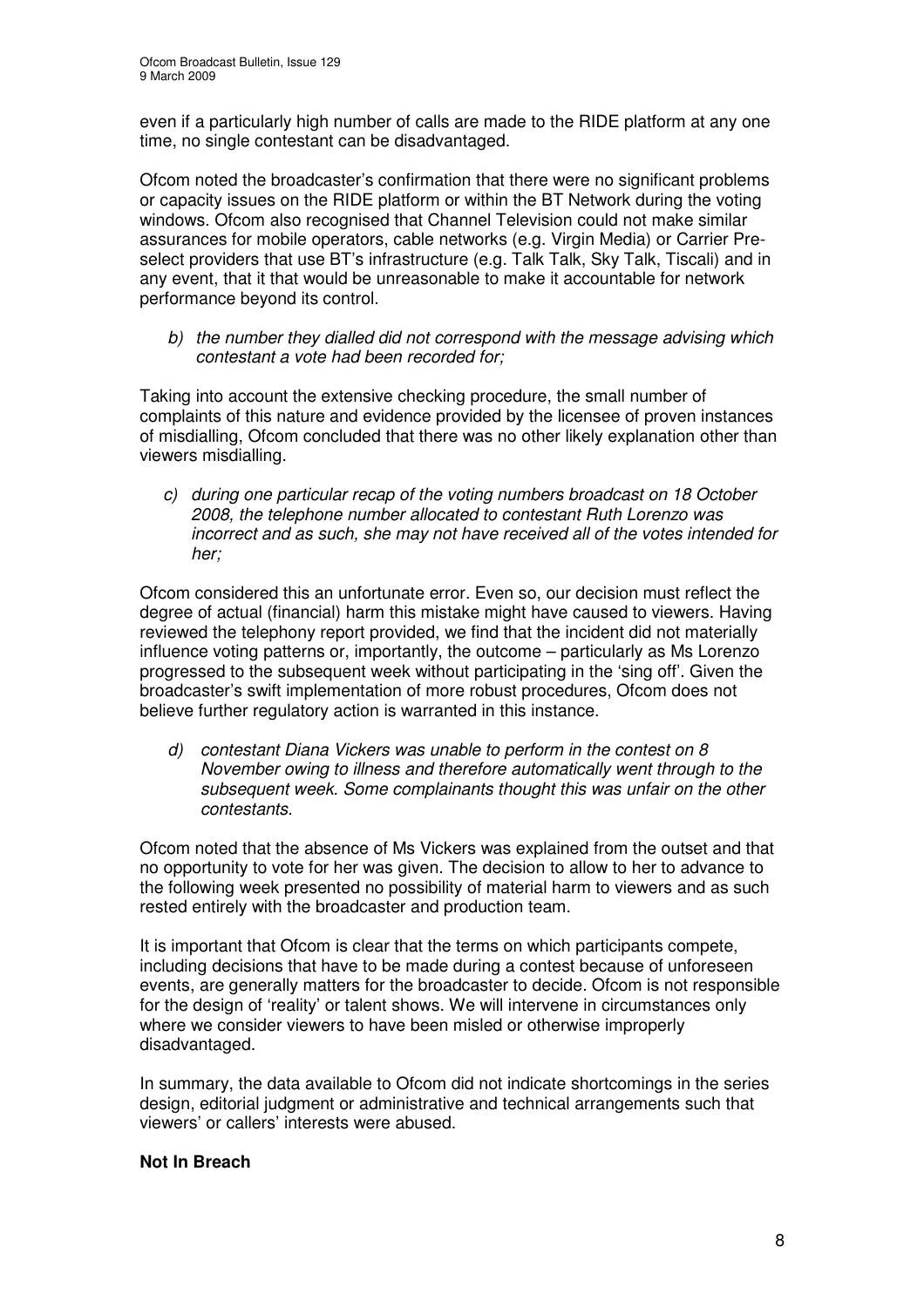even if a particularly high number of calls are made to the RIDE platform at any one time, no single contestant can be disadvantaged.

Ofcom noted the broadcaster's confirmation that there were no significant problems or capacity issues on the RIDE platform or within the BT Network during the voting windows. Ofcom also recognised that Channel Television could not make similar assurances for mobile operators, cable networks (e.g. Virgin Media) or Carrier Pre-select providers that use BT's infrastructure (e.g. Talk Talk, Sky Talk, Tiscali) and in any event, that it that would be unreasonable to make it accountable for network performance beyond its control.

*b) the number they dialled did not correspond with the message advising which contestant a vote had been recorded for;*

Taking into account the extensive checking procedure, the small number of complaints of this nature and evidence provided by the licensee of proven instances of misdialling, Ofcom concluded that there was no other likely explanation other than viewers misdialling.

*c) during one particular recap of the voting numbers broadcast on 18 October 2008, the telephone number allocated to contestant Ruth Lorenzo was incorrect and as such, she may not have received all of the votes intended for her;*

Ofcom considered this an unfortunate error. Even so, our decision must reflect the degree of actual (financial) harm this mistake might have caused to viewers. Having reviewed the telephony report provided, we find that the incident did not materially influence voting patterns or, importantly, the outcome – particularly as Ms Lorenzo progressed to the subsequent week without participating in the 'sing off'. Given the broadcaster's swift implementation of more robust procedures, Ofcom does not believe further regulatory action is warranted in this instance.

*d) contestant Diana Vickers was unable to perform in the contest on 8 November owing to illness and therefore automatically went through to the subsequent week. Some complainants thought this was unfair on the other contestants.*

Ofcom noted that the absence of Ms Vickers was explained from the outset and that no opportunity to vote for her was given. The decision to allow to her to advance to the following week presented no possibility of material harm to viewers and as such rested entirely with the broadcaster and production team.

It is important that Ofcom is clear that the terms on which participants compete, including decisions that have to be made during a contest because of unforeseen events, are generally matters for the broadcaster to decide. Ofcom is not responsible for the design of 'reality' or talent shows. We will intervene in circumstances only where we consider viewers to have been misled or otherwise improperly disadvantaged.

In summary, the data available to Ofcom did not indicate shortcomings in the series design, editorial judgment or administrative and technical arrangements such that viewers' or callers' interests were abused.

**Not In Breach**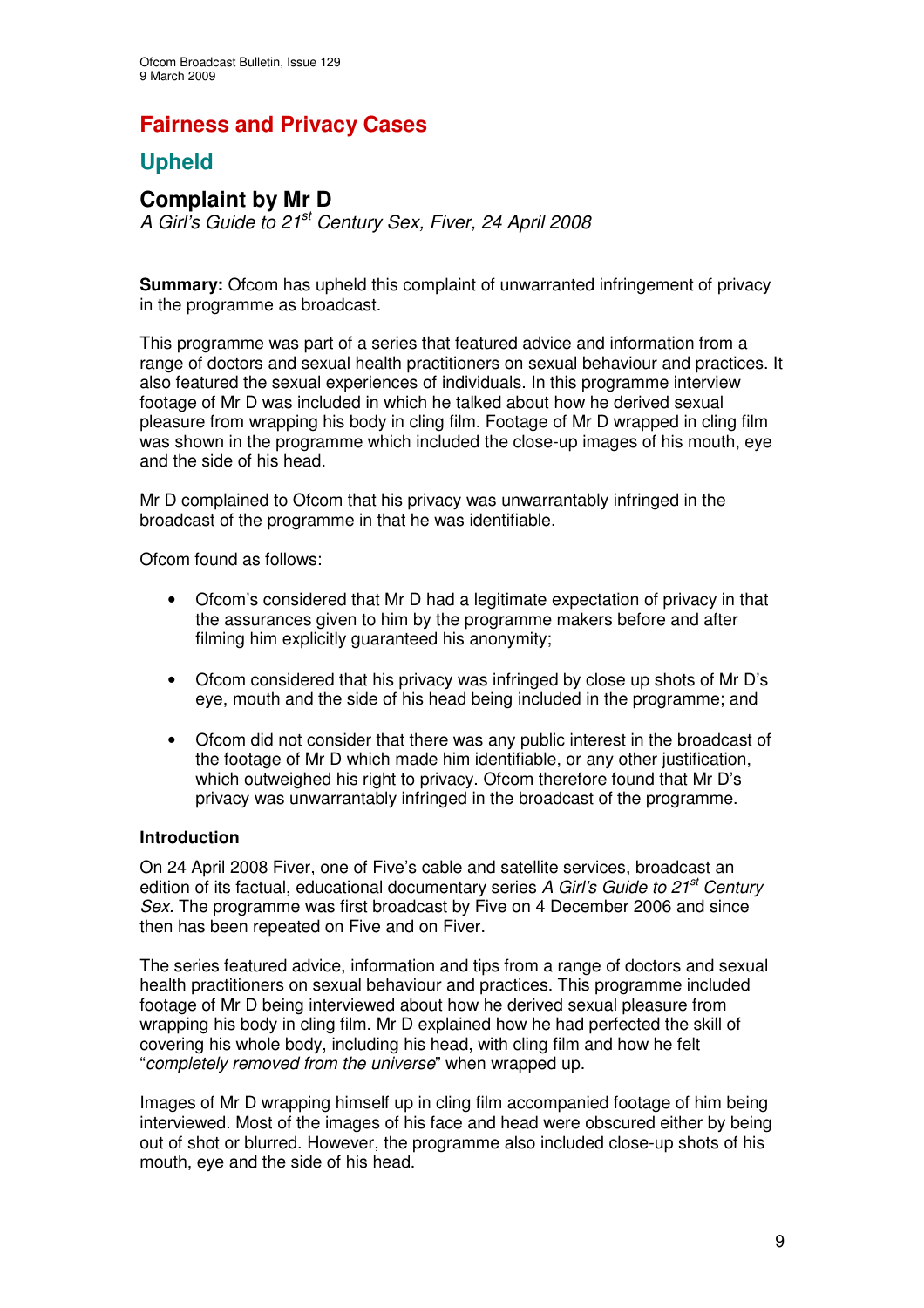# Fairness and Privacy Cases

## Upheld

### Complaint by Mr D

*A Girl's Guide to 21st Century Sex, Fiver, 24 April 2008*

---

**Summary:** Ofcom has upheld this complaint of unwarranted infringement of privacy in the programme as broadcast.

This programme was part of a series that featured advice and information from a range of doctors and sexual health practitioners on sexual behaviour and practices. It also featured the sexual experiences of individuals. In this programme interview footage of Mr D was included in which he talked about how he derived sexual pleasure from wrapping his body in cling film. Footage of Mr D wrapped in cling film was shown in the programme which included the close-up images of his mouth, eye and the side of his head.

Mr D complained to Ofcom that his privacy was unwarrantably infringed in the broadcast of the programme in that he was identifiable.

Ofcom found as follows:

- Ofcom's considered that Mr D had a legitimate expectation of privacy in that the assurances given to him by the programme makers before and after filming him explicitly guaranteed his anonymity;
- Ofcom considered that his privacy was infringed by close up shots of Mr D's eye, mouth and the side of his head being included in the programme; and
- Ofcom did not consider that there was any public interest in the broadcast of the footage of Mr D which made him identifiable, or any other justification, which outweighed his right to privacy. Ofcom therefore found that Mr D's privacy was unwarrantably infringed in the broadcast of the programme.

**Introduction**

On 24 April 2008 Fiver, one of Five's cable and satellite services, broadcast an edition of its factual, educational documentary series *A Girl's Guide to 21st Century Sex*. The programme was first broadcast by Five on 4 December 2006 and since then has been repeated on Five and on Fiver.

The series featured advice, information and tips from a range of doctors and sexual health practitioners on sexual behaviour and practices. This programme included footage of Mr D being interviewed about how he derived sexual pleasure from wrapping his body in cling film. Mr D explained how he had perfected the skill of covering his whole body, including his head, with cling film and how he felt "*completely removed from the universe*" when wrapped up.

Images of Mr D wrapping himself up in cling film accompanied footage of him being interviewed. Most of the images of his face and head were obscured either by being out of shot or blurred. However, the programme also included close-up shots of his mouth, eye and the side of his head.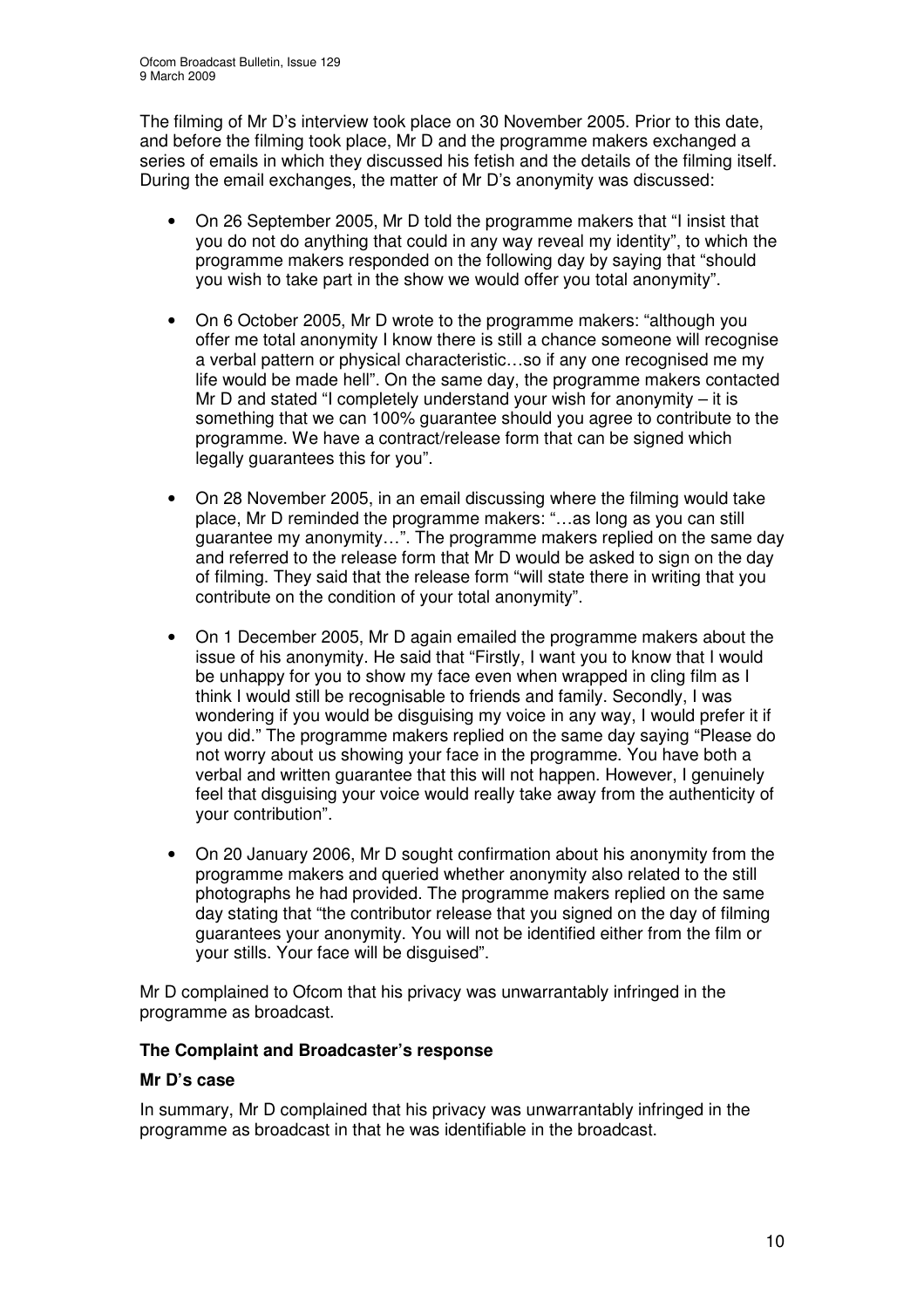The filming of Mr D's interview took place on 30 November 2005. Prior to this date, and before the filming took place, Mr D and the programme makers exchanged a series of emails in which they discussed his fetish and the details of the filming itself. During the email exchanges, the matter of Mr D's anonymity was discussed:

- On 26 September 2005, Mr D told the programme makers that "I insist that you do not do anything that could in any way reveal my identity", to which the programme makers responded on the following day by saying that "should you wish to take part in the show we would offer you total anonymity".

- On 6 October 2005, Mr D wrote to the programme makers: "although you offer me total anonymity I know there is still a chance someone will recognise a verbal pattern or physical characteristic…so if any one recognised me my life would be made hell". On the same day, the programme makers contacted Mr D and stated "I completely understand your wish for anonymity – it is something that we can 100% guarantee should you agree to contribute to the programme. We have a contract/release form that can be signed which legally guarantees this for you".

- On 28 November 2005, in an email discussing where the filming would take place, Mr D reminded the programme makers: "…as long as you can still guarantee my anonymity…". The programme makers replied on the same day and referred to the release form that Mr D would be asked to sign on the day of filming. They said that the release form "will state there in writing that you contribute on the condition of your total anonymity".

- On 1 December 2005, Mr D again emailed the programme makers about the issue of his anonymity. He said that "Firstly, I want you to know that I would be unhappy for you to show my face even when wrapped in cling film as I think I would still be recognisable to friends and family. Secondly, I was wondering if you would be disguising my voice in any way, I would prefer it if you did." The programme makers replied on the same day saying "Please do not worry about us showing your face in the programme. You have both a verbal and written guarantee that this will not happen. However, I genuinely feel that disguising your voice would really take away from the authenticity of your contribution".

- On 20 January 2006, Mr D sought confirmation about his anonymity from the programme makers and queried whether anonymity also related to the still photographs he had provided. The programme makers replied on the same day stating that "the contributor release that you signed on the day of filming guarantees your anonymity. You will not be identified either from the film or your stills. Your face will be disguised".

Mr D complained to Ofcom that his privacy was unwarrantably infringed in the programme as broadcast.

### The Complaint and Broadcaster's response

#### Mr D's case

In summary, Mr D complained that his privacy was unwarrantably infringed in the programme as broadcast in that he was identifiable in the broadcast.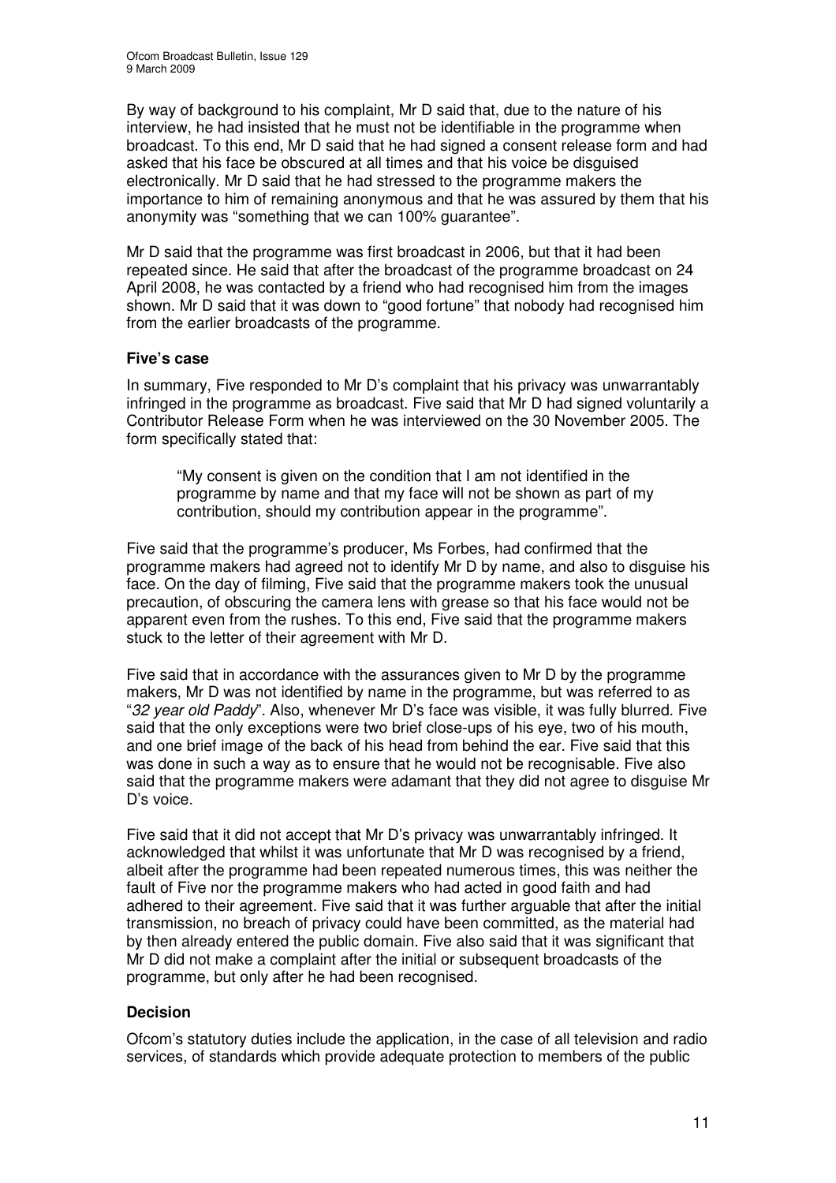By way of background to his complaint, Mr D said that, due to the nature of his interview, he had insisted that he must not be identifiable in the programme when broadcast. To this end, Mr D said that he had signed a consent release form and had asked that his face be obscured at all times and that his voice be disguised electronically. Mr D said that he had stressed to the programme makers the importance to him of remaining anonymous and that he was assured by them that his anonymity was "something that we can 100% guarantee".

Mr D said that the programme was first broadcast in 2006, but that it had been repeated since. He said that after the broadcast of the programme broadcast on 24 April 2008, he was contacted by a friend who had recognised him from the images shown. Mr D said that it was down to "good fortune" that nobody had recognised him from the earlier broadcasts of the programme.

### Five's case

In summary, Five responded to Mr D's complaint that his privacy was unwarrantably infringed in the programme as broadcast. Five said that Mr D had signed voluntarily a Contributor Release Form when he was interviewed on the 30 November 2005. The form specifically stated that:

> "My consent is given on the condition that I am not identified in the programme by name and that my face will not be shown as part of my contribution, should my contribution appear in the programme".

Five said that the programme's producer, Ms Forbes, had confirmed that the programme makers had agreed not to identify Mr D by name, and also to disguise his face. On the day of filming, Five said that the programme makers took the unusual precaution, of obscuring the camera lens with grease so that his face would not be apparent even from the rushes. To this end, Five said that the programme makers stuck to the letter of their agreement with Mr D.

Five said that in accordance with the assurances given to Mr D by the programme makers, Mr D was not identified by name in the programme, but was referred to as "*32 year old Paddy*". Also, whenever Mr D's face was visible, it was fully blurred. Five said that the only exceptions were two brief close-ups of his eye, two of his mouth, and one brief image of the back of his head from behind the ear. Five said that this was done in such a way as to ensure that he would not be recognisable. Five also said that the programme makers were adamant that they did not agree to disguise Mr D's voice.

Five said that it did not accept that Mr D's privacy was unwarrantably infringed. It acknowledged that whilst it was unfortunate that Mr D was recognised by a friend, albeit after the programme had been repeated numerous times, this was neither the fault of Five nor the programme makers who had acted in good faith and had adhered to their agreement. Five said that it was further arguable that after the initial transmission, no breach of privacy could have been committed, as the material had by then already entered the public domain. Five also said that it was significant that Mr D did not make a complaint after the initial or subsequent broadcasts of the programme, but only after he had been recognised.

### Decision

Ofcom's statutory duties include the application, in the case of all television and radio services, of standards which provide adequate protection to members of the public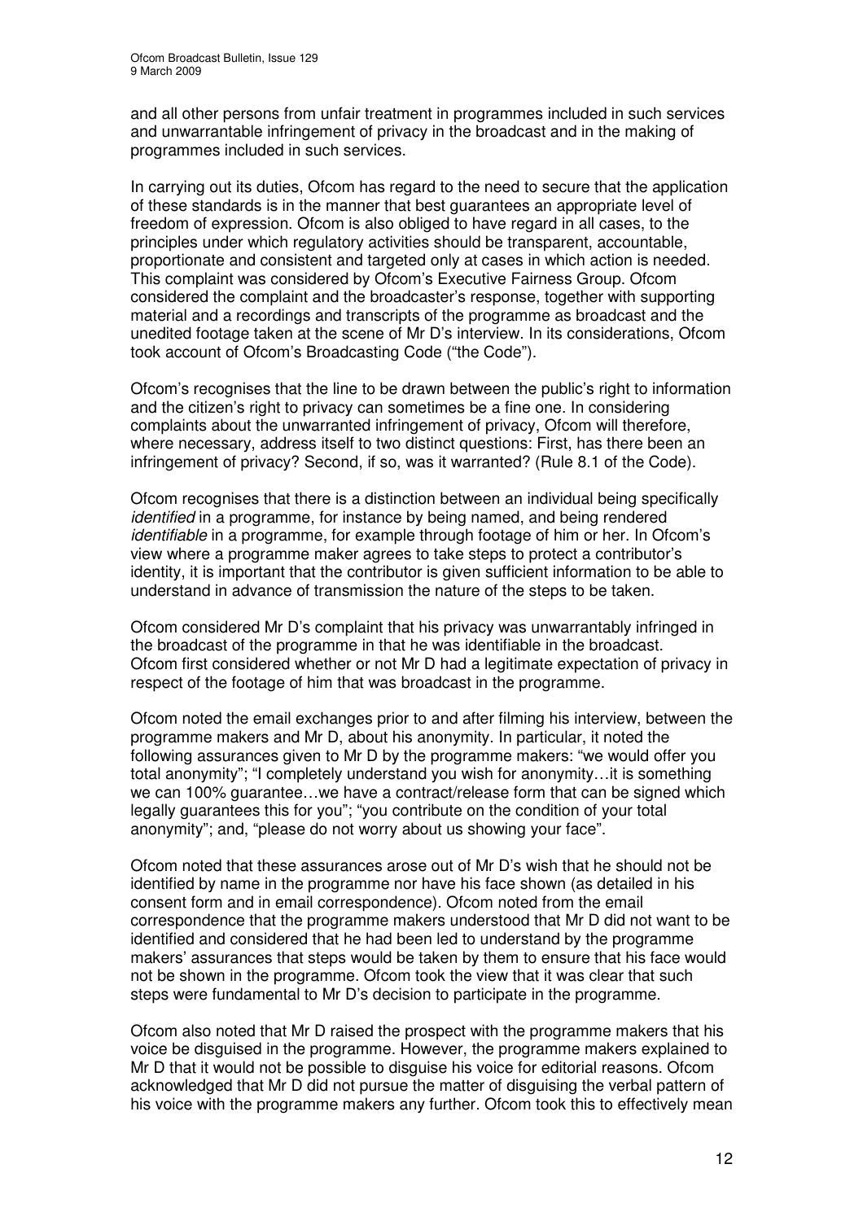and all other persons from unfair treatment in programmes included in such services and unwarrantable infringement of privacy in the broadcast and in the making of programmes included in such services.

In carrying out its duties, Ofcom has regard to the need to secure that the application of these standards is in the manner that best guarantees an appropriate level of freedom of expression. Ofcom is also obliged to have regard in all cases, to the principles under which regulatory activities should be transparent, accountable, proportionate and consistent and targeted only at cases in which action is needed. This complaint was considered by Ofcom's Executive Fairness Group. Ofcom considered the complaint and the broadcaster's response, together with supporting material and a recordings and transcripts of the programme as broadcast and the unedited footage taken at the scene of Mr D's interview. In its considerations, Ofcom took account of Ofcom's Broadcasting Code ("the Code").

Ofcom's recognises that the line to be drawn between the public's right to information and the citizen's right to privacy can sometimes be a fine one. In considering complaints about the unwarranted infringement of privacy, Ofcom will therefore, where necessary, address itself to two distinct questions: First, has there been an infringement of privacy? Second, if so, was it warranted? (Rule 8.1 of the Code).

Ofcom recognises that there is a distinction between an individual being specifically *identified* in a programme, for instance by being named, and being rendered *identifiable* in a programme, for example through footage of him or her. In Ofcom's view where a programme maker agrees to take steps to protect a contributor's identity, it is important that the contributor is given sufficient information to be able to understand in advance of transmission the nature of the steps to be taken.

Ofcom considered Mr D's complaint that his privacy was unwarrantably infringed in the broadcast of the programme in that he was identifiable in the broadcast. Ofcom first considered whether or not Mr D had a legitimate expectation of privacy in respect of the footage of him that was broadcast in the programme.

Ofcom noted the email exchanges prior to and after filming his interview, between the programme makers and Mr D, about his anonymity. In particular, it noted the following assurances given to Mr D by the programme makers: "we would offer you total anonymity"; "I completely understand you wish for anonymity…it is something we can 100% guarantee…we have a contract/release form that can be signed which legally guarantees this for you"; "you contribute on the condition of your total anonymity"; and, "please do not worry about us showing your face".

Ofcom noted that these assurances arose out of Mr D's wish that he should not be identified by name in the programme nor have his face shown (as detailed in his consent form and in email correspondence). Ofcom noted from the email correspondence that the programme makers understood that Mr D did not want to be identified and considered that he had been led to understand by the programme makers' assurances that steps would be taken by them to ensure that his face would not be shown in the programme. Ofcom took the view that it was clear that such steps were fundamental to Mr D's decision to participate in the programme.

Ofcom also noted that Mr D raised the prospect with the programme makers that his voice be disguised in the programme. However, the programme makers explained to Mr D that it would not be possible to disguise his voice for editorial reasons. Ofcom acknowledged that Mr D did not pursue the matter of disguising the verbal pattern of his voice with the programme makers any further. Ofcom took this to effectively mean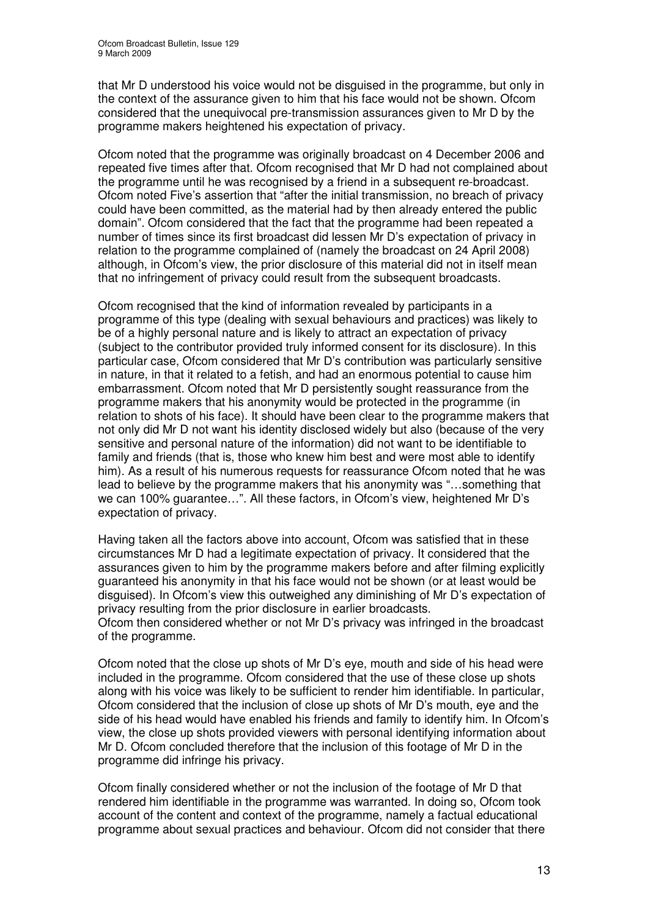that Mr D understood his voice would not be disguised in the programme, but only in the context of the assurance given to him that his face would not be shown. Ofcom considered that the unequivocal pre-transmission assurances given to Mr D by the programme makers heightened his expectation of privacy.

Ofcom noted that the programme was originally broadcast on 4 December 2006 and repeated five times after that. Ofcom recognised that Mr D had not complained about the programme until he was recognised by a friend in a subsequent re-broadcast. Ofcom noted Five's assertion that "after the initial transmission, no breach of privacy could have been committed, as the material had by then already entered the public domain". Ofcom considered that the fact that the programme had been repeated a number of times since its first broadcast did lessen Mr D's expectation of privacy in relation to the programme complained of (namely the broadcast on 24 April 2008) although, in Ofcom's view, the prior disclosure of this material did not in itself mean that no infringement of privacy could result from the subsequent broadcasts.

Ofcom recognised that the kind of information revealed by participants in a programme of this type (dealing with sexual behaviours and practices) was likely to be of a highly personal nature and is likely to attract an expectation of privacy (subject to the contributor provided truly informed consent for its disclosure). In this particular case, Ofcom considered that Mr D's contribution was particularly sensitive in nature, in that it related to a fetish, and had an enormous potential to cause him embarrassment. Ofcom noted that Mr D persistently sought reassurance from the programme makers that his anonymity would be protected in the programme (in relation to shots of his face). It should have been clear to the programme makers that not only did Mr D not want his identity disclosed widely but also (because of the very sensitive and personal nature of the information) did not want to be identifiable to family and friends (that is, those who knew him best and were most able to identify him). As a result of his numerous requests for reassurance Ofcom noted that he was lead to believe by the programme makers that his anonymity was "…something that we can 100% guarantee…". All these factors, in Ofcom's view, heightened Mr D's expectation of privacy.

Having taken all the factors above into account, Ofcom was satisfied that in these circumstances Mr D had a legitimate expectation of privacy. It considered that the assurances given to him by the programme makers before and after filming explicitly guaranteed his anonymity in that his face would not be shown (or at least would be disguised). In Ofcom's view this outweighed any diminishing of Mr D's expectation of privacy resulting from the prior disclosure in earlier broadcasts.
Ofcom then considered whether or not Mr D's privacy was infringed in the broadcast of the programme.

Ofcom noted that the close up shots of Mr D's eye, mouth and side of his head were included in the programme. Ofcom considered that the use of these close up shots along with his voice was likely to be sufficient to render him identifiable. In particular, Ofcom considered that the inclusion of close up shots of Mr D's mouth, eye and the side of his head would have enabled his friends and family to identify him. In Ofcom's view, the close up shots provided viewers with personal identifying information about Mr D. Ofcom concluded therefore that the inclusion of this footage of Mr D in the programme did infringe his privacy.

Ofcom finally considered whether or not the inclusion of the footage of Mr D that rendered him identifiable in the programme was warranted. In doing so, Ofcom took account of the content and context of the programme, namely a factual educational programme about sexual practices and behaviour. Ofcom did not consider that there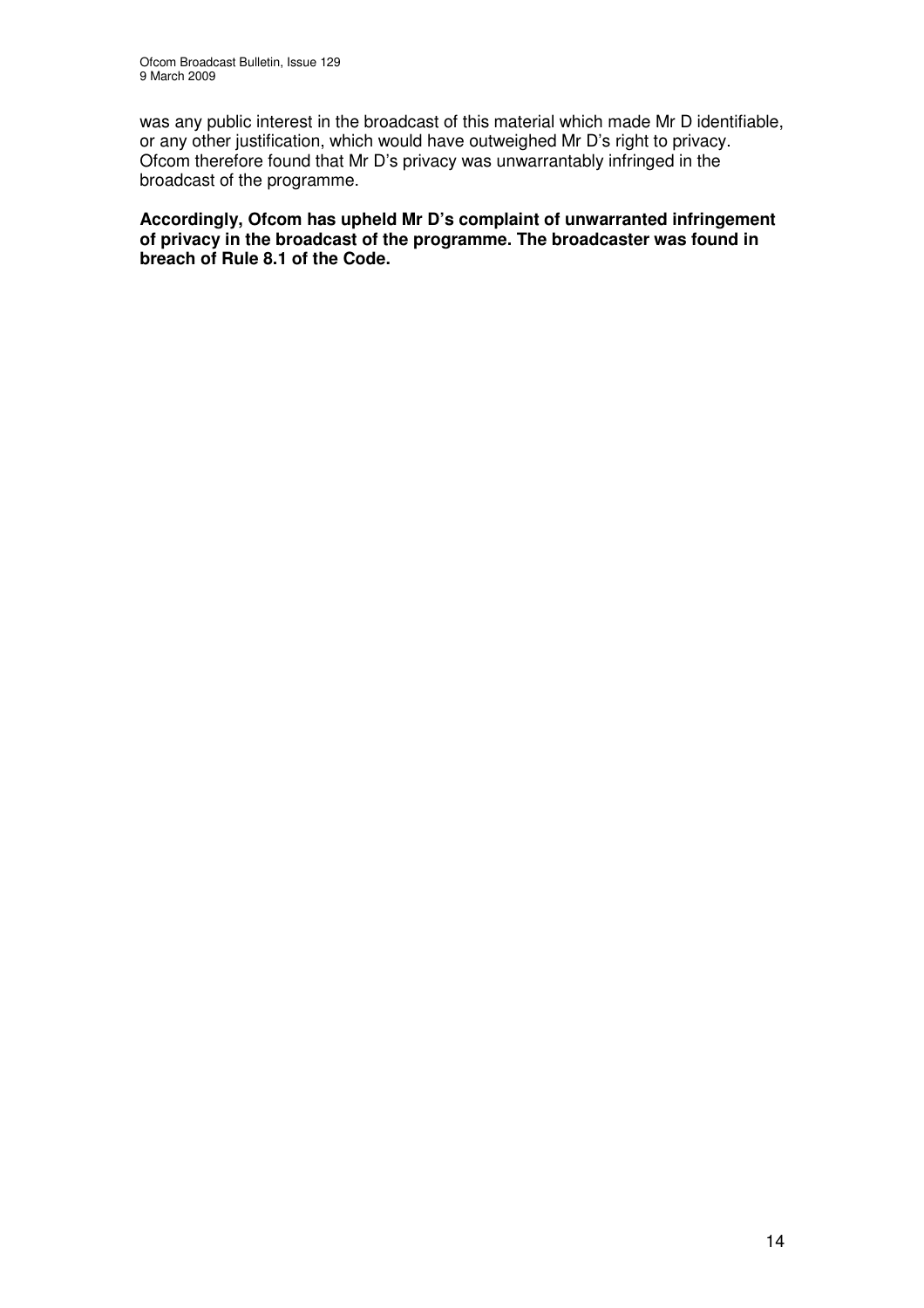was any public interest in the broadcast of this material which made Mr D identifiable, or any other justification, which would have outweighed Mr D's right to privacy. Ofcom therefore found that Mr D's privacy was unwarrantably infringed in the broadcast of the programme.

**Accordingly, Ofcom has upheld Mr D's complaint of unwarranted infringement of privacy in the broadcast of the programme. The broadcaster was found in breach of Rule 8.1 of the Code.**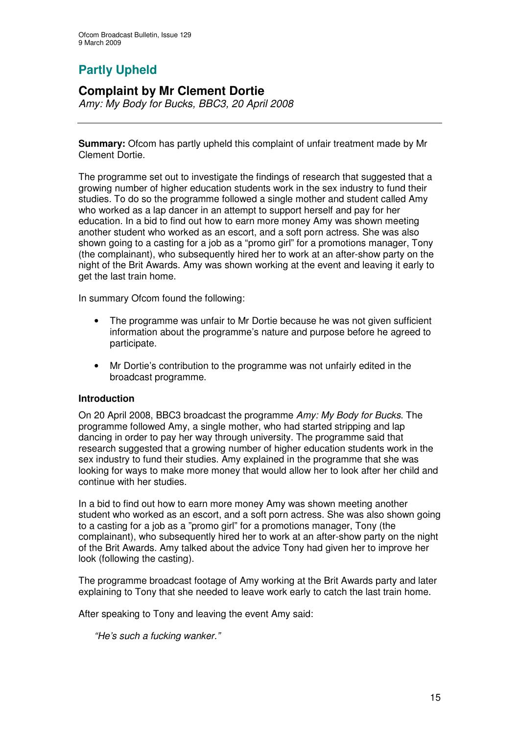## Partly Upheld

### Complaint by Mr Clement Dortie

*Amy: My Body for Bucks, BBC3, 20 April 2008*

---

**Summary:** Ofcom has partly upheld this complaint of unfair treatment made by Mr Clement Dortie.

The programme set out to investigate the findings of research that suggested that a growing number of higher education students work in the sex industry to fund their studies. To do so the programme followed a single mother and student called Amy who worked as a lap dancer in an attempt to support herself and pay for her education. In a bid to find out how to earn more money Amy was shown meeting another student who worked as an escort, and a soft porn actress. She was also shown going to a casting for a job as a "promo girl" for a promotions manager, Tony (the complainant), who subsequently hired her to work at an after-show party on the night of the Brit Awards. Amy was shown working at the event and leaving it early to get the last train home.

In summary Ofcom found the following:

- The programme was unfair to Mr Dortie because he was not given sufficient information about the programme's nature and purpose before he agreed to participate.
- Mr Dortie's contribution to the programme was not unfairly edited in the broadcast programme.

**Introduction**

On 20 April 2008, BBC3 broadcast the programme *Amy: My Body for Bucks*. The programme followed Amy, a single mother, who had started stripping and lap dancing in order to pay her way through university. The programme said that research suggested that a growing number of higher education students work in the sex industry to fund their studies. Amy explained in the programme that she was looking for ways to make more money that would allow her to look after her child and continue with her studies.

In a bid to find out how to earn more money Amy was shown meeting another student who worked as an escort, and a soft porn actress. She was also shown going to a casting for a job as a "promo girl" for a promotions manager, Tony (the complainant), who subsequently hired her to work at an after-show party on the night of the Brit Awards. Amy talked about the advice Tony had given her to improve her look (following the casting).

The programme broadcast footage of Amy working at the Brit Awards party and later explaining to Tony that she needed to leave work early to catch the last train home.

After speaking to Tony and leaving the event Amy said:

> *"He's such a fucking wanker."*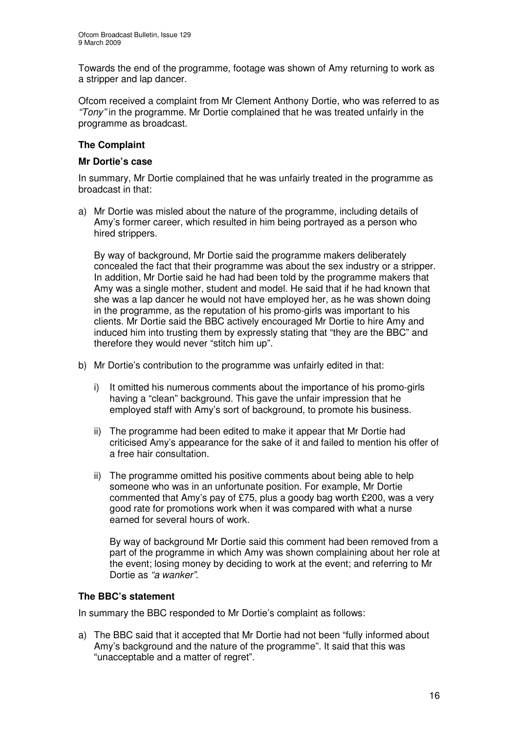Towards the end of the programme, footage was shown of Amy returning to work as a stripper and lap dancer.

Ofcom received a complaint from Mr Clement Anthony Dortie, who was referred to as *"Tony"* in the programme. Mr Dortie complained that he was treated unfairly in the programme as broadcast.

### The Complaint

#### Mr Dortie's case

In summary, Mr Dortie complained that he was unfairly treated in the programme as broadcast in that:

a) Mr Dortie was misled about the nature of the programme, including details of Amy's former career, which resulted in him being portrayed as a person who hired strippers.

   By way of background, Mr Dortie said the programme makers deliberately concealed the fact that their programme was about the sex industry or a stripper. In addition, Mr Dortie said he had had been told by the programme makers that Amy was a single mother, student and model. He said that if he had known that she was a lap dancer he would not have employed her, as he was shown doing in the programme, as the reputation of his promo-girls was important to his clients. Mr Dortie said the BBC actively encouraged Mr Dortie to hire Amy and induced him into trusting them by expressly stating that "they are the BBC" and therefore they would never "stitch him up".

b) Mr Dortie's contribution to the programme was unfairly edited in that:

   i) It omitted his numerous comments about the importance of his promo-girls having a "clean" background. This gave the unfair impression that he employed staff with Amy's sort of background, to promote his business.

   ii) The programme had been edited to make it appear that Mr Dortie had criticised Amy's appearance for the sake of it and failed to mention his offer of a free hair consultation.

   ii) The programme omitted his positive comments about being able to help someone who was in an unfortunate position. For example, Mr Dortie commented that Amy's pay of £75, plus a goody bag worth £200, was a very good rate for promotions work when it was compared with what a nurse earned for several hours of work.

   By way of background Mr Dortie said this comment had been removed from a part of the programme in which Amy was shown complaining about her role at the event; losing money by deciding to work at the event; and referring to Mr Dortie as *"a wanker".*

#### The BBC's statement

In summary the BBC responded to Mr Dortie's complaint as follows:

a) The BBC said that it accepted that Mr Dortie had not been "fully informed about Amy's background and the nature of the programme". It said that this was "unacceptable and a matter of regret".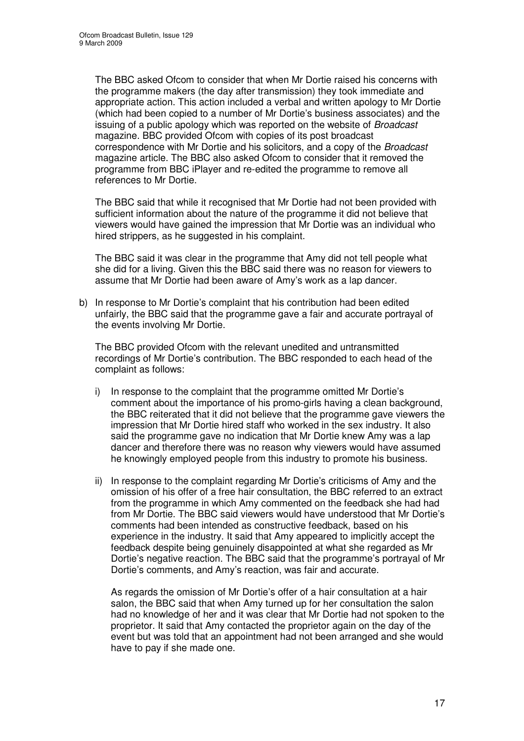The BBC asked Ofcom to consider that when Mr Dortie raised his concerns with the programme makers (the day after transmission) they took immediate and appropriate action. This action included a verbal and written apology to Mr Dortie (which had been copied to a number of Mr Dortie's business associates) and the issuing of a public apology which was reported on the website of *Broadcast* magazine. BBC provided Ofcom with copies of its post broadcast correspondence with Mr Dortie and his solicitors, and a copy of the *Broadcast* magazine article. The BBC also asked Ofcom to consider that it removed the programme from BBC iPlayer and re-edited the programme to remove all references to Mr Dortie.

The BBC said that while it recognised that Mr Dortie had not been provided with sufficient information about the nature of the programme it did not believe that viewers would have gained the impression that Mr Dortie was an individual who hired strippers, as he suggested in his complaint.

The BBC said it was clear in the programme that Amy did not tell people what she did for a living. Given this the BBC said there was no reason for viewers to assume that Mr Dortie had been aware of Amy's work as a lap dancer.

b) In response to Mr Dortie's complaint that his contribution had been edited unfairly, the BBC said that the programme gave a fair and accurate portrayal of the events involving Mr Dortie.

   The BBC provided Ofcom with the relevant unedited and untransmitted recordings of Mr Dortie's contribution. The BBC responded to each head of the complaint as follows:

   i) In response to the complaint that the programme omitted Mr Dortie's comment about the importance of his promo-girls having a clean background, the BBC reiterated that it did not believe that the programme gave viewers the impression that Mr Dortie hired staff who worked in the sex industry. It also said the programme gave no indication that Mr Dortie knew Amy was a lap dancer and therefore there was no reason why viewers would have assumed he knowingly employed people from this industry to promote his business.

   ii) In response to the complaint regarding Mr Dortie's criticisms of Amy and the omission of his offer of a free hair consultation, the BBC referred to an extract from the programme in which Amy commented on the feedback she had had from Mr Dortie. The BBC said viewers would have understood that Mr Dortie's comments had been intended as constructive feedback, based on his experience in the industry. It said that Amy appeared to implicitly accept the feedback despite being genuinely disappointed at what she regarded as Mr Dortie's negative reaction. The BBC said that the programme's portrayal of Mr Dortie's comments, and Amy's reaction, was fair and accurate.

   As regards the omission of Mr Dortie's offer of a hair consultation at a hair salon, the BBC said that when Amy turned up for her consultation the salon had no knowledge of her and it was clear that Mr Dortie had not spoken to the proprietor. It said that Amy contacted the proprietor again on the day of the event but was told that an appointment had not been arranged and she would have to pay if she made one.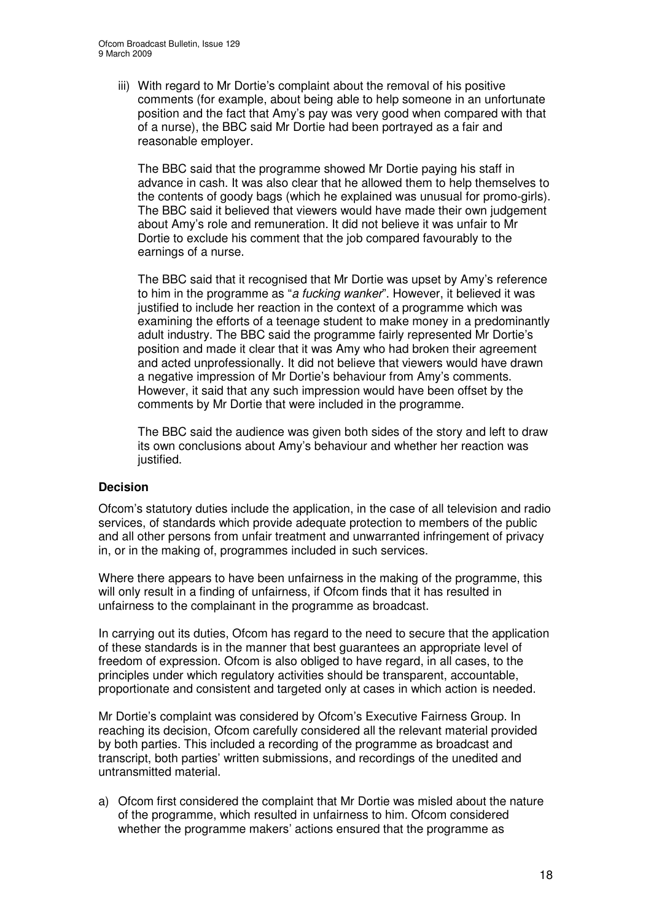iii) With regard to Mr Dortie's complaint about the removal of his positive comments (for example, about being able to help someone in an unfortunate position and the fact that Amy's pay was very good when compared with that of a nurse), the BBC said Mr Dortie had been portrayed as a fair and reasonable employer.

The BBC said that the programme showed Mr Dortie paying his staff in advance in cash. It was also clear that he allowed them to help themselves to the contents of goody bags (which he explained was unusual for promo-girls). The BBC said it believed that viewers would have made their own judgement about Amy's role and remuneration. It did not believe it was unfair to Mr Dortie to exclude his comment that the job compared favourably to the earnings of a nurse.

The BBC said that it recognised that Mr Dortie was upset by Amy's reference to him in the programme as "*a fucking wanker*". However, it believed it was justified to include her reaction in the context of a programme which was examining the efforts of a teenage student to make money in a predominantly adult industry. The BBC said the programme fairly represented Mr Dortie's position and made it clear that it was Amy who had broken their agreement and acted unprofessionally. It did not believe that viewers would have drawn a negative impression of Mr Dortie's behaviour from Amy's comments. However, it said that any such impression would have been offset by the comments by Mr Dortie that were included in the programme.

The BBC said the audience was given both sides of the story and left to draw its own conclusions about Amy's behaviour and whether her reaction was justified.

### Decision

Ofcom's statutory duties include the application, in the case of all television and radio services, of standards which provide adequate protection to members of the public and all other persons from unfair treatment and unwarranted infringement of privacy in, or in the making of, programmes included in such services.

Where there appears to have been unfairness in the making of the programme, this will only result in a finding of unfairness, if Ofcom finds that it has resulted in unfairness to the complainant in the programme as broadcast.

In carrying out its duties, Ofcom has regard to the need to secure that the application of these standards is in the manner that best guarantees an appropriate level of freedom of expression. Ofcom is also obliged to have regard, in all cases, to the principles under which regulatory activities should be transparent, accountable, proportionate and consistent and targeted only at cases in which action is needed.

Mr Dortie's complaint was considered by Ofcom's Executive Fairness Group. In reaching its decision, Ofcom carefully considered all the relevant material provided by both parties. This included a recording of the programme as broadcast and transcript, both parties' written submissions, and recordings of the unedited and untransmitted material.

a) Ofcom first considered the complaint that Mr Dortie was misled about the nature of the programme, which resulted in unfairness to him. Ofcom considered whether the programme makers' actions ensured that the programme as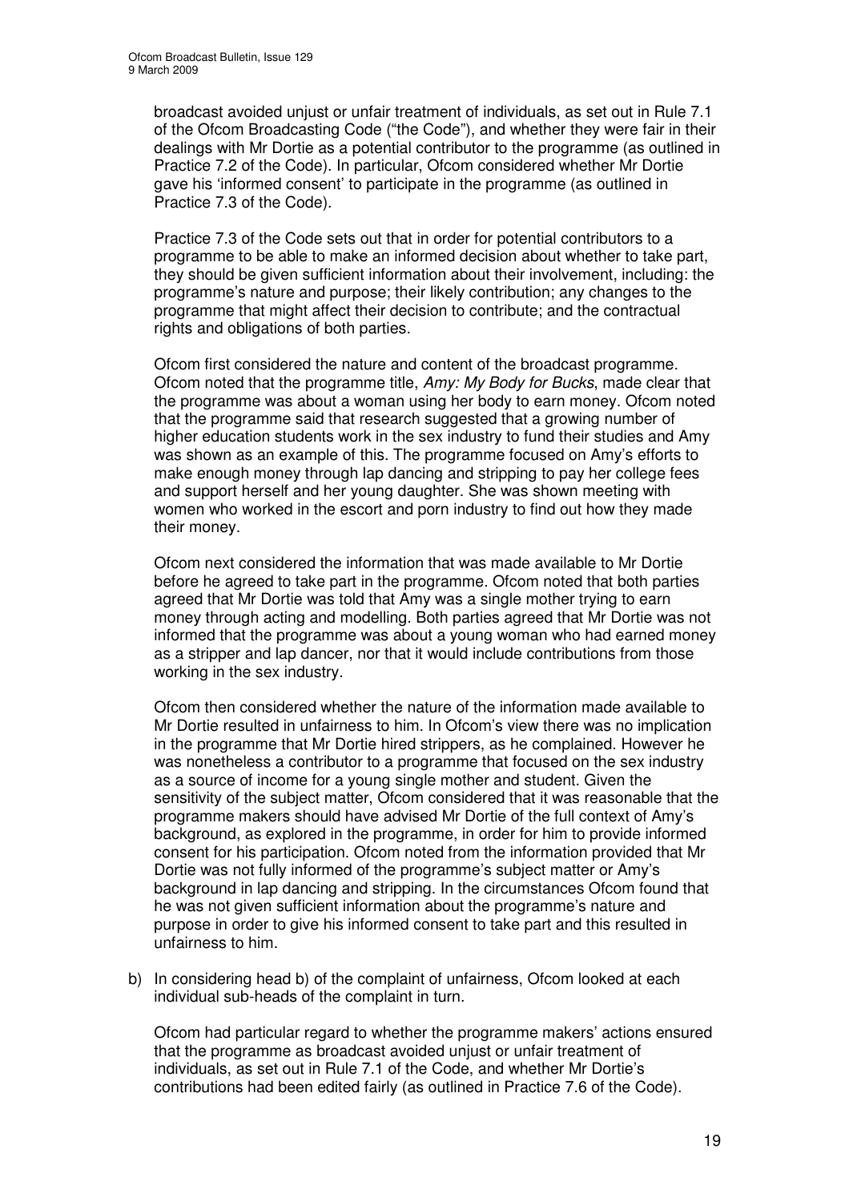broadcast avoided unjust or unfair treatment of individuals, as set out in Rule 7.1 of the Ofcom Broadcasting Code ("the Code"), and whether they were fair in their dealings with Mr Dortie as a potential contributor to the programme (as outlined in Practice 7.2 of the Code). In particular, Ofcom considered whether Mr Dortie gave his 'informed consent' to participate in the programme (as outlined in Practice 7.3 of the Code).

Practice 7.3 of the Code sets out that in order for potential contributors to a programme to be able to make an informed decision about whether to take part, they should be given sufficient information about their involvement, including: the programme's nature and purpose; their likely contribution; any changes to the programme that might affect their decision to contribute; and the contractual rights and obligations of both parties.

Ofcom first considered the nature and content of the broadcast programme. Ofcom noted that the programme title, *Amy: My Body for Bucks*, made clear that the programme was about a woman using her body to earn money. Ofcom noted that the programme said that research suggested that a growing number of higher education students work in the sex industry to fund their studies and Amy was shown as an example of this. The programme focused on Amy's efforts to make enough money through lap dancing and stripping to pay her college fees and support herself and her young daughter. She was shown meeting with women who worked in the escort and porn industry to find out how they made their money.

Ofcom next considered the information that was made available to Mr Dortie before he agreed to take part in the programme. Ofcom noted that both parties agreed that Mr Dortie was told that Amy was a single mother trying to earn money through acting and modelling. Both parties agreed that Mr Dortie was not informed that the programme was about a young woman who had earned money as a stripper and lap dancer, nor that it would include contributions from those working in the sex industry.

Ofcom then considered whether the nature of the information made available to Mr Dortie resulted in unfairness to him. In Ofcom's view there was no implication in the programme that Mr Dortie hired strippers, as he complained. However he was nonetheless a contributor to a programme that focused on the sex industry as a source of income for a young single mother and student. Given the sensitivity of the subject matter, Ofcom considered that it was reasonable that the programme makers should have advised Mr Dortie of the full context of Amy's background, as explored in the programme, in order for him to provide informed consent for his participation. Ofcom noted from the information provided that Mr Dortie was not fully informed of the programme's subject matter or Amy's background in lap dancing and stripping. In the circumstances Ofcom found that he was not given sufficient information about the programme's nature and purpose in order to give his informed consent to take part and this resulted in unfairness to him.

b) In considering head b) of the complaint of unfairness, Ofcom looked at each individual sub-heads of the complaint in turn.

   Ofcom had particular regard to whether the programme makers' actions ensured that the programme as broadcast avoided unjust or unfair treatment of individuals, as set out in Rule 7.1 of the Code, and whether Mr Dortie's contributions had been edited fairly (as outlined in Practice 7.6 of the Code).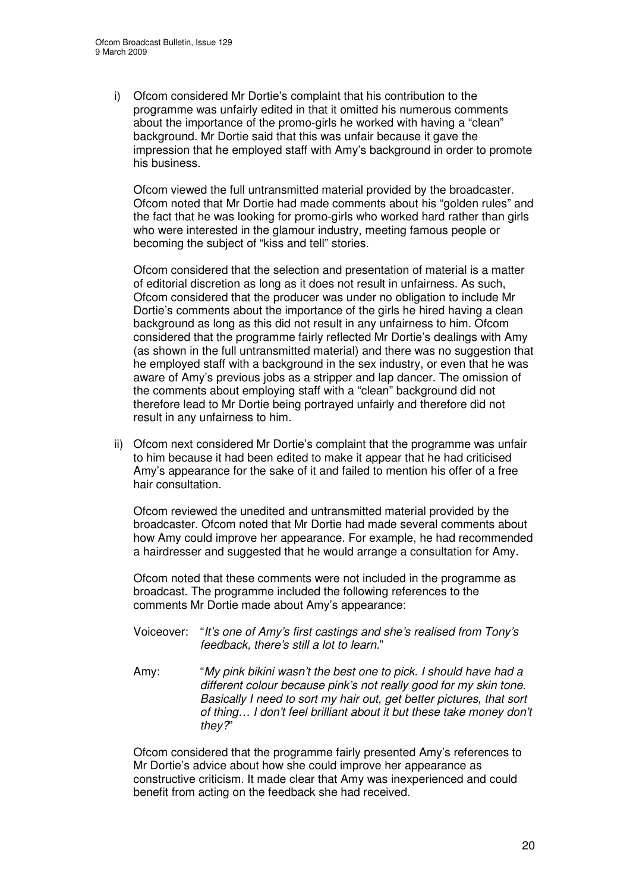i) Ofcom considered Mr Dortie's complaint that his contribution to the programme was unfairly edited in that it omitted his numerous comments about the importance of the promo-girls he worked with having a "clean" background. Mr Dortie said that this was unfair because it gave the impression that he employed staff with Amy's background in order to promote his business.

   Ofcom viewed the full untransmitted material provided by the broadcaster. Ofcom noted that Mr Dortie had made comments about his "golden rules" and the fact that he was looking for promo-girls who worked hard rather than girls who were interested in the glamour industry, meeting famous people or becoming the subject of "kiss and tell" stories.

   Ofcom considered that the selection and presentation of material is a matter of editorial discretion as long as it does not result in unfairness. As such, Ofcom considered that the producer was under no obligation to include Mr Dortie's comments about the importance of the girls he hired having a clean background as long as this did not result in any unfairness to him. Ofcom considered that the programme fairly reflected Mr Dortie's dealings with Amy (as shown in the full untransmitted material) and there was no suggestion that he employed staff with a background in the sex industry, or even that he was aware of Amy's previous jobs as a stripper and lap dancer. The omission of the comments about employing staff with a "clean" background did not therefore lead to Mr Dortie being portrayed unfairly and therefore did not result in any unfairness to him.

ii) Ofcom next considered Mr Dortie's complaint that the programme was unfair to him because it had been edited to make it appear that he had criticised Amy's appearance for the sake of it and failed to mention his offer of a free hair consultation.

   Ofcom reviewed the unedited and untransmitted material provided by the broadcaster. Ofcom noted that Mr Dortie had made several comments about how Amy could improve her appearance. For example, he had recommended a hairdresser and suggested that he would arrange a consultation for Amy.

   Ofcom noted that these comments were not included in the programme as broadcast. The programme included the following references to the comments Mr Dortie made about Amy's appearance:

   Voiceover: "*It's one of Amy's first castings and she's realised from Tony's feedback, there's still a lot to learn.*"

   Amy: "*My pink bikini wasn't the best one to pick. I should have had a different colour because pink's not really good for my skin tone. Basically I need to sort my hair out, get better pictures, that sort of thing… I don't feel brilliant about it but these take money don't they?*"

   Ofcom considered that the programme fairly presented Amy's references to Mr Dortie's advice about how she could improve her appearance as constructive criticism. It made clear that Amy was inexperienced and could benefit from acting on the feedback she had received.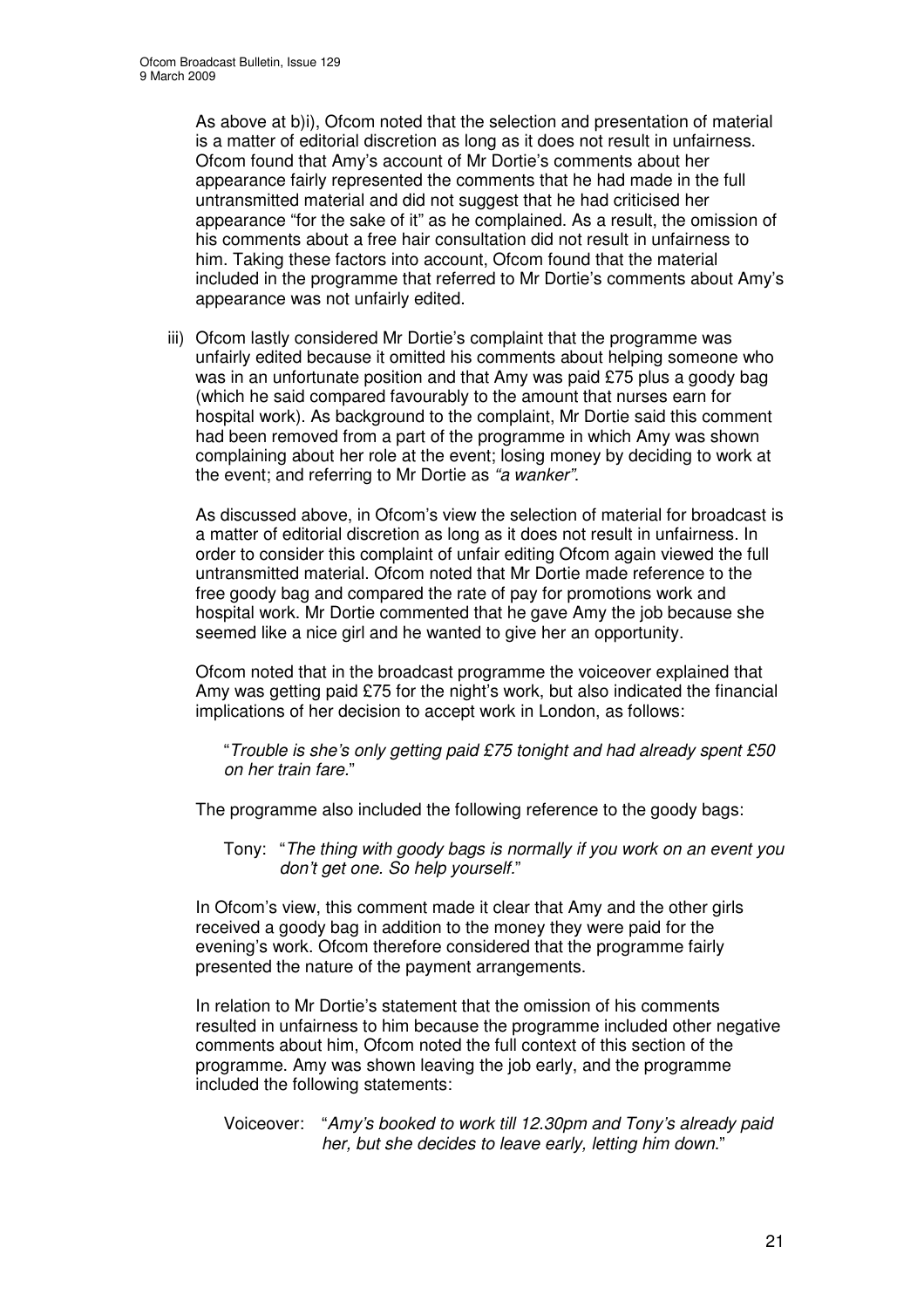As above at b)i), Ofcom noted that the selection and presentation of material is a matter of editorial discretion as long as it does not result in unfairness. Ofcom found that Amy's account of Mr Dortie's comments about her appearance fairly represented the comments that he had made in the full untransmitted material and did not suggest that he had criticised her appearance "for the sake of it" as he complained. As a result, the omission of his comments about a free hair consultation did not result in unfairness to him. Taking these factors into account, Ofcom found that the material included in the programme that referred to Mr Dortie's comments about Amy's appearance was not unfairly edited.

iii) Ofcom lastly considered Mr Dortie's complaint that the programme was unfairly edited because it omitted his comments about helping someone who was in an unfortunate position and that Amy was paid £75 plus a goody bag (which he said compared favourably to the amount that nurses earn for hospital work). As background to the complaint, Mr Dortie said this comment had been removed from a part of the programme in which Amy was shown complaining about her role at the event; losing money by deciding to work at the event; and referring to Mr Dortie as *"a wanker"*.

As discussed above, in Ofcom's view the selection of material for broadcast is a matter of editorial discretion as long as it does not result in unfairness. In order to consider this complaint of unfair editing Ofcom again viewed the full untransmitted material. Ofcom noted that Mr Dortie made reference to the free goody bag and compared the rate of pay for promotions work and hospital work. Mr Dortie commented that he gave Amy the job because she seemed like a nice girl and he wanted to give her an opportunity.

Ofcom noted that in the broadcast programme the voiceover explained that Amy was getting paid £75 for the night's work, but also indicated the financial implications of her decision to accept work in London, as follows:

> "*Trouble is she's only getting paid £75 tonight and had already spent £50 on her train fare.*"

The programme also included the following reference to the goody bags:

> Tony: "*The thing with goody bags is normally if you work on an event you don't get one. So help yourself.*"

In Ofcom's view, this comment made it clear that Amy and the other girls received a goody bag in addition to the money they were paid for the evening's work. Ofcom therefore considered that the programme fairly presented the nature of the payment arrangements.

In relation to Mr Dortie's statement that the omission of his comments resulted in unfairness to him because the programme included other negative comments about him, Ofcom noted the full context of this section of the programme. Amy was shown leaving the job early, and the programme included the following statements:

> Voiceover: "*Amy's booked to work till 12.30pm and Tony's already paid her, but she decides to leave early, letting him down.*"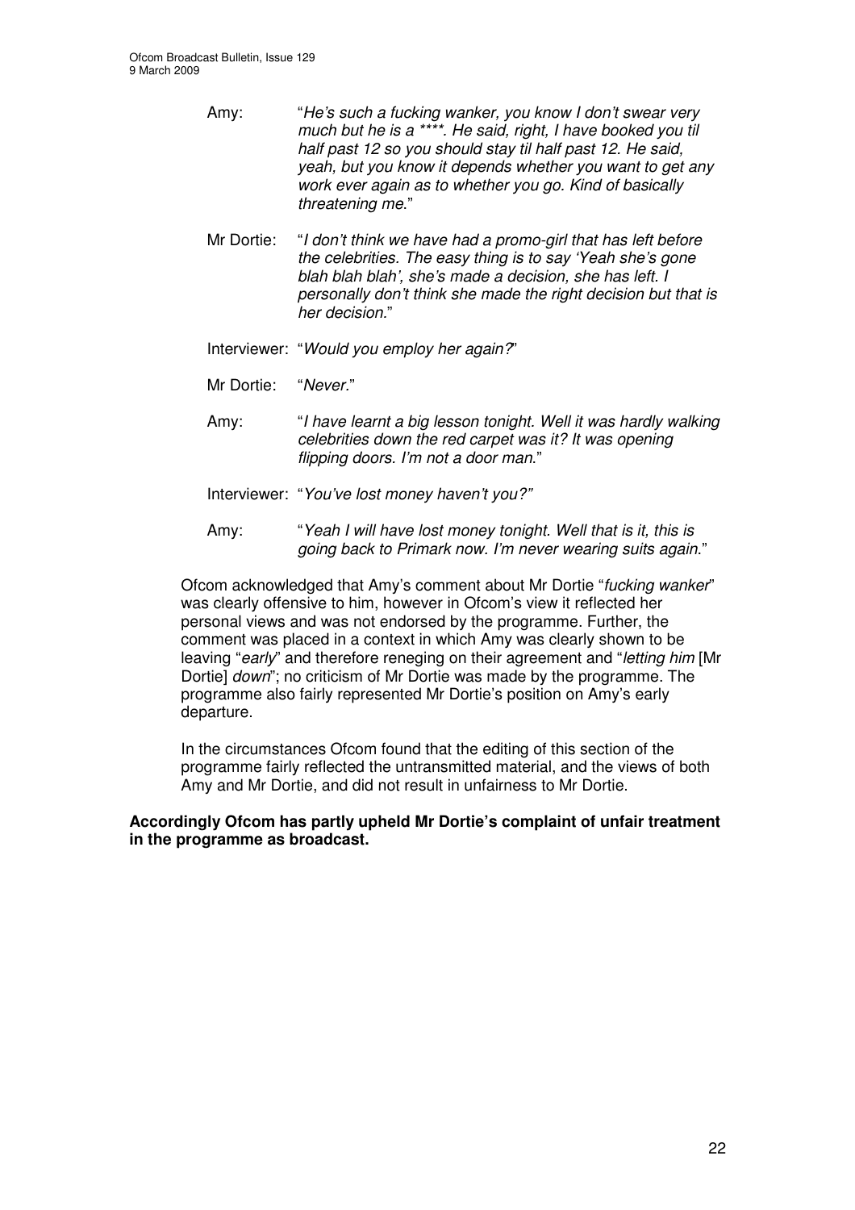Amy: "*He's such a fucking wanker, you know I don't swear very much but he is a \*\*\*\*. He said, right, I have booked you til half past 12 so you should stay til half past 12. He said, yeah, but you know it depends whether you want to get any work ever again as to whether you go. Kind of basically threatening me.*"

Mr Dortie: "*I don't think we have had a promo-girl that has left before the celebrities. The easy thing is to say 'Yeah she's gone blah blah blah', she's made a decision, she has left. I personally don't think she made the right decision but that is her decision.*"

Interviewer: "*Would you employ her again?*"

Mr Dortie: "*Never.*"

Amy: "*I have learnt a big lesson tonight. Well it was hardly walking celebrities down the red carpet was it? It was opening flipping doors. I'm not a door man.*"

Interviewer: "*You've lost money haven't you?*"

Amy: "*Yeah I will have lost money tonight. Well that is it, this is going back to Primark now. I'm never wearing suits again.*"

Ofcom acknowledged that Amy's comment about Mr Dortie "*fucking wanker*" was clearly offensive to him, however in Ofcom's view it reflected her personal views and was not endorsed by the programme. Further, the comment was placed in a context in which Amy was clearly shown to be leaving "*early*" and therefore reneging on their agreement and "*letting him* [Mr Dortie] *down*"; no criticism of Mr Dortie was made by the programme. The programme also fairly represented Mr Dortie's position on Amy's early departure.

In the circumstances Ofcom found that the editing of this section of the programme fairly reflected the untransmitted material, and the views of both Amy and Mr Dortie, and did not result in unfairness to Mr Dortie.

**Accordingly Ofcom has partly upheld Mr Dortie's complaint of unfair treatment in the programme as broadcast.**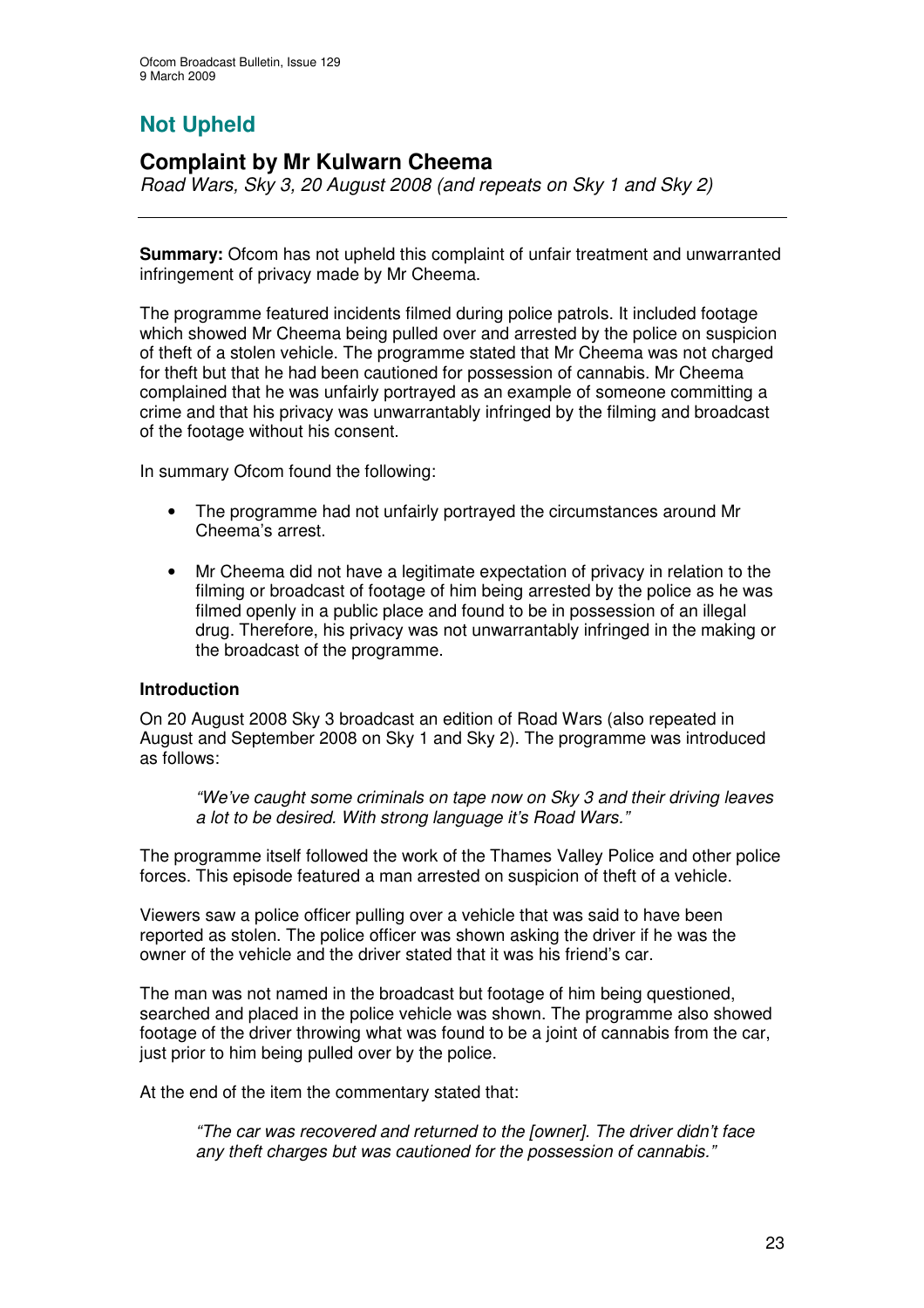## Not Upheld

### Complaint by Mr Kulwarn Cheema

*Road Wars, Sky 3, 20 August 2008 (and repeats on Sky 1 and Sky 2)*

---

**Summary:** Ofcom has not upheld this complaint of unfair treatment and unwarranted infringement of privacy made by Mr Cheema.

The programme featured incidents filmed during police patrols. It included footage which showed Mr Cheema being pulled over and arrested by the police on suspicion of theft of a stolen vehicle. The programme stated that Mr Cheema was not charged for theft but that he had been cautioned for possession of cannabis. Mr Cheema complained that he was unfairly portrayed as an example of someone committing a crime and that his privacy was unwarrantably infringed by the filming and broadcast of the footage without his consent.

In summary Ofcom found the following:

- The programme had not unfairly portrayed the circumstances around Mr Cheema's arrest.
- Mr Cheema did not have a legitimate expectation of privacy in relation to the filming or broadcast of footage of him being arrested by the police as he was filmed openly in a public place and found to be in possession of an illegal drug. Therefore, his privacy was not unwarrantably infringed in the making or the broadcast of the programme.

**Introduction**

On 20 August 2008 Sky 3 broadcast an edition of Road Wars (also repeated in August and September 2008 on Sky 1 and Sky 2). The programme was introduced as follows:

> *"We've caught some criminals on tape now on Sky 3 and their driving leaves a lot to be desired. With strong language it's Road Wars."*

The programme itself followed the work of the Thames Valley Police and other police forces. This episode featured a man arrested on suspicion of theft of a vehicle.

Viewers saw a police officer pulling over a vehicle that was said to have been reported as stolen. The police officer was shown asking the driver if he was the owner of the vehicle and the driver stated that it was his friend's car.

The man was not named in the broadcast but footage of him being questioned, searched and placed in the police vehicle was shown. The programme also showed footage of the driver throwing what was found to be a joint of cannabis from the car, just prior to him being pulled over by the police.

At the end of the item the commentary stated that:

> *"The car was recovered and returned to the [owner]. The driver didn't face any theft charges but was cautioned for the possession of cannabis."*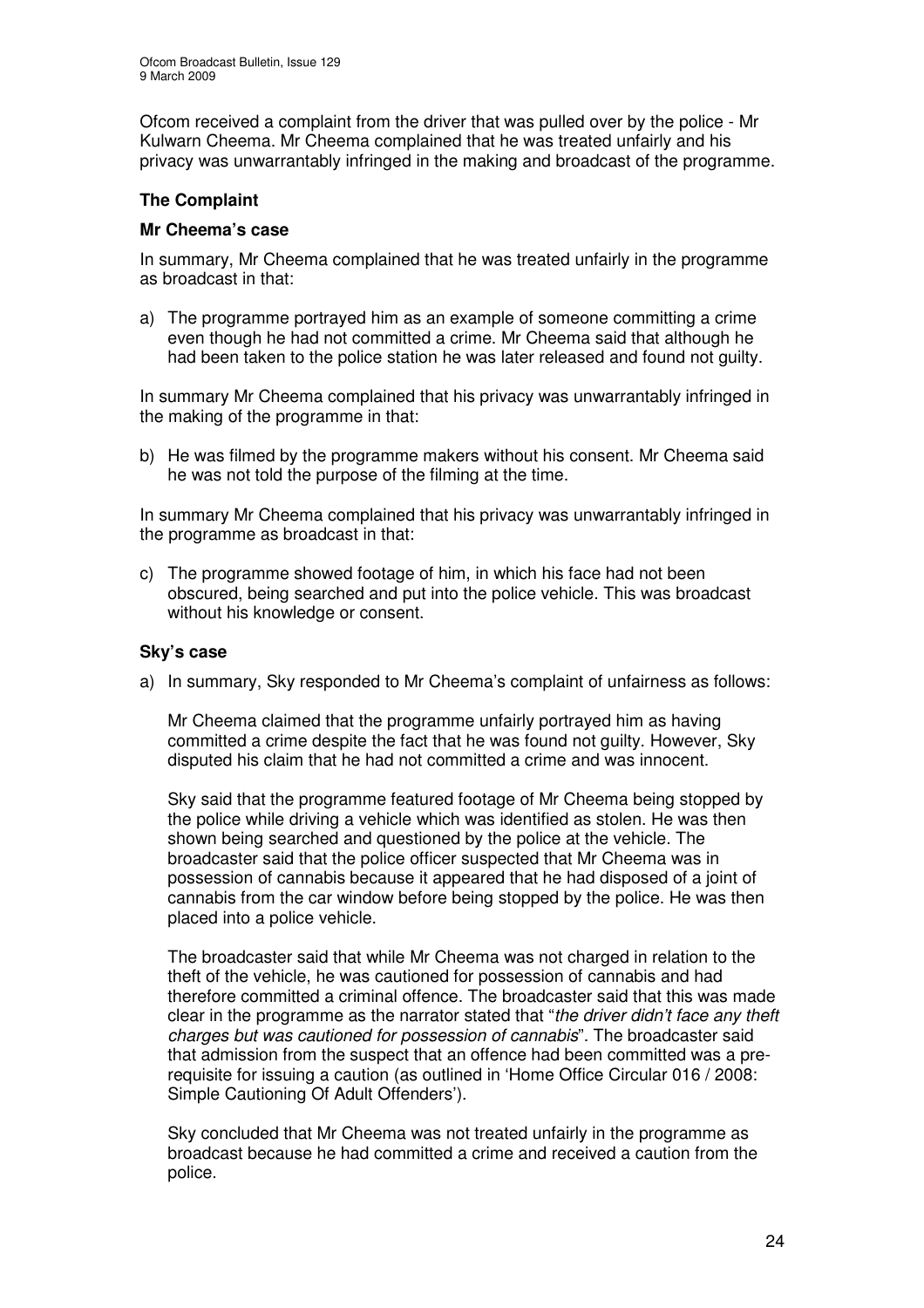Ofcom received a complaint from the driver that was pulled over by the police - Mr Kulwarn Cheema. Mr Cheema complained that he was treated unfairly and his privacy was unwarrantably infringed in the making and broadcast of the programme.

### The Complaint

#### Mr Cheema's case

In summary, Mr Cheema complained that he was treated unfairly in the programme as broadcast in that:

a) The programme portrayed him as an example of someone committing a crime even though he had not committed a crime. Mr Cheema said that although he had been taken to the police station he was later released and found not guilty.

In summary Mr Cheema complained that his privacy was unwarrantably infringed in the making of the programme in that:

b) He was filmed by the programme makers without his consent. Mr Cheema said he was not told the purpose of the filming at the time.

In summary Mr Cheema complained that his privacy was unwarrantably infringed in the programme as broadcast in that:

c) The programme showed footage of him, in which his face had not been obscured, being searched and put into the police vehicle. This was broadcast without his knowledge or consent.

#### Sky's case

a) In summary, Sky responded to Mr Cheema's complaint of unfairness as follows:

   Mr Cheema claimed that the programme unfairly portrayed him as having committed a crime despite the fact that he was found not guilty. However, Sky disputed his claim that he had not committed a crime and was innocent.

   Sky said that the programme featured footage of Mr Cheema being stopped by the police while driving a vehicle which was identified as stolen. He was then shown being searched and questioned by the police at the vehicle. The broadcaster said that the police officer suspected that Mr Cheema was in possession of cannabis because it appeared that he had disposed of a joint of cannabis from the car window before being stopped by the police. He was then placed into a police vehicle.

   The broadcaster said that while Mr Cheema was not charged in relation to the theft of the vehicle, he was cautioned for possession of cannabis and had therefore committed a criminal offence. The broadcaster said that this was made clear in the programme as the narrator stated that "*the driver didn't face any theft charges but was cautioned for possession of cannabis*". The broadcaster said that admission from the suspect that an offence had been committed was a pre-requisite for issuing a caution (as outlined in 'Home Office Circular 016 / 2008: Simple Cautioning Of Adult Offenders').

   Sky concluded that Mr Cheema was not treated unfairly in the programme as broadcast because he had committed a crime and received a caution from the police.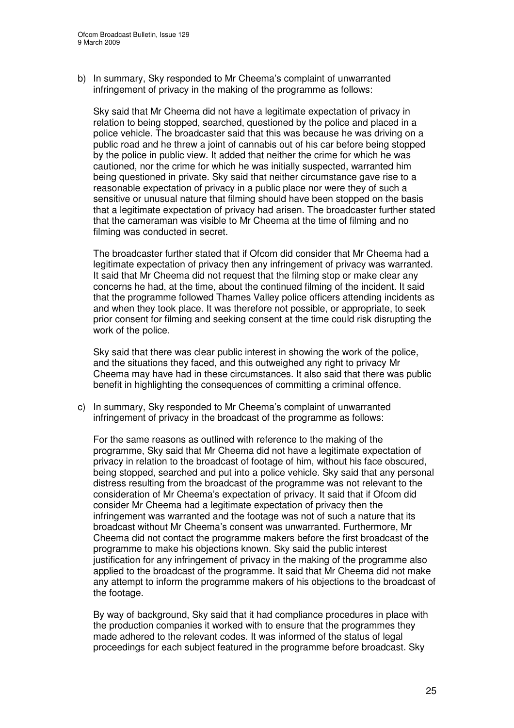b) In summary, Sky responded to Mr Cheema's complaint of unwarranted infringement of privacy in the making of the programme as follows:

   Sky said that Mr Cheema did not have a legitimate expectation of privacy in relation to being stopped, searched, questioned by the police and placed in a police vehicle. The broadcaster said that this was because he was driving on a public road and he threw a joint of cannabis out of his car before being stopped by the police in public view. It added that neither the crime for which he was cautioned, nor the crime for which he was initially suspected, warranted him being questioned in private. Sky said that neither circumstance gave rise to a reasonable expectation of privacy in a public place nor were they of such a sensitive or unusual nature that filming should have been stopped on the basis that a legitimate expectation of privacy had arisen. The broadcaster further stated that the cameraman was visible to Mr Cheema at the time of filming and no filming was conducted in secret.

   The broadcaster further stated that if Ofcom did consider that Mr Cheema had a legitimate expectation of privacy then any infringement of privacy was warranted. It said that Mr Cheema did not request that the filming stop or make clear any concerns he had, at the time, about the continued filming of the incident. It said that the programme followed Thames Valley police officers attending incidents as and when they took place. It was therefore not possible, or appropriate, to seek prior consent for filming and seeking consent at the time could risk disrupting the work of the police.

   Sky said that there was clear public interest in showing the work of the police, and the situations they faced, and this outweighed any right to privacy Mr Cheema may have had in these circumstances. It also said that there was public benefit in highlighting the consequences of committing a criminal offence.

c) In summary, Sky responded to Mr Cheema's complaint of unwarranted infringement of privacy in the broadcast of the programme as follows:

   For the same reasons as outlined with reference to the making of the programme, Sky said that Mr Cheema did not have a legitimate expectation of privacy in relation to the broadcast of footage of him, without his face obscured, being stopped, searched and put into a police vehicle. Sky said that any personal distress resulting from the broadcast of the programme was not relevant to the consideration of Mr Cheema's expectation of privacy. It said that if Ofcom did consider Mr Cheema had a legitimate expectation of privacy then the infringement was warranted and the footage was not of such a nature that its broadcast without Mr Cheema's consent was unwarranted. Furthermore, Mr Cheema did not contact the programme makers before the first broadcast of the programme to make his objections known. Sky said the public interest justification for any infringement of privacy in the making of the programme also applied to the broadcast of the programme. It said that Mr Cheema did not make any attempt to inform the programme makers of his objections to the broadcast of the footage.

   By way of background, Sky said that it had compliance procedures in place with the production companies it worked with to ensure that the programmes they made adhered to the relevant codes. It was informed of the status of legal proceedings for each subject featured in the programme before broadcast. Sky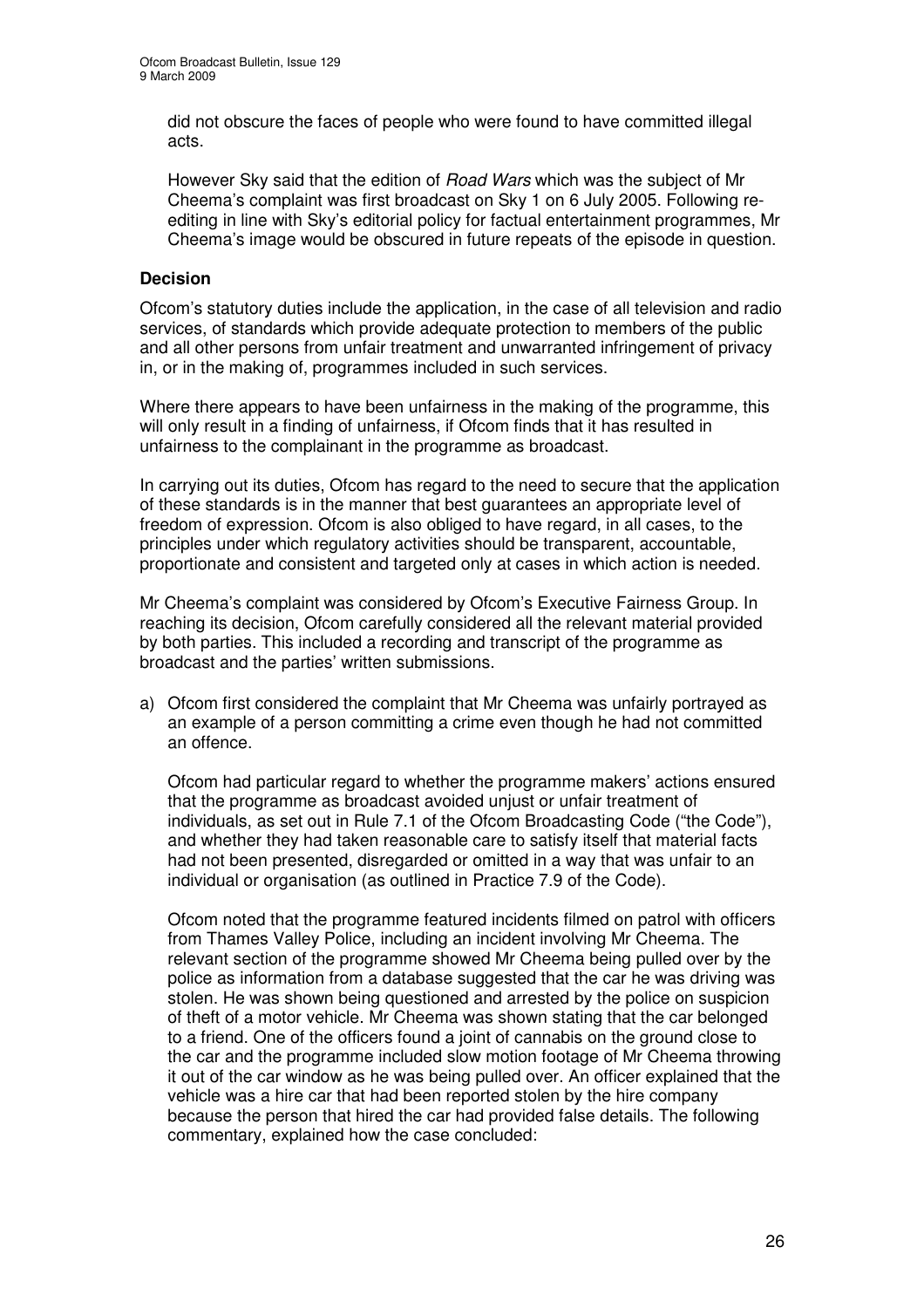did not obscure the faces of people who were found to have committed illegal acts.

However Sky said that the edition of *Road Wars* which was the subject of Mr Cheema's complaint was first broadcast on Sky 1 on 6 July 2005. Following re-editing in line with Sky's editorial policy for factual entertainment programmes, Mr Cheema's image would be obscured in future repeats of the episode in question.

## Decision

Ofcom's statutory duties include the application, in the case of all television and radio services, of standards which provide adequate protection to members of the public and all other persons from unfair treatment and unwarranted infringement of privacy in, or in the making of, programmes included in such services.

Where there appears to have been unfairness in the making of the programme, this will only result in a finding of unfairness, if Ofcom finds that it has resulted in unfairness to the complainant in the programme as broadcast.

In carrying out its duties, Ofcom has regard to the need to secure that the application of these standards is in the manner that best guarantees an appropriate level of freedom of expression. Ofcom is also obliged to have regard, in all cases, to the principles under which regulatory activities should be transparent, accountable, proportionate and consistent and targeted only at cases in which action is needed.

Mr Cheema's complaint was considered by Ofcom's Executive Fairness Group. In reaching its decision, Ofcom carefully considered all the relevant material provided by both parties. This included a recording and transcript of the programme as broadcast and the parties' written submissions.

a) Ofcom first considered the complaint that Mr Cheema was unfairly portrayed as an example of a person committing a crime even though he had not committed an offence.

   Ofcom had particular regard to whether the programme makers' actions ensured that the programme as broadcast avoided unjust or unfair treatment of individuals, as set out in Rule 7.1 of the Ofcom Broadcasting Code ("the Code"), and whether they had taken reasonable care to satisfy itself that material facts had not been presented, disregarded or omitted in a way that was unfair to an individual or organisation (as outlined in Practice 7.9 of the Code).

   Ofcom noted that the programme featured incidents filmed on patrol with officers from Thames Valley Police, including an incident involving Mr Cheema. The relevant section of the programme showed Mr Cheema being pulled over by the police as information from a database suggested that the car he was driving was stolen. He was shown being questioned and arrested by the police on suspicion of theft of a motor vehicle. Mr Cheema was shown stating that the car belonged to a friend. One of the officers found a joint of cannabis on the ground close to the car and the programme included slow motion footage of Mr Cheema throwing it out of the car window as he was being pulled over. An officer explained that the vehicle was a hire car that had been reported stolen by the hire company because the person that hired the car had provided false details. The following commentary, explained how the case concluded: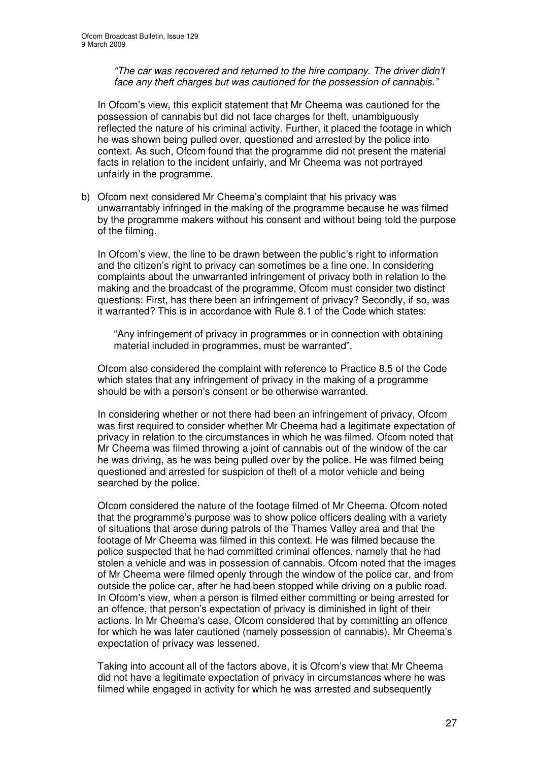*"The car was recovered and returned to the hire company. The driver didn't face any theft charges but was cautioned for the possession of cannabis."*

In Ofcom's view, this explicit statement that Mr Cheema was cautioned for the possession of cannabis but did not face charges for theft, unambiguously reflected the nature of his criminal activity. Further, it placed the footage in which he was shown being pulled over, questioned and arrested by the police into context. As such, Ofcom found that the programme did not present the material facts in relation to the incident unfairly, and Mr Cheema was not portrayed unfairly in the programme.

b) Ofcom next considered Mr Cheema's complaint that his privacy was unwarrantably infringed in the making of the programme because he was filmed by the programme makers without his consent and without being told the purpose of the filming.

In Ofcom's view, the line to be drawn between the public's right to information and the citizen's right to privacy can sometimes be a fine one. In considering complaints about the unwarranted infringement of privacy both in relation to the making and the broadcast of the programme, Ofcom must consider two distinct questions: First, has there been an infringement of privacy? Secondly, if so, was it warranted? This is in accordance with Rule 8.1 of the Code which states:

> "Any infringement of privacy in programmes or in connection with obtaining material included in programmes, must be warranted".

Ofcom also considered the complaint with reference to Practice 8.5 of the Code which states that any infringement of privacy in the making of a programme should be with a person's consent or be otherwise warranted.

In considering whether or not there had been an infringement of privacy, Ofcom was first required to consider whether Mr Cheema had a legitimate expectation of privacy in relation to the circumstances in which he was filmed. Ofcom noted that Mr Cheema was filmed throwing a joint of cannabis out of the window of the car he was driving, as he was being pulled over by the police. He was filmed being questioned and arrested for suspicion of theft of a motor vehicle and being searched by the police.

Ofcom considered the nature of the footage filmed of Mr Cheema. Ofcom noted that the programme's purpose was to show police officers dealing with a variety of situations that arose during patrols of the Thames Valley area and that the footage of Mr Cheema was filmed in this context. He was filmed because the police suspected that he had committed criminal offences, namely that he had stolen a vehicle and was in possession of cannabis. Ofcom noted that the images of Mr Cheema were filmed openly through the window of the police car, and from outside the police car, after he had been stopped while driving on a public road. In Ofcom's view, when a person is filmed either committing or being arrested for an offence, that person's expectation of privacy is diminished in light of their actions. In Mr Cheema's case, Ofcom considered that by committing an offence for which he was later cautioned (namely possession of cannabis), Mr Cheema's expectation of privacy was lessened.

Taking into account all of the factors above, it is Ofcom's view that Mr Cheema did not have a legitimate expectation of privacy in circumstances where he was filmed while engaged in activity for which he was arrested and subsequently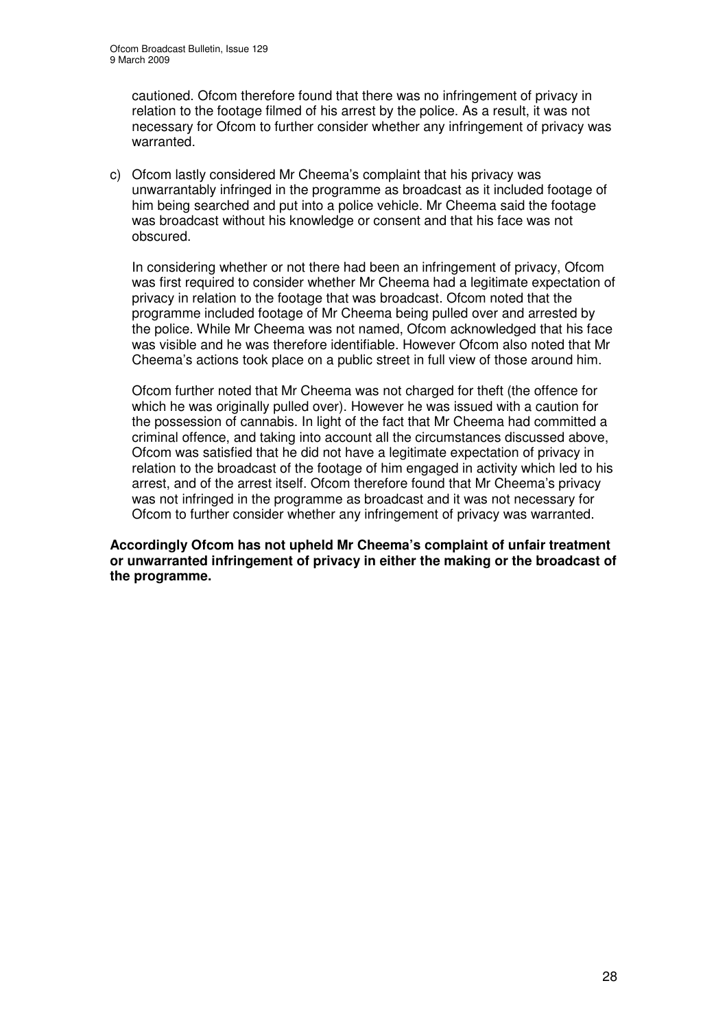cautioned. Ofcom therefore found that there was no infringement of privacy in relation to the footage filmed of his arrest by the police. As a result, it was not necessary for Ofcom to further consider whether any infringement of privacy was warranted.

c) Ofcom lastly considered Mr Cheema's complaint that his privacy was unwarrantably infringed in the programme as broadcast as it included footage of him being searched and put into a police vehicle. Mr Cheema said the footage was broadcast without his knowledge or consent and that his face was not obscured.

   In considering whether or not there had been an infringement of privacy, Ofcom was first required to consider whether Mr Cheema had a legitimate expectation of privacy in relation to the footage that was broadcast. Ofcom noted that the programme included footage of Mr Cheema being pulled over and arrested by the police. While Mr Cheema was not named, Ofcom acknowledged that his face was visible and he was therefore identifiable. However Ofcom also noted that Mr Cheema's actions took place on a public street in full view of those around him.

   Ofcom further noted that Mr Cheema was not charged for theft (the offence for which he was originally pulled over). However he was issued with a caution for the possession of cannabis. In light of the fact that Mr Cheema had committed a criminal offence, and taking into account all the circumstances discussed above, Ofcom was satisfied that he did not have a legitimate expectation of privacy in relation to the broadcast of the footage of him engaged in activity which led to his arrest, and of the arrest itself. Ofcom therefore found that Mr Cheema's privacy was not infringed in the programme as broadcast and it was not necessary for Ofcom to further consider whether any infringement of privacy was warranted.

**Accordingly Ofcom has not upheld Mr Cheema's complaint of unfair treatment or unwarranted infringement of privacy in either the making or the broadcast of the programme.**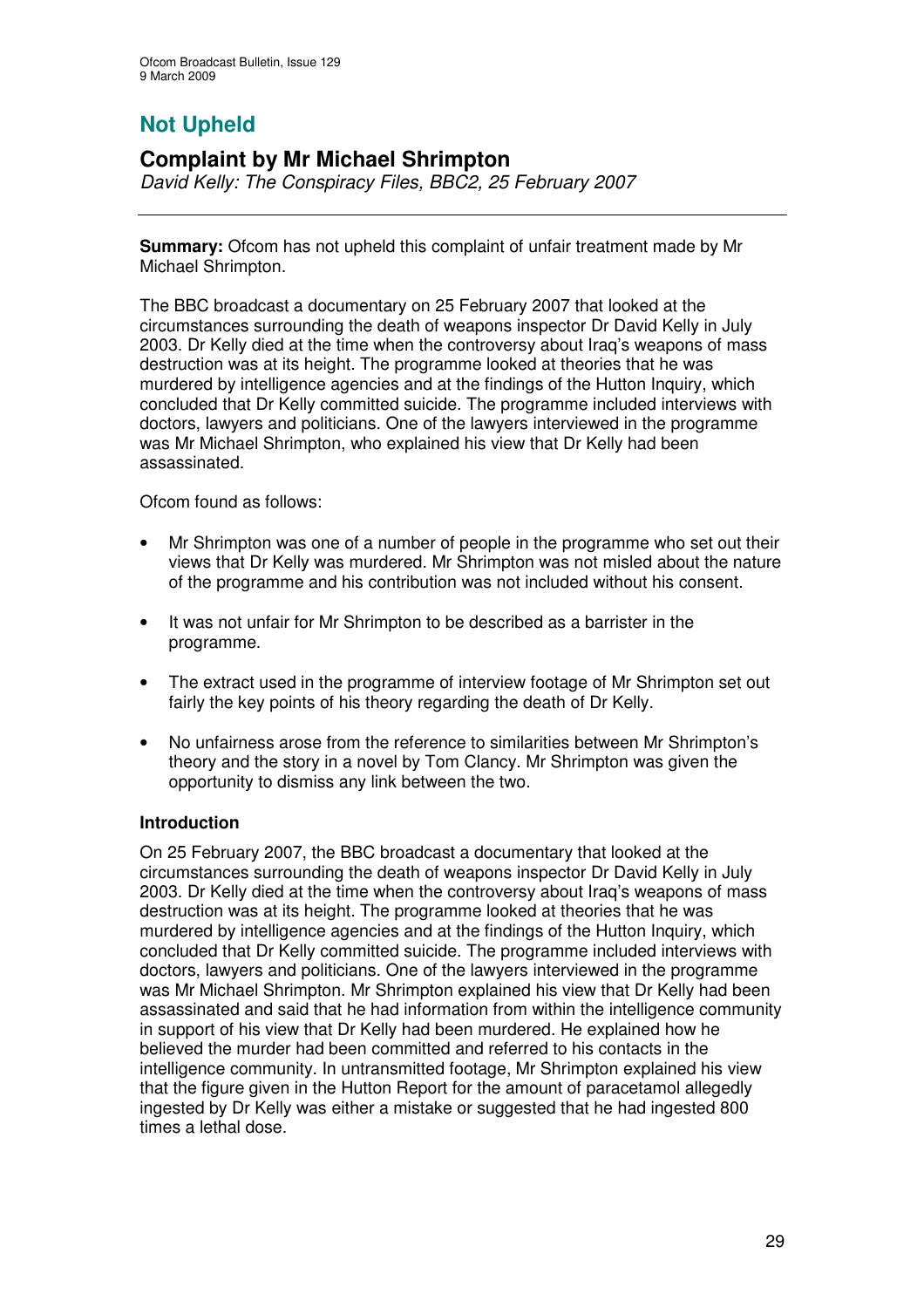## Not Upheld

## Complaint by Mr Michael Shrimpton

*David Kelly: The Conspiracy Files, BBC2, 25 February 2007*

---

**Summary:** Ofcom has not upheld this complaint of unfair treatment made by Mr Michael Shrimpton.

The BBC broadcast a documentary on 25 February 2007 that looked at the circumstances surrounding the death of weapons inspector Dr David Kelly in July 2003. Dr Kelly died at the time when the controversy about Iraq's weapons of mass destruction was at its height. The programme looked at theories that he was murdered by intelligence agencies and at the findings of the Hutton Inquiry, which concluded that Dr Kelly committed suicide. The programme included interviews with doctors, lawyers and politicians. One of the lawyers interviewed in the programme was Mr Michael Shrimpton, who explained his view that Dr Kelly had been assassinated.

Ofcom found as follows:

- Mr Shrimpton was one of a number of people in the programme who set out their views that Dr Kelly was murdered. Mr Shrimpton was not misled about the nature of the programme and his contribution was not included without his consent.
- It was not unfair for Mr Shrimpton to be described as a barrister in the programme.
- The extract used in the programme of interview footage of Mr Shrimpton set out fairly the key points of his theory regarding the death of Dr Kelly.
- No unfairness arose from the reference to similarities between Mr Shrimpton's theory and the story in a novel by Tom Clancy. Mr Shrimpton was given the opportunity to dismiss any link between the two.

### Introduction

On 25 February 2007, the BBC broadcast a documentary that looked at the circumstances surrounding the death of weapons inspector Dr David Kelly in July 2003. Dr Kelly died at the time when the controversy about Iraq's weapons of mass destruction was at its height. The programme looked at theories that he was murdered by intelligence agencies and at the findings of the Hutton Inquiry, which concluded that Dr Kelly committed suicide. The programme included interviews with doctors, lawyers and politicians. One of the lawyers interviewed in the programme was Mr Michael Shrimpton. Mr Shrimpton explained his view that Dr Kelly had been assassinated and said that he had information from within the intelligence community in support of his view that Dr Kelly had been murdered. He explained how he believed the murder had been committed and referred to his contacts in the intelligence community. In untransmitted footage, Mr Shrimpton explained his view that the figure given in the Hutton Report for the amount of paracetamol allegedly ingested by Dr Kelly was either a mistake or suggested that he had ingested 800 times a lethal dose.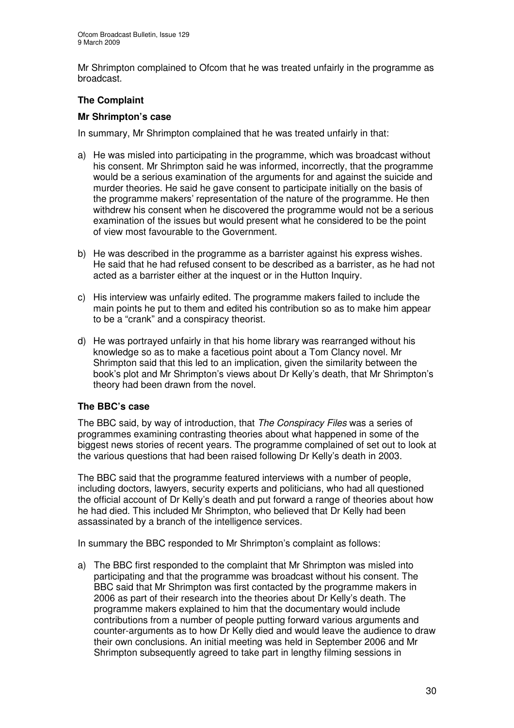Mr Shrimpton complained to Ofcom that he was treated unfairly in the programme as broadcast.

## The Complaint

### Mr Shrimpton's case

In summary, Mr Shrimpton complained that he was treated unfairly in that:

a) He was misled into participating in the programme, which was broadcast without his consent. Mr Shrimpton said he was informed, incorrectly, that the programme would be a serious examination of the arguments for and against the suicide and murder theories. He said he gave consent to participate initially on the basis of the programme makers' representation of the nature of the programme. He then withdrew his consent when he discovered the programme would not be a serious examination of the issues but would present what he considered to be the point of view most favourable to the Government.

b) He was described in the programme as a barrister against his express wishes. He said that he had refused consent to be described as a barrister, as he had not acted as a barrister either at the inquest or in the Hutton Inquiry.

c) His interview was unfairly edited. The programme makers failed to include the main points he put to them and edited his contribution so as to make him appear to be a "crank" and a conspiracy theorist.

d) He was portrayed unfairly in that his home library was rearranged without his knowledge so as to make a facetious point about a Tom Clancy novel. Mr Shrimpton said that this led to an implication, given the similarity between the book's plot and Mr Shrimpton's views about Dr Kelly's death, that Mr Shrimpton's theory had been drawn from the novel.

### The BBC's case

The BBC said, by way of introduction, that *The Conspiracy Files* was a series of programmes examining contrasting theories about what happened in some of the biggest news stories of recent years. The programme complained of set out to look at the various questions that had been raised following Dr Kelly's death in 2003.

The BBC said that the programme featured interviews with a number of people, including doctors, lawyers, security experts and politicians, who had all questioned the official account of Dr Kelly's death and put forward a range of theories about how he had died. This included Mr Shrimpton, who believed that Dr Kelly had been assassinated by a branch of the intelligence services.

In summary the BBC responded to Mr Shrimpton's complaint as follows:

a) The BBC first responded to the complaint that Mr Shrimpton was misled into participating and that the programme was broadcast without his consent. The BBC said that Mr Shrimpton was first contacted by the programme makers in 2006 as part of their research into the theories about Dr Kelly's death. The programme makers explained to him that the documentary would include contributions from a number of people putting forward various arguments and counter-arguments as to how Dr Kelly died and would leave the audience to draw their own conclusions. An initial meeting was held in September 2006 and Mr Shrimpton subsequently agreed to take part in lengthy filming sessions in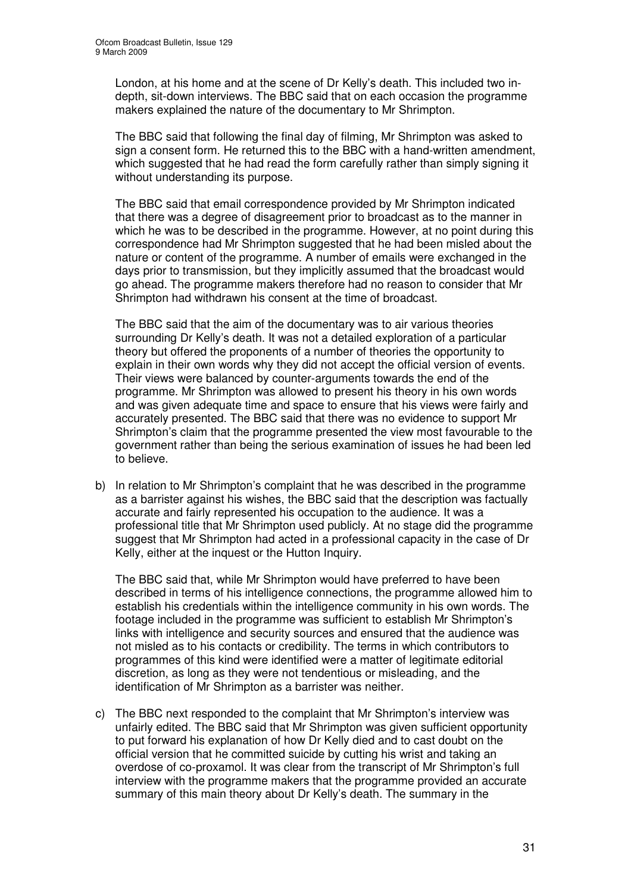London, at his home and at the scene of Dr Kelly's death. This included two in-depth, sit-down interviews. The BBC said that on each occasion the programme makers explained the nature of the documentary to Mr Shrimpton.

The BBC said that following the final day of filming, Mr Shrimpton was asked to sign a consent form. He returned this to the BBC with a hand-written amendment, which suggested that he had read the form carefully rather than simply signing it without understanding its purpose.

The BBC said that email correspondence provided by Mr Shrimpton indicated that there was a degree of disagreement prior to broadcast as to the manner in which he was to be described in the programme. However, at no point during this correspondence had Mr Shrimpton suggested that he had been misled about the nature or content of the programme. A number of emails were exchanged in the days prior to transmission, but they implicitly assumed that the broadcast would go ahead. The programme makers therefore had no reason to consider that Mr Shrimpton had withdrawn his consent at the time of broadcast.

The BBC said that the aim of the documentary was to air various theories surrounding Dr Kelly's death. It was not a detailed exploration of a particular theory but offered the proponents of a number of theories the opportunity to explain in their own words why they did not accept the official version of events. Their views were balanced by counter-arguments towards the end of the programme. Mr Shrimpton was allowed to present his theory in his own words and was given adequate time and space to ensure that his views were fairly and accurately presented. The BBC said that there was no evidence to support Mr Shrimpton's claim that the programme presented the view most favourable to the government rather than being the serious examination of issues he had been led to believe.

b) In relation to Mr Shrimpton's complaint that he was described in the programme as a barrister against his wishes, the BBC said that the description was factually accurate and fairly represented his occupation to the audience. It was a professional title that Mr Shrimpton used publicly. At no stage did the programme suggest that Mr Shrimpton had acted in a professional capacity in the case of Dr Kelly, either at the inquest or the Hutton Inquiry.

   The BBC said that, while Mr Shrimpton would have preferred to have been described in terms of his intelligence connections, the programme allowed him to establish his credentials within the intelligence community in his own words. The footage included in the programme was sufficient to establish Mr Shrimpton's links with intelligence and security sources and ensured that the audience was not misled as to his contacts or credibility. The terms in which contributors to programmes of this kind were identified were a matter of legitimate editorial discretion, as long as they were not tendentious or misleading, and the identification of Mr Shrimpton as a barrister was neither.

c) The BBC next responded to the complaint that Mr Shrimpton's interview was unfairly edited. The BBC said that Mr Shrimpton was given sufficient opportunity to put forward his explanation of how Dr Kelly died and to cast doubt on the official version that he committed suicide by cutting his wrist and taking an overdose of co-proxamol. It was clear from the transcript of Mr Shrimpton's full interview with the programme makers that the programme provided an accurate summary of this main theory about Dr Kelly's death. The summary in the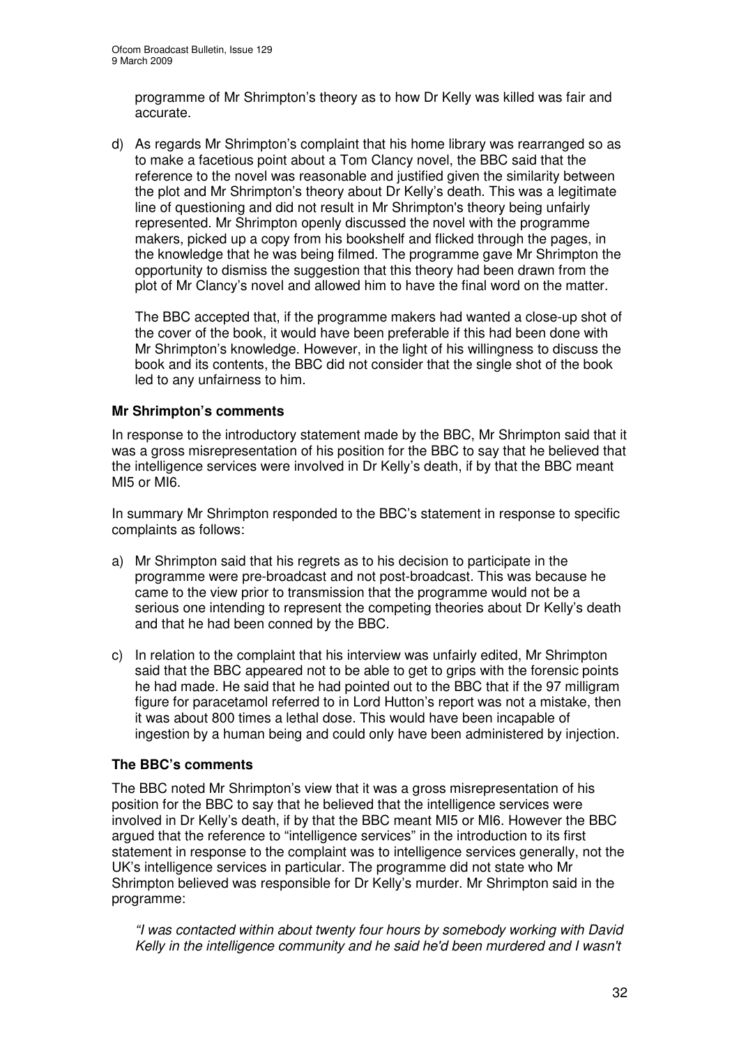programme of Mr Shrimpton's theory as to how Dr Kelly was killed was fair and accurate.

d) As regards Mr Shrimpton's complaint that his home library was rearranged so as to make a facetious point about a Tom Clancy novel, the BBC said that the reference to the novel was reasonable and justified given the similarity between the plot and Mr Shrimpton's theory about Dr Kelly's death. This was a legitimate line of questioning and did not result in Mr Shrimpton's theory being unfairly represented. Mr Shrimpton openly discussed the novel with the programme makers, picked up a copy from his bookshelf and flicked through the pages, in the knowledge that he was being filmed. The programme gave Mr Shrimpton the opportunity to dismiss the suggestion that this theory had been drawn from the plot of Mr Clancy's novel and allowed him to have the final word on the matter.

   The BBC accepted that, if the programme makers had wanted a close-up shot of the cover of the book, it would have been preferable if this had been done with Mr Shrimpton's knowledge. However, in the light of his willingness to discuss the book and its contents, the BBC did not consider that the single shot of the book led to any unfairness to him.

### Mr Shrimpton's comments

In response to the introductory statement made by the BBC, Mr Shrimpton said that it was a gross misrepresentation of his position for the BBC to say that he believed that the intelligence services were involved in Dr Kelly's death, if by that the BBC meant MI5 or MI6.

In summary Mr Shrimpton responded to the BBC's statement in response to specific complaints as follows:

a) Mr Shrimpton said that his regrets as to his decision to participate in the programme were pre-broadcast and not post-broadcast. This was because he came to the view prior to transmission that the programme would not be a serious one intending to represent the competing theories about Dr Kelly's death and that he had been conned by the BBC.

c) In relation to the complaint that his interview was unfairly edited, Mr Shrimpton said that the BBC appeared not to be able to get to grips with the forensic points he had made. He said that he had pointed out to the BBC that if the 97 milligram figure for paracetamol referred to in Lord Hutton's report was not a mistake, then it was about 800 times a lethal dose. This would have been incapable of ingestion by a human being and could only have been administered by injection.

### The BBC's comments

The BBC noted Mr Shrimpton's view that it was a gross misrepresentation of his position for the BBC to say that he believed that the intelligence services were involved in Dr Kelly's death, if by that the BBC meant MI5 or MI6. However the BBC argued that the reference to "intelligence services" in the introduction to its first statement in response to the complaint was to intelligence services generally, not the UK's intelligence services in particular. The programme did not state who Mr Shrimpton believed was responsible for Dr Kelly's murder. Mr Shrimpton said in the programme:

> *"I was contacted within about twenty four hours by somebody working with David Kelly in the intelligence community and he said he'd been murdered and I wasn't*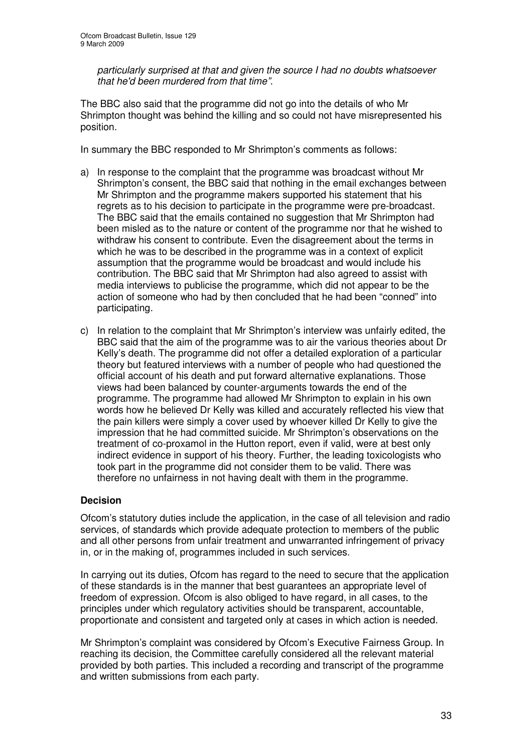*particularly surprised at that and given the source I had no doubts whatsoever that he'd been murdered from that time".*

The BBC also said that the programme did not go into the details of who Mr Shrimpton thought was behind the killing and so could not have misrepresented his position.

In summary the BBC responded to Mr Shrimpton's comments as follows:

a) In response to the complaint that the programme was broadcast without Mr Shrimpton's consent, the BBC said that nothing in the email exchanges between Mr Shrimpton and the programme makers supported his statement that his regrets as to his decision to participate in the programme were pre-broadcast. The BBC said that the emails contained no suggestion that Mr Shrimpton had been misled as to the nature or content of the programme nor that he wished to withdraw his consent to contribute. Even the disagreement about the terms in which he was to be described in the programme was in a context of explicit assumption that the programme would be broadcast and would include his contribution. The BBC said that Mr Shrimpton had also agreed to assist with media interviews to publicise the programme, which did not appear to be the action of someone who had by then concluded that he had been "conned" into participating.

c) In relation to the complaint that Mr Shrimpton's interview was unfairly edited, the BBC said that the aim of the programme was to air the various theories about Dr Kelly's death. The programme did not offer a detailed exploration of a particular theory but featured interviews with a number of people who had questioned the official account of his death and put forward alternative explanations. Those views had been balanced by counter-arguments towards the end of the programme. The programme had allowed Mr Shrimpton to explain in his own words how he believed Dr Kelly was killed and accurately reflected his view that the pain killers were simply a cover used by whoever killed Dr Kelly to give the impression that he had committed suicide. Mr Shrimpton's observations on the treatment of co-proxamol in the Hutton report, even if valid, were at best only indirect evidence in support of his theory. Further, the leading toxicologists who took part in the programme did not consider them to be valid. There was therefore no unfairness in not having dealt with them in the programme.

## Decision

Ofcom's statutory duties include the application, in the case of all television and radio services, of standards which provide adequate protection to members of the public and all other persons from unfair treatment and unwarranted infringement of privacy in, or in the making of, programmes included in such services.

In carrying out its duties, Ofcom has regard to the need to secure that the application of these standards is in the manner that best guarantees an appropriate level of freedom of expression. Ofcom is also obliged to have regard, in all cases, to the principles under which regulatory activities should be transparent, accountable, proportionate and consistent and targeted only at cases in which action is needed.

Mr Shrimpton's complaint was considered by Ofcom's Executive Fairness Group. In reaching its decision, the Committee carefully considered all the relevant material provided by both parties. This included a recording and transcript of the programme and written submissions from each party.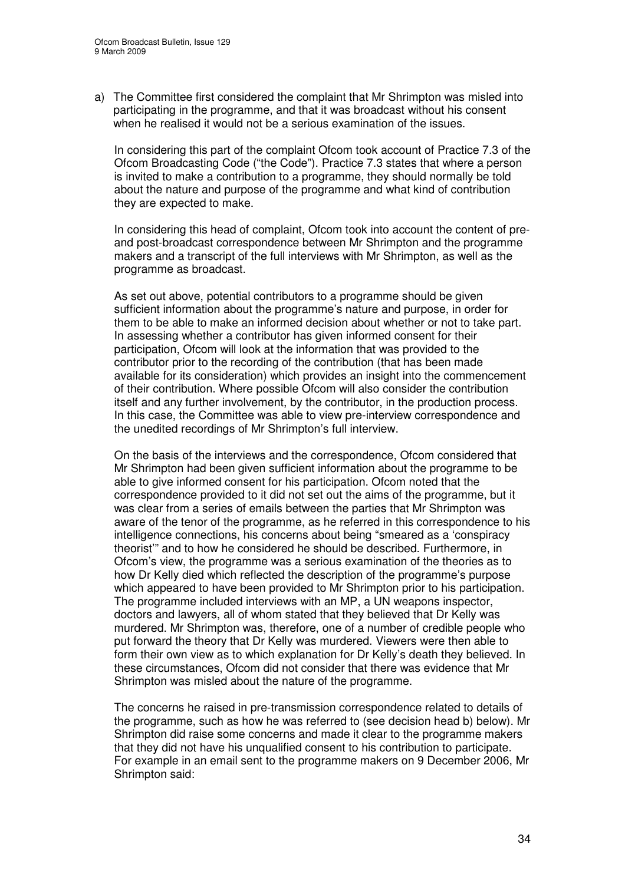a) The Committee first considered the complaint that Mr Shrimpton was misled into participating in the programme, and that it was broadcast without his consent when he realised it would not be a serious examination of the issues.

   In considering this part of the complaint Ofcom took account of Practice 7.3 of the Ofcom Broadcasting Code ("the Code"). Practice 7.3 states that where a person is invited to make a contribution to a programme, they should normally be told about the nature and purpose of the programme and what kind of contribution they are expected to make.

   In considering this head of complaint, Ofcom took into account the content of pre- and post-broadcast correspondence between Mr Shrimpton and the programme makers and a transcript of the full interviews with Mr Shrimpton, as well as the programme as broadcast.

   As set out above, potential contributors to a programme should be given sufficient information about the programme's nature and purpose, in order for them to be able to make an informed decision about whether or not to take part. In assessing whether a contributor has given informed consent for their participation, Ofcom will look at the information that was provided to the contributor prior to the recording of the contribution (that has been made available for its consideration) which provides an insight into the commencement of their contribution. Where possible Ofcom will also consider the contribution itself and any further involvement, by the contributor, in the production process. In this case, the Committee was able to view pre-interview correspondence and the unedited recordings of Mr Shrimpton's full interview.

   On the basis of the interviews and the correspondence, Ofcom considered that Mr Shrimpton had been given sufficient information about the programme to be able to give informed consent for his participation. Ofcom noted that the correspondence provided to it did not set out the aims of the programme, but it was clear from a series of emails between the parties that Mr Shrimpton was aware of the tenor of the programme, as he referred in this correspondence to his intelligence connections, his concerns about being "smeared as a 'conspiracy theorist'" and to how he considered he should be described. Furthermore, in Ofcom's view, the programme was a serious examination of the theories as to how Dr Kelly died which reflected the description of the programme's purpose which appeared to have been provided to Mr Shrimpton prior to his participation. The programme included interviews with an MP, a UN weapons inspector, doctors and lawyers, all of whom stated that they believed that Dr Kelly was murdered. Mr Shrimpton was, therefore, one of a number of credible people who put forward the theory that Dr Kelly was murdered. Viewers were then able to form their own view as to which explanation for Dr Kelly's death they believed. In these circumstances, Ofcom did not consider that there was evidence that Mr Shrimpton was misled about the nature of the programme.

   The concerns he raised in pre-transmission correspondence related to details of the programme, such as how he was referred to (see decision head b) below). Mr Shrimpton did raise some concerns and made it clear to the programme makers that they did not have his unqualified consent to his contribution to participate. For example in an email sent to the programme makers on 9 December 2006, Mr Shrimpton said: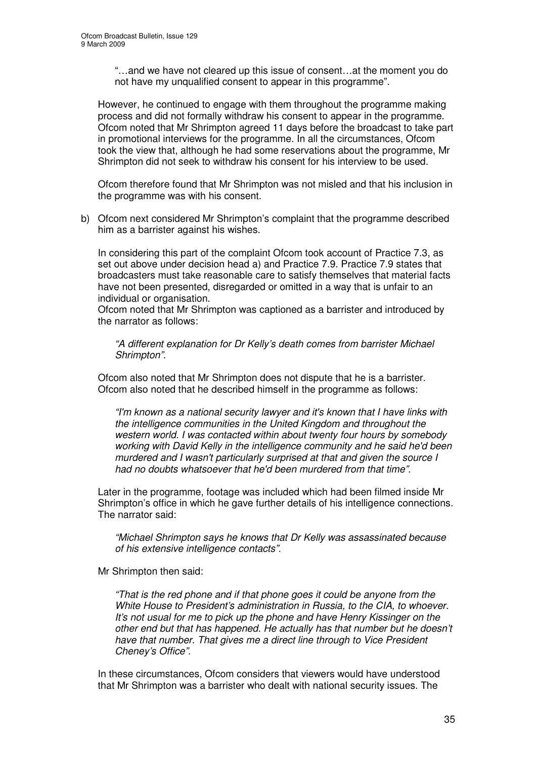"…and we have not cleared up this issue of consent…at the moment you do not have my unqualified consent to appear in this programme".

However, he continued to engage with them throughout the programme making process and did not formally withdraw his consent to appear in the programme. Ofcom noted that Mr Shrimpton agreed 11 days before the broadcast to take part in promotional interviews for the programme. In all the circumstances, Ofcom took the view that, although he had some reservations about the programme, Mr Shrimpton did not seek to withdraw his consent for his interview to be used.

Ofcom therefore found that Mr Shrimpton was not misled and that his inclusion in the programme was with his consent.

b) Ofcom next considered Mr Shrimpton's complaint that the programme described him as a barrister against his wishes.

In considering this part of the complaint Ofcom took account of Practice 7.3, as set out above under decision head a) and Practice 7.9. Practice 7.9 states that broadcasters must take reasonable care to satisfy themselves that material facts have not been presented, disregarded or omitted in a way that is unfair to an individual or organisation.

Ofcom noted that Mr Shrimpton was captioned as a barrister and introduced by the narrator as follows:

*"A different explanation for Dr Kelly's death comes from barrister Michael Shrimpton".*

Ofcom also noted that Mr Shrimpton does not dispute that he is a barrister. Ofcom also noted that he described himself in the programme as follows:

*"I'm known as a national security lawyer and it's known that I have links with the intelligence communities in the United Kingdom and throughout the western world. I was contacted within about twenty four hours by somebody working with David Kelly in the intelligence community and he said he'd been murdered and I wasn't particularly surprised at that and given the source I had no doubts whatsoever that he'd been murdered from that time".*

Later in the programme, footage was included which had been filmed inside Mr Shrimpton's office in which he gave further details of his intelligence connections. The narrator said:

*"Michael Shrimpton says he knows that Dr Kelly was assassinated because of his extensive intelligence contacts".*

Mr Shrimpton then said:

*"That is the red phone and if that phone goes it could be anyone from the White House to President's administration in Russia, to the CIA, to whoever. It's not usual for me to pick up the phone and have Henry Kissinger on the other end but that has happened. He actually has that number but he doesn't have that number. That gives me a direct line through to Vice President Cheney's Office".*

In these circumstances, Ofcom considers that viewers would have understood that Mr Shrimpton was a barrister who dealt with national security issues. The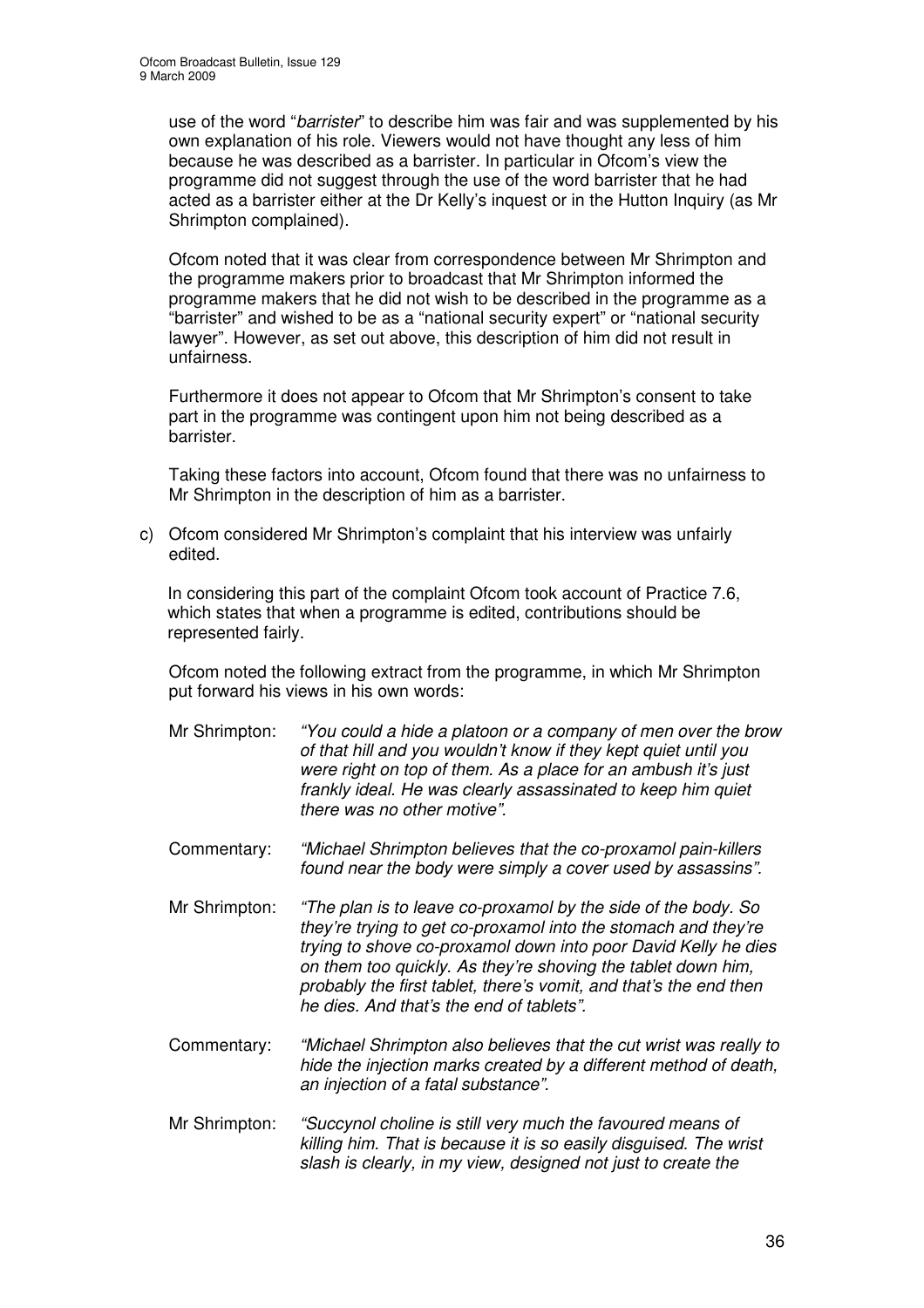use of the word "*barrister*" to describe him was fair and was supplemented by his own explanation of his role. Viewers would not have thought any less of him because he was described as a barrister. In particular in Ofcom's view the programme did not suggest through the use of the word barrister that he had acted as a barrister either at the Dr Kelly's inquest or in the Hutton Inquiry (as Mr Shrimpton complained).

Ofcom noted that it was clear from correspondence between Mr Shrimpton and the programme makers prior to broadcast that Mr Shrimpton informed the programme makers that he did not wish to be described in the programme as a "barrister" and wished to be as a "national security expert" or "national security lawyer". However, as set out above, this description of him did not result in unfairness.

Furthermore it does not appear to Ofcom that Mr Shrimpton's consent to take part in the programme was contingent upon him not being described as a barrister.

Taking these factors into account, Ofcom found that there was no unfairness to Mr Shrimpton in the description of him as a barrister.

c) Ofcom considered Mr Shrimpton's complaint that his interview was unfairly edited.

In considering this part of the complaint Ofcom took account of Practice 7.6, which states that when a programme is edited, contributions should be represented fairly.

Ofcom noted the following extract from the programme, in which Mr Shrimpton put forward his views in his own words:

Mr Shrimpton: *"You could a hide a platoon or a company of men over the brow of that hill and you wouldn't know if they kept quiet until you were right on top of them. As a place for an ambush it's just frankly ideal. He was clearly assassinated to keep him quiet there was no other motive".*

Commentary: *"Michael Shrimpton believes that the co-proxamol pain-killers found near the body were simply a cover used by assassins".*

Mr Shrimpton: *"The plan is to leave co-proxamol by the side of the body. So they're trying to get co-proxamol into the stomach and they're trying to shove co-proxamol down into poor David Kelly he dies on them too quickly. As they're shoving the tablet down him, probably the first tablet, there's vomit, and that's the end then he dies. And that's the end of tablets".*

Commentary: *"Michael Shrimpton also believes that the cut wrist was really to hide the injection marks created by a different method of death, an injection of a fatal substance".*

Mr Shrimpton: *"Succynol choline is still very much the favoured means of killing him. That is because it is so easily disguised. The wrist slash is clearly, in my view, designed not just to create the*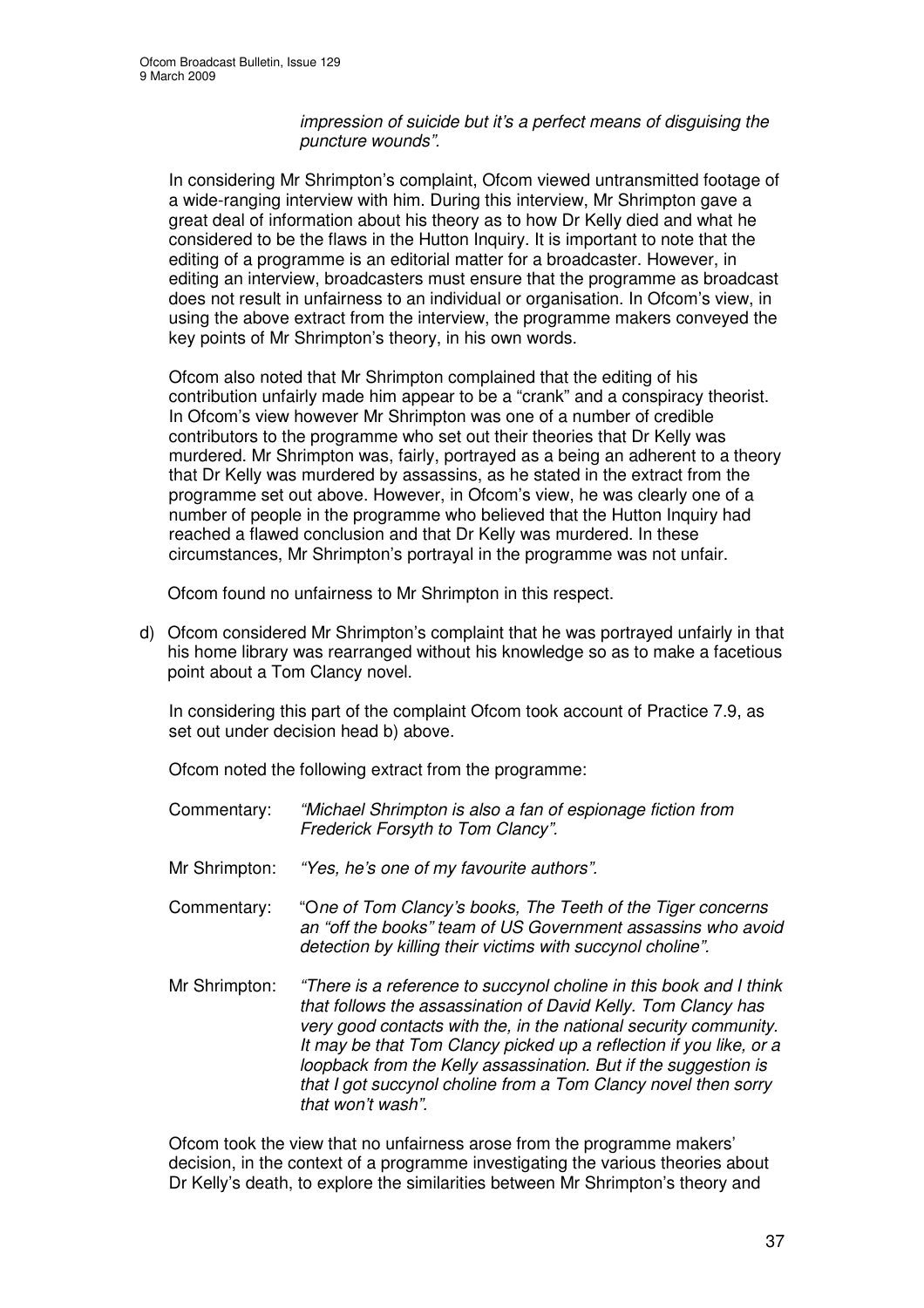*impression of suicide but it's a perfect means of disguising the puncture wounds".*

In considering Mr Shrimpton's complaint, Ofcom viewed untransmitted footage of a wide-ranging interview with him. During this interview, Mr Shrimpton gave a great deal of information about his theory as to how Dr Kelly died and what he considered to be the flaws in the Hutton Inquiry. It is important to note that the editing of a programme is an editorial matter for a broadcaster. However, in editing an interview, broadcasters must ensure that the programme as broadcast does not result in unfairness to an individual or organisation. In Ofcom's view, in using the above extract from the interview, the programme makers conveyed the key points of Mr Shrimpton's theory, in his own words.

Ofcom also noted that Mr Shrimpton complained that the editing of his contribution unfairly made him appear to be a "crank" and a conspiracy theorist. In Ofcom's view however Mr Shrimpton was one of a number of credible contributors to the programme who set out their theories that Dr Kelly was murdered. Mr Shrimpton was, fairly, portrayed as a being an adherent to a theory that Dr Kelly was murdered by assassins, as he stated in the extract from the programme set out above. However, in Ofcom's view, he was clearly one of a number of people in the programme who believed that the Hutton Inquiry had reached a flawed conclusion and that Dr Kelly was murdered. In these circumstances, Mr Shrimpton's portrayal in the programme was not unfair.

Ofcom found no unfairness to Mr Shrimpton in this respect.

d) Ofcom considered Mr Shrimpton's complaint that he was portrayed unfairly in that his home library was rearranged without his knowledge so as to make a facetious point about a Tom Clancy novel.

In considering this part of the complaint Ofcom took account of Practice 7.9, as set out under decision head b) above.

Ofcom noted the following extract from the programme:

Commentary: *"Michael Shrimpton is also a fan of espionage fiction from Frederick Forsyth to Tom Clancy".*

Mr Shrimpton: *"Yes, he's one of my favourite authors".*

Commentary: "O*ne of Tom Clancy's books, The Teeth of the Tiger concerns an "off the books" team of US Government assassins who avoid detection by killing their victims with succynol choline".*

Mr Shrimpton: *"There is a reference to succynol choline in this book and I think that follows the assassination of David Kelly. Tom Clancy has very good contacts with the, in the national security community. It may be that Tom Clancy picked up a reflection if you like, or a loopback from the Kelly assassination. But if the suggestion is that I got succynol choline from a Tom Clancy novel then sorry that won't wash".*

Ofcom took the view that no unfairness arose from the programme makers' decision, in the context of a programme investigating the various theories about Dr Kelly's death, to explore the similarities between Mr Shrimpton's theory and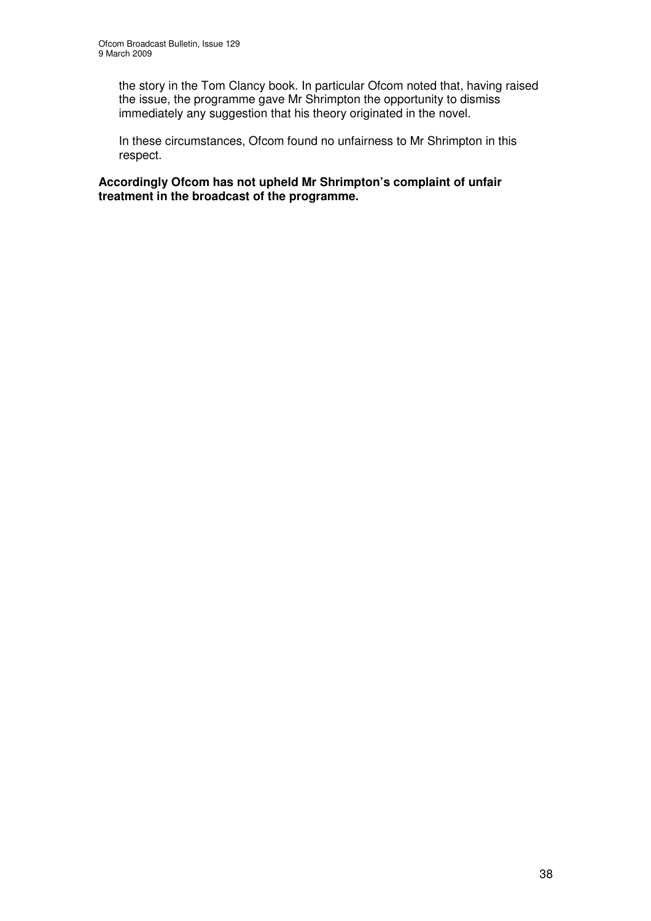the story in the Tom Clancy book. In particular Ofcom noted that, having raised the issue, the programme gave Mr Shrimpton the opportunity to dismiss immediately any suggestion that his theory originated in the novel.

In these circumstances, Ofcom found no unfairness to Mr Shrimpton in this respect.

**Accordingly Ofcom has not upheld Mr Shrimpton's complaint of unfair treatment in the broadcast of the programme.**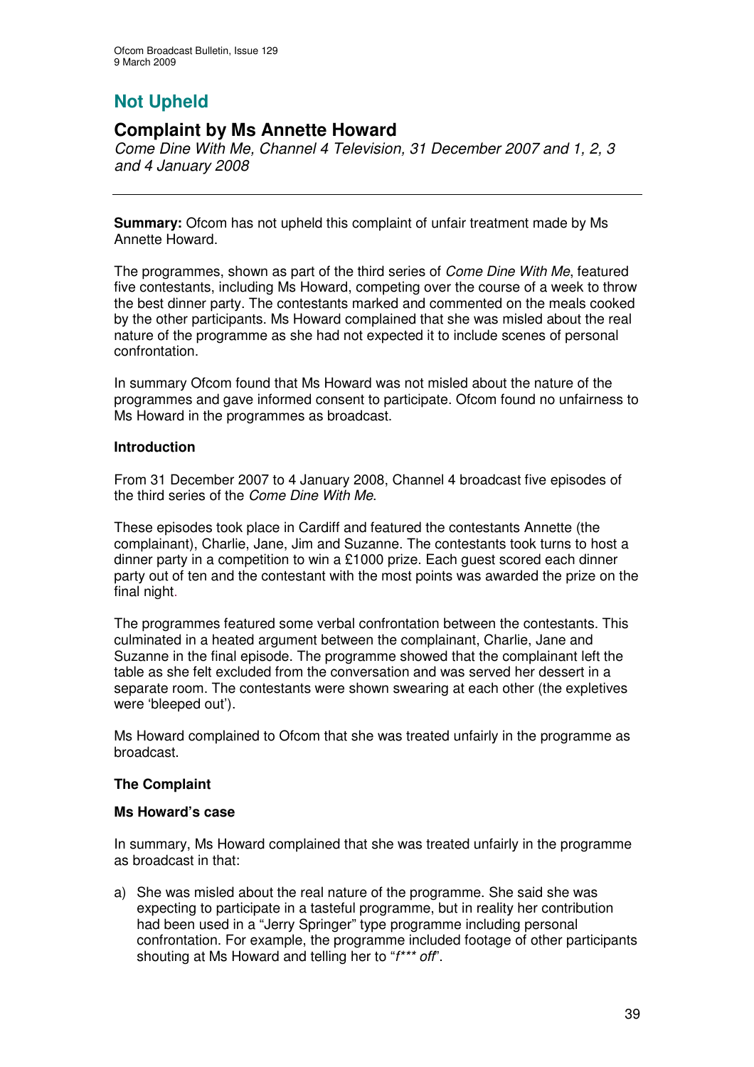# Not Upheld

## Complaint by Ms Annette Howard

*Come Dine With Me, Channel 4 Television, 31 December 2007 and 1, 2, 3 and 4 January 2008*

---

**Summary:** Ofcom has not upheld this complaint of unfair treatment made by Ms Annette Howard.

The programmes, shown as part of the third series of *Come Dine With Me*, featured five contestants, including Ms Howard, competing over the course of a week to throw the best dinner party. The contestants marked and commented on the meals cooked by the other participants. Ms Howard complained that she was misled about the real nature of the programme as she had not expected it to include scenes of personal confrontation.

In summary Ofcom found that Ms Howard was not misled about the nature of the programmes and gave informed consent to participate. Ofcom found no unfairness to Ms Howard in the programmes as broadcast.

**Introduction**

From 31 December 2007 to 4 January 2008, Channel 4 broadcast five episodes of the third series of the *Come Dine With Me*.

These episodes took place in Cardiff and featured the contestants Annette (the complainant), Charlie, Jane, Jim and Suzanne. The contestants took turns to host a dinner party in a competition to win a £1000 prize. Each guest scored each dinner party out of ten and the contestant with the most points was awarded the prize on the final night.

The programmes featured some verbal confrontation between the contestants. This culminated in a heated argument between the complainant, Charlie, Jane and Suzanne in the final episode. The programme showed that the complainant left the table as she felt excluded from the conversation and was served her dessert in a separate room. The contestants were shown swearing at each other (the expletives were 'bleeped out').

Ms Howard complained to Ofcom that she was treated unfairly in the programme as broadcast.

**The Complaint**

**Ms Howard's case**

In summary, Ms Howard complained that she was treated unfairly in the programme as broadcast in that:

a) She was misled about the real nature of the programme. She said she was expecting to participate in a tasteful programme, but in reality her contribution had been used in a "Jerry Springer" type programme including personal confrontation. For example, the programme included footage of other participants shouting at Ms Howard and telling her to "*f\*\*\* off*".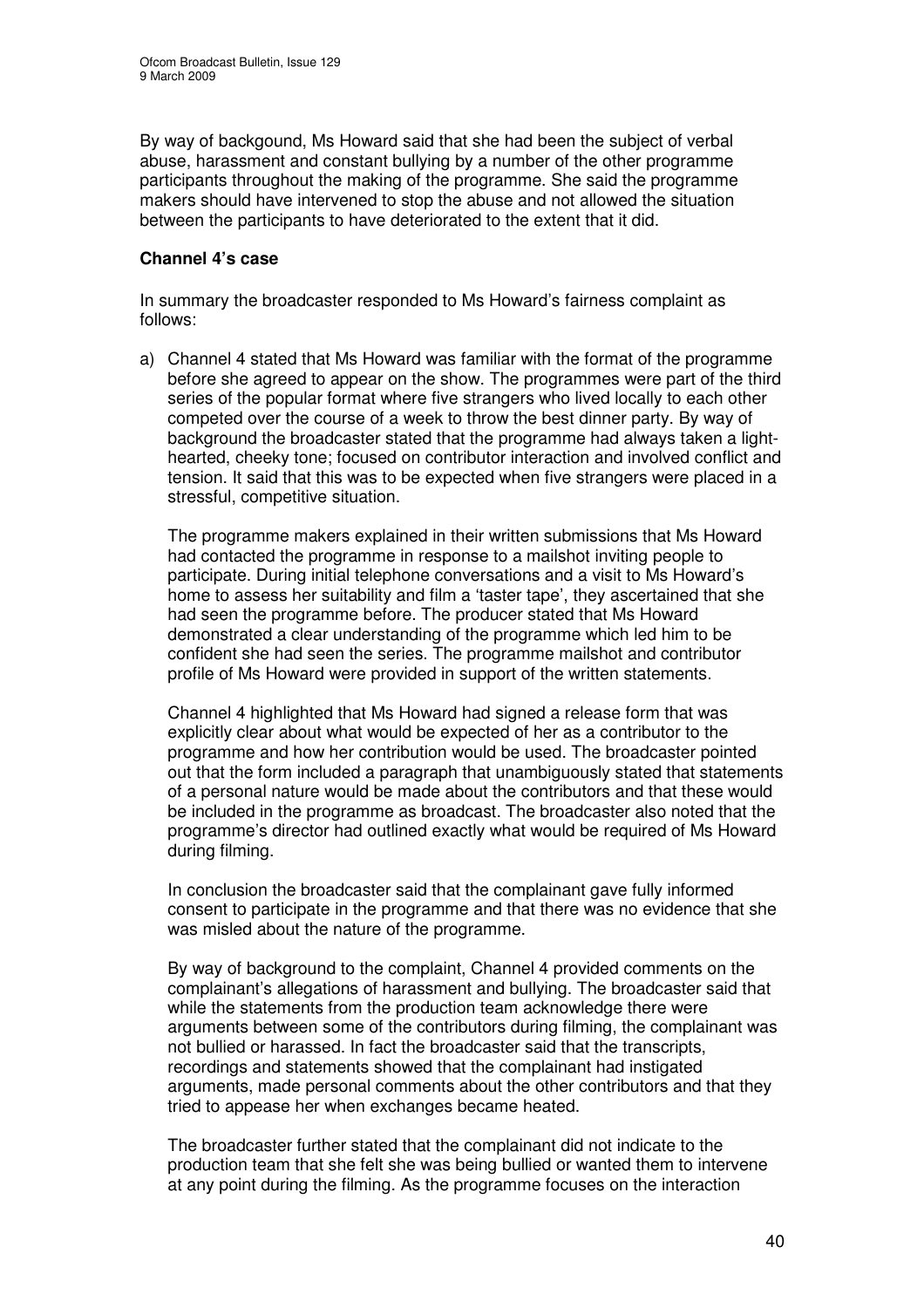By way of backgound, Ms Howard said that she had been the subject of verbal abuse, harassment and constant bullying by a number of the other programme participants throughout the making of the programme. She said the programme makers should have intervened to stop the abuse and not allowed the situation between the participants to have deteriorated to the extent that it did.

**Channel 4's case**

In summary the broadcaster responded to Ms Howard's fairness complaint as follows:

a) Channel 4 stated that Ms Howard was familiar with the format of the programme before she agreed to appear on the show. The programmes were part of the third series of the popular format where five strangers who lived locally to each other competed over the course of a week to throw the best dinner party. By way of background the broadcaster stated that the programme had always taken a light-hearted, cheeky tone; focused on contributor interaction and involved conflict and tension. It said that this was to be expected when five strangers were placed in a stressful, competitive situation.

   The programme makers explained in their written submissions that Ms Howard had contacted the programme in response to a mailshot inviting people to participate. During initial telephone conversations and a visit to Ms Howard's home to assess her suitability and film a 'taster tape', they ascertained that she had seen the programme before. The producer stated that Ms Howard demonstrated a clear understanding of the programme which led him to be confident she had seen the series. The programme mailshot and contributor profile of Ms Howard were provided in support of the written statements.

   Channel 4 highlighted that Ms Howard had signed a release form that was explicitly clear about what would be expected of her as a contributor to the programme and how her contribution would be used. The broadcaster pointed out that the form included a paragraph that unambiguously stated that statements of a personal nature would be made about the contributors and that these would be included in the programme as broadcast. The broadcaster also noted that the programme's director had outlined exactly what would be required of Ms Howard during filming.

   In conclusion the broadcaster said that the complainant gave fully informed consent to participate in the programme and that there was no evidence that she was misled about the nature of the programme.

   By way of background to the complaint, Channel 4 provided comments on the complainant's allegations of harassment and bullying. The broadcaster said that while the statements from the production team acknowledge there were arguments between some of the contributors during filming, the complainant was not bullied or harassed. In fact the broadcaster said that the transcripts, recordings and statements showed that the complainant had instigated arguments, made personal comments about the other contributors and that they tried to appease her when exchanges became heated.

   The broadcaster further stated that the complainant did not indicate to the production team that she felt she was being bullied or wanted them to intervene at any point during the filming. As the programme focuses on the interaction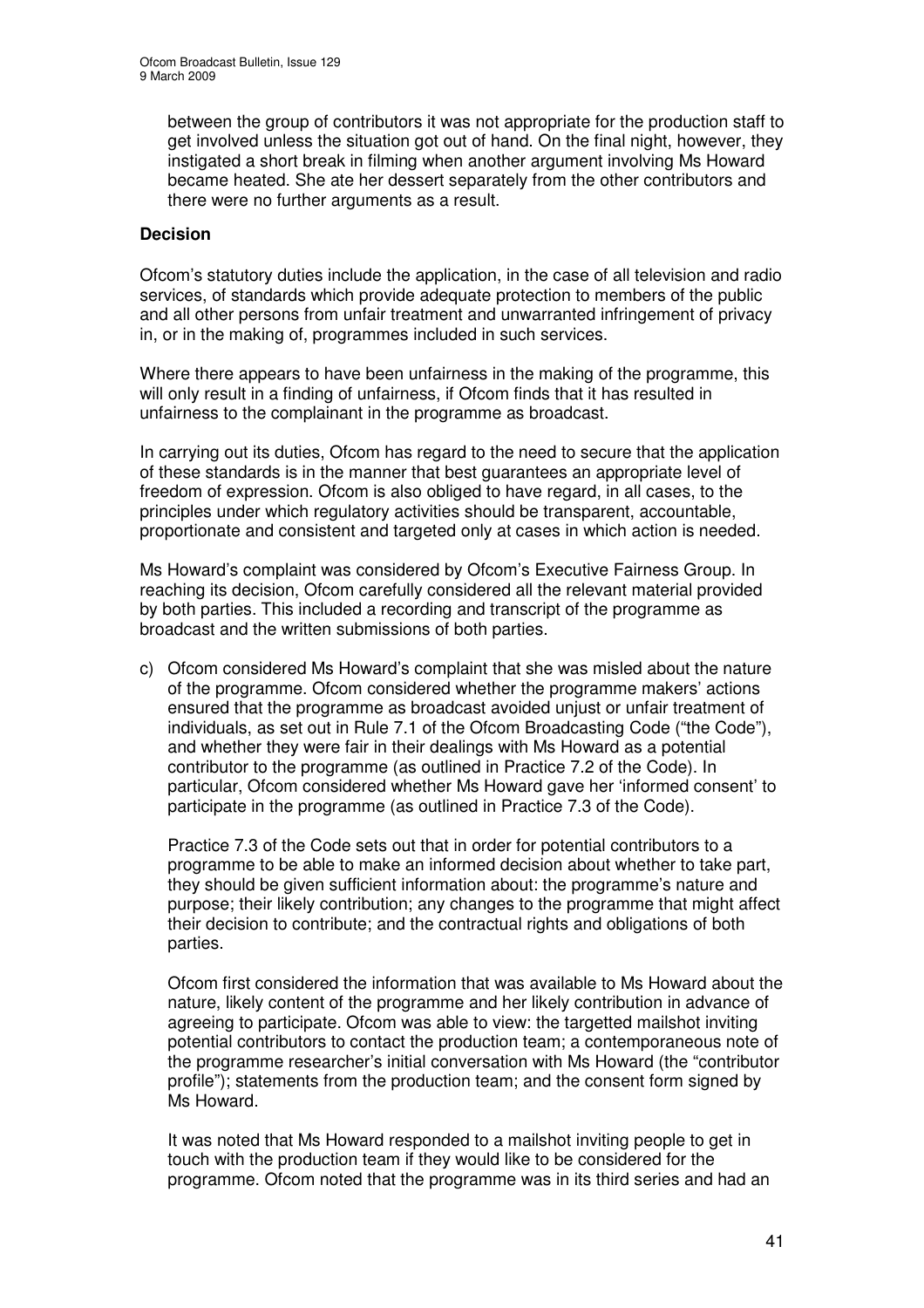between the group of contributors it was not appropriate for the production staff to get involved unless the situation got out of hand. On the final night, however, they instigated a short break in filming when another argument involving Ms Howard became heated. She ate her dessert separately from the other contributors and there were no further arguments as a result.

**Decision**

Ofcom's statutory duties include the application, in the case of all television and radio services, of standards which provide adequate protection to members of the public and all other persons from unfair treatment and unwarranted infringement of privacy in, or in the making of, programmes included in such services.

Where there appears to have been unfairness in the making of the programme, this will only result in a finding of unfairness, if Ofcom finds that it has resulted in unfairness to the complainant in the programme as broadcast.

In carrying out its duties, Ofcom has regard to the need to secure that the application of these standards is in the manner that best guarantees an appropriate level of freedom of expression. Ofcom is also obliged to have regard, in all cases, to the principles under which regulatory activities should be transparent, accountable, proportionate and consistent and targeted only at cases in which action is needed.

Ms Howard's complaint was considered by Ofcom's Executive Fairness Group. In reaching its decision, Ofcom carefully considered all the relevant material provided by both parties. This included a recording and transcript of the programme as broadcast and the written submissions of both parties.

c) Ofcom considered Ms Howard's complaint that she was misled about the nature of the programme. Ofcom considered whether the programme makers' actions ensured that the programme as broadcast avoided unjust or unfair treatment of individuals, as set out in Rule 7.1 of the Ofcom Broadcasting Code ("the Code"), and whether they were fair in their dealings with Ms Howard as a potential contributor to the programme (as outlined in Practice 7.2 of the Code). In particular, Ofcom considered whether Ms Howard gave her 'informed consent' to participate in the programme (as outlined in Practice 7.3 of the Code).

   Practice 7.3 of the Code sets out that in order for potential contributors to a programme to be able to make an informed decision about whether to take part, they should be given sufficient information about: the programme's nature and purpose; their likely contribution; any changes to the programme that might affect their decision to contribute; and the contractual rights and obligations of both parties.

   Ofcom first considered the information that was available to Ms Howard about the nature, likely content of the programme and her likely contribution in advance of agreeing to participate. Ofcom was able to view: the targetted mailshot inviting potential contributors to contact the production team; a contemporaneous note of the programme researcher's initial conversation with Ms Howard (the "contributor profile"); statements from the production team; and the consent form signed by Ms Howard.

   It was noted that Ms Howard responded to a mailshot inviting people to get in touch with the production team if they would like to be considered for the programme. Ofcom noted that the programme was in its third series and had an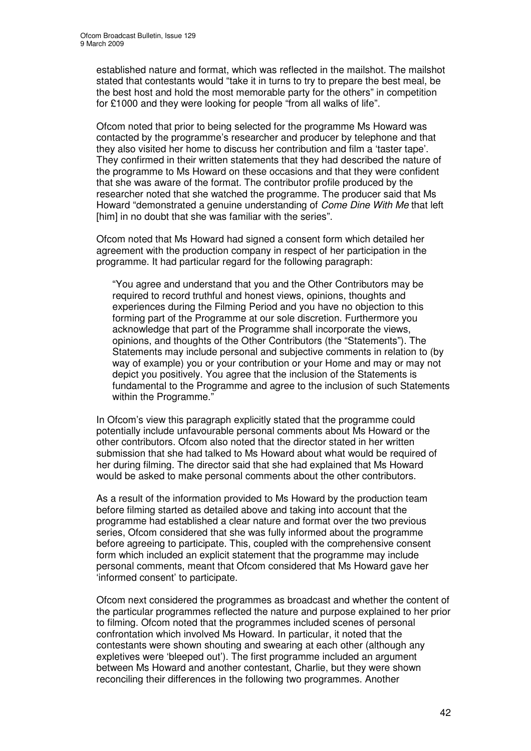established nature and format, which was reflected in the mailshot. The mailshot stated that contestants would "take it in turns to try to prepare the best meal, be the best host and hold the most memorable party for the others" in competition for £1000 and they were looking for people "from all walks of life".

Ofcom noted that prior to being selected for the programme Ms Howard was contacted by the programme's researcher and producer by telephone and that they also visited her home to discuss her contribution and film a 'taster tape'. They confirmed in their written statements that they had described the nature of the programme to Ms Howard on these occasions and that they were confident that she was aware of the format. The contributor profile produced by the researcher noted that she watched the programme. The producer said that Ms Howard "demonstrated a genuine understanding of *Come Dine With Me* that left [him] in no doubt that she was familiar with the series".

Ofcom noted that Ms Howard had signed a consent form which detailed her agreement with the production company in respect of her participation in the programme. It had particular regard for the following paragraph:

> "You agree and understand that you and the Other Contributors may be required to record truthful and honest views, opinions, thoughts and experiences during the Filming Period and you have no objection to this forming part of the Programme at our sole discretion. Furthermore you acknowledge that part of the Programme shall incorporate the views, opinions, and thoughts of the Other Contributors (the "Statements"). The Statements may include personal and subjective comments in relation to (by way of example) you or your contribution or your Home and may or may not depict you positively. You agree that the inclusion of the Statements is fundamental to the Programme and agree to the inclusion of such Statements within the Programme."

In Ofcom's view this paragraph explicitly stated that the programme could potentially include unfavourable personal comments about Ms Howard or the other contributors. Ofcom also noted that the director stated in her written submission that she had talked to Ms Howard about what would be required of her during filming. The director said that she had explained that Ms Howard would be asked to make personal comments about the other contributors.

As a result of the information provided to Ms Howard by the production team before filming started as detailed above and taking into account that the programme had established a clear nature and format over the two previous series, Ofcom considered that she was fully informed about the programme before agreeing to participate. This, coupled with the comprehensive consent form which included an explicit statement that the programme may include personal comments, meant that Ofcom considered that Ms Howard gave her 'informed consent' to participate.

Ofcom next considered the programmes as broadcast and whether the content of the particular programmes reflected the nature and purpose explained to her prior to filming. Ofcom noted that the programmes included scenes of personal confrontation which involved Ms Howard. In particular, it noted that the contestants were shown shouting and swearing at each other (although any expletives were 'bleeped out'). The first programme included an argument between Ms Howard and another contestant, Charlie, but they were shown reconciling their differences in the following two programmes. Another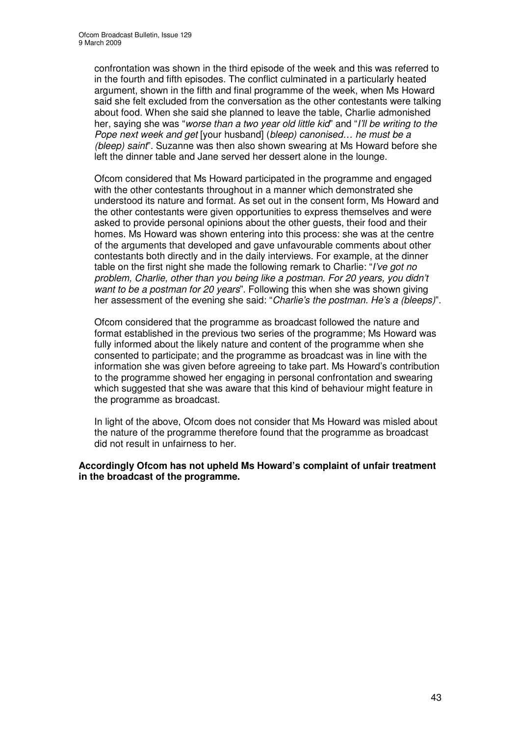confrontation was shown in the third episode of the week and this was referred to in the fourth and fifth episodes. The conflict culminated in a particularly heated argument, shown in the fifth and final programme of the week, when Ms Howard said she felt excluded from the conversation as the other contestants were talking about food. When she said she planned to leave the table, Charlie admonished her, saying she was "*worse than a two year old little kid*" and "*I'll be writing to the Pope next week and get* [your husband] (*bleep) canonised… he must be a (bleep) saint*". Suzanne was then also shown swearing at Ms Howard before she left the dinner table and Jane served her dessert alone in the lounge.

Ofcom considered that Ms Howard participated in the programme and engaged with the other contestants throughout in a manner which demonstrated she understood its nature and format. As set out in the consent form, Ms Howard and the other contestants were given opportunities to express themselves and were asked to provide personal opinions about the other guests, their food and their homes. Ms Howard was shown entering into this process: she was at the centre of the arguments that developed and gave unfavourable comments about other contestants both directly and in the daily interviews. For example, at the dinner table on the first night she made the following remark to Charlie: "*I've got no problem, Charlie, other than you being like a postman. For 20 years, you didn't want to be a postman for 20 years*". Following this when she was shown giving her assessment of the evening she said: "*Charlie's the postman. He's a (bleeps)*".

Ofcom considered that the programme as broadcast followed the nature and format established in the previous two series of the programme; Ms Howard was fully informed about the likely nature and content of the programme when she consented to participate; and the programme as broadcast was in line with the information she was given before agreeing to take part. Ms Howard's contribution to the programme showed her engaging in personal confrontation and swearing which suggested that she was aware that this kind of behaviour might feature in the programme as broadcast.

In light of the above, Ofcom does not consider that Ms Howard was misled about the nature of the programme therefore found that the programme as broadcast did not result in unfairness to her.

**Accordingly Ofcom has not upheld Ms Howard's complaint of unfair treatment in the broadcast of the programme.**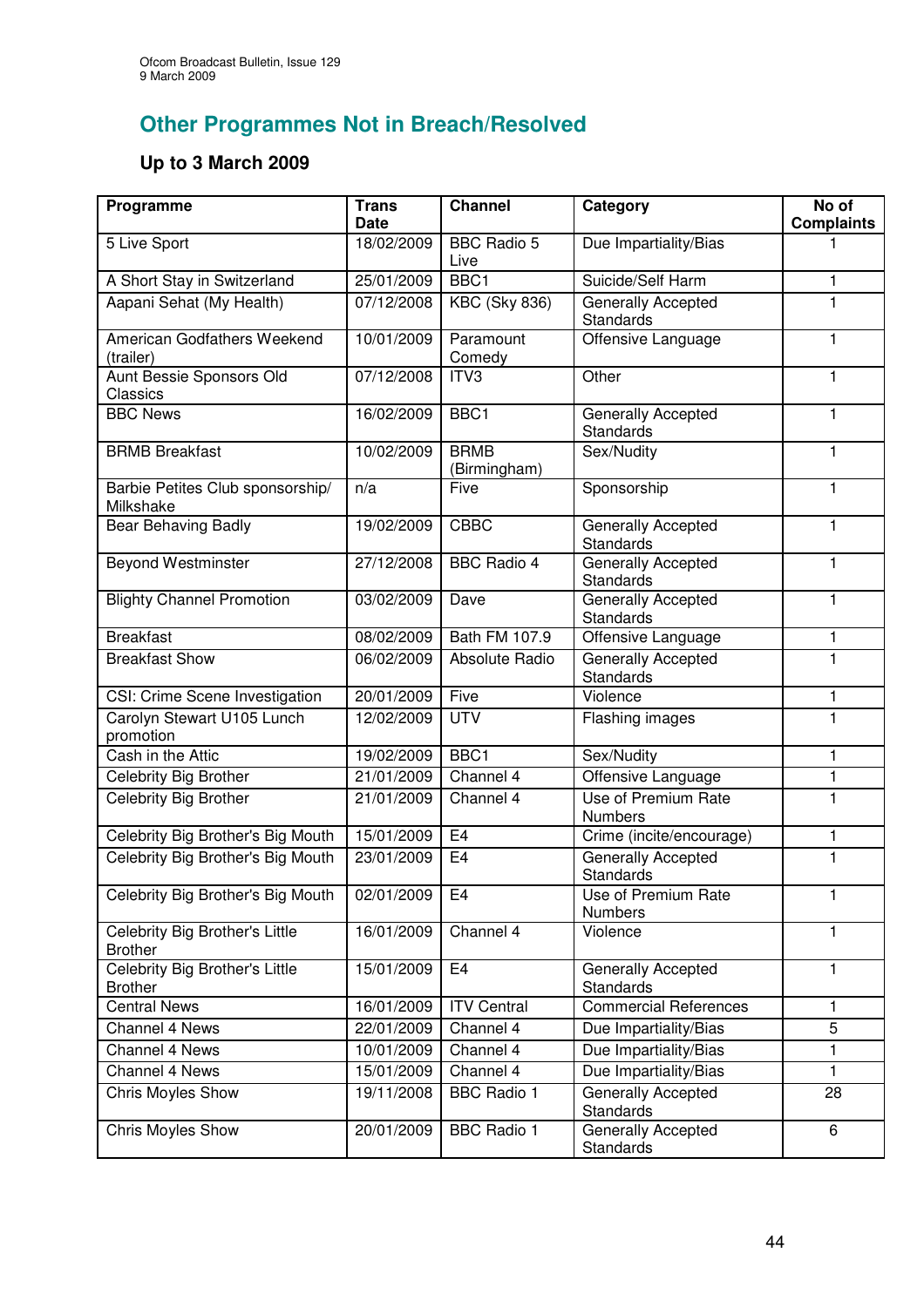## Other Programmes Not in Breach/Resolved

### Up to 3 March 2009

| Programme | Trans Date | Channel | Category | No of Complaints |
|---|---|---|---|---|
| 5 Live Sport | 18/02/2009 | BBC Radio 5 Live | Due Impartiality/Bias | 1 |
| A Short Stay in Switzerland | 25/01/2009 | BBC1 | Suicide/Self Harm | 1 |
| Aapani Sehat (My Health) | 07/12/2008 | KBC (Sky 836) | Generally Accepted Standards | 1 |
| American Godfathers Weekend (trailer) | 10/01/2009 | Paramount Comedy | Offensive Language | 1 |
| Aunt Bessie Sponsors Old Classics | 07/12/2008 | ITV3 | Other | 1 |
| BBC News | 16/02/2009 | BBC1 | Generally Accepted Standards | 1 |
| BRMB Breakfast | 10/02/2009 | BRMB (Birmingham) | Sex/Nudity | 1 |
| Barbie Petites Club sponsorship/ Milkshake | n/a | Five | Sponsorship | 1 |
| Bear Behaving Badly | 19/02/2009 | CBBC | Generally Accepted Standards | 1 |
| Beyond Westminster | 27/12/2008 | BBC Radio 4 | Generally Accepted Standards | 1 |
| Blighty Channel Promotion | 03/02/2009 | Dave | Generally Accepted Standards | 1 |
| Breakfast | 08/02/2009 | Bath FM 107.9 | Offensive Language | 1 |
| Breakfast Show | 06/02/2009 | Absolute Radio | Generally Accepted Standards | 1 |
| CSI: Crime Scene Investigation | 20/01/2009 | Five | Violence | 1 |
| Carolyn Stewart U105 Lunch promotion | 12/02/2009 | UTV | Flashing images | 1 |
| Cash in the Attic | 19/02/2009 | BBC1 | Sex/Nudity | 1 |
| Celebrity Big Brother | 21/01/2009 | Channel 4 | Offensive Language | 1 |
| Celebrity Big Brother | 21/01/2009 | Channel 4 | Use of Premium Rate Numbers | 1 |
| Celebrity Big Brother's Big Mouth | 15/01/2009 | E4 | Crime (incite/encourage) | 1 |
| Celebrity Big Brother's Big Mouth | 23/01/2009 | E4 | Generally Accepted Standards | 1 |
| Celebrity Big Brother's Big Mouth | 02/01/2009 | E4 | Use of Premium Rate Numbers | 1 |
| Celebrity Big Brother's Little Brother | 16/01/2009 | Channel 4 | Violence | 1 |
| Celebrity Big Brother's Little Brother | 15/01/2009 | E4 | Generally Accepted Standards | 1 |
| Central News | 16/01/2009 | ITV Central | Commercial References | 1 |
| Channel 4 News | 22/01/2009 | Channel 4 | Due Impartiality/Bias | 5 |
| Channel 4 News | 10/01/2009 | Channel 4 | Due Impartiality/Bias | 1 |
| Channel 4 News | 15/01/2009 | Channel 4 | Due Impartiality/Bias | 1 |
| Chris Moyles Show | 19/11/2008 | BBC Radio 1 | Generally Accepted Standards | 28 |
| Chris Moyles Show | 20/01/2009 | BBC Radio 1 | Generally Accepted Standards | 6 |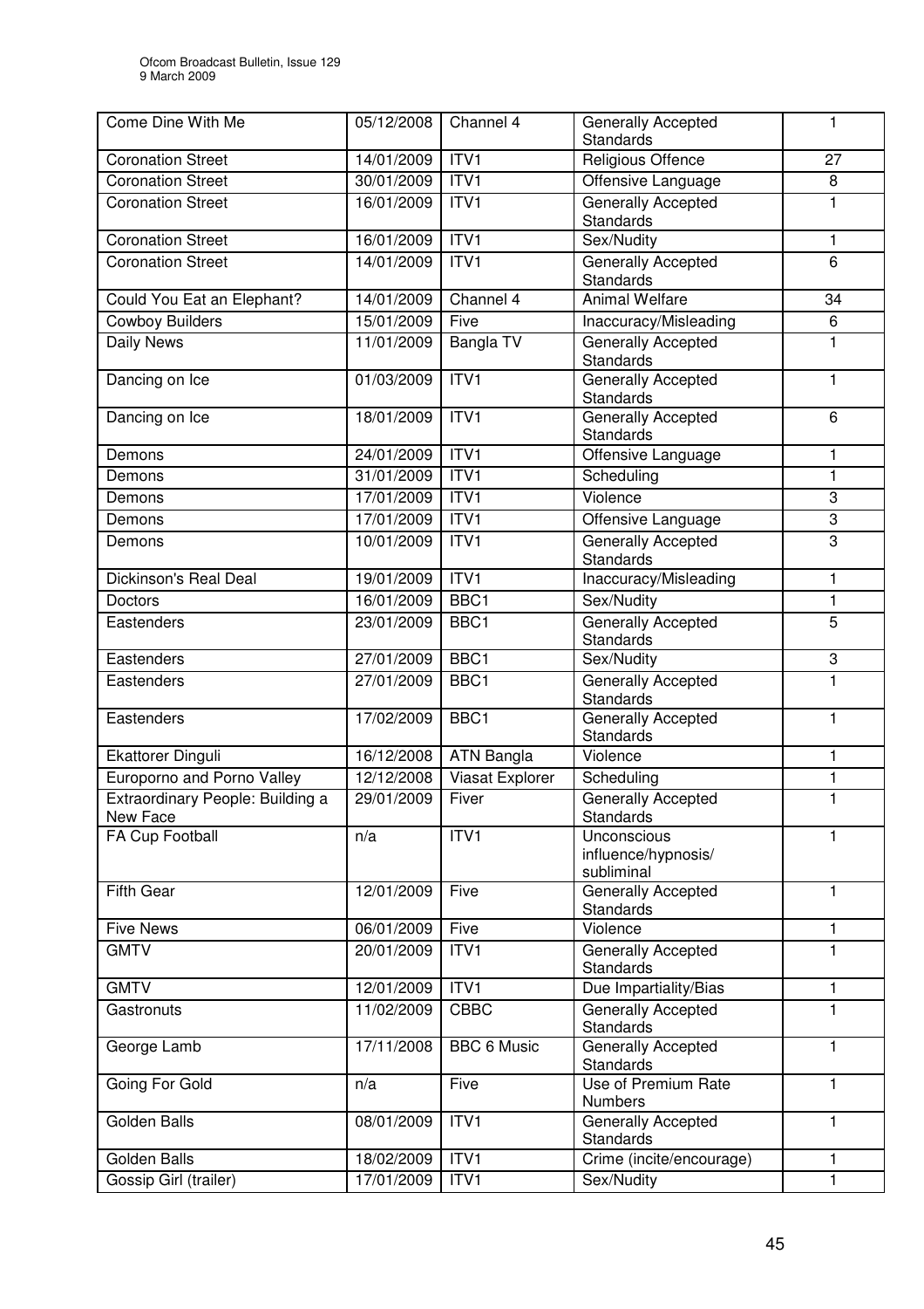| Come Dine With Me | 05/12/2008 | Channel 4 | Generally Accepted Standards | 1 |
|---|---|---|---|---|
| Coronation Street | 14/01/2009 | ITV1 | Religious Offence | 27 |
| Coronation Street | 30/01/2009 | ITV1 | Offensive Language | 8 |
| Coronation Street | 16/01/2009 | ITV1 | Generally Accepted Standards | 1 |
| Coronation Street | 16/01/2009 | ITV1 | Sex/Nudity | 1 |
| Coronation Street | 14/01/2009 | ITV1 | Generally Accepted Standards | 6 |
| Could You Eat an Elephant? | 14/01/2009 | Channel 4 | Animal Welfare | 34 |
| Cowboy Builders | 15/01/2009 | Five | Inaccuracy/Misleading | 6 |
| Daily News | 11/01/2009 | Bangla TV | Generally Accepted Standards | 1 |
| Dancing on Ice | 01/03/2009 | ITV1 | Generally Accepted Standards | 1 |
| Dancing on Ice | 18/01/2009 | ITV1 | Generally Accepted Standards | 6 |
| Demons | 24/01/2009 | ITV1 | Offensive Language | 1 |
| Demons | 31/01/2009 | ITV1 | Scheduling | 1 |
| Demons | 17/01/2009 | ITV1 | Violence | 3 |
| Demons | 17/01/2009 | ITV1 | Offensive Language | 3 |
| Demons | 10/01/2009 | ITV1 | Generally Accepted Standards | 3 |
| Dickinson's Real Deal | 19/01/2009 | ITV1 | Inaccuracy/Misleading | 1 |
| Doctors | 16/01/2009 | BBC1 | Sex/Nudity | 1 |
| Eastenders | 23/01/2009 | BBC1 | Generally Accepted Standards | 5 |
| Eastenders | 27/01/2009 | BBC1 | Sex/Nudity | 3 |
| Eastenders | 27/01/2009 | BBC1 | Generally Accepted Standards | 1 |
| Eastenders | 17/02/2009 | BBC1 | Generally Accepted Standards | 1 |
| Ekattorer Dinguli | 16/12/2008 | ATN Bangla | Violence | 1 |
| Europorno and Porno Valley | 12/12/2008 | Viasat Explorer | Scheduling | 1 |
| Extraordinary People: Building a New Face | 29/01/2009 | Fiver | Generally Accepted Standards | 1 |
| FA Cup Football | n/a | ITV1 | Unconscious influence/hypnosis/ subliminal | 1 |
| Fifth Gear | 12/01/2009 | Five | Generally Accepted Standards | 1 |
| Five News | 06/01/2009 | Five | Violence | 1 |
| GMTV | 20/01/2009 | ITV1 | Generally Accepted Standards | 1 |
| GMTV | 12/01/2009 | ITV1 | Due Impartiality/Bias | 1 |
| Gastronuts | 11/02/2009 | CBBC | Generally Accepted Standards | 1 |
| George Lamb | 17/11/2008 | BBC 6 Music | Generally Accepted Standards | 1 |
| Going For Gold | n/a | Five | Use of Premium Rate Numbers | 1 |
| Golden Balls | 08/01/2009 | ITV1 | Generally Accepted Standards | 1 |
| Golden Balls | 18/02/2009 | ITV1 | Crime (incite/encourage) | 1 |
| Gossip Girl (trailer) | 17/01/2009 | ITV1 | Sex/Nudity | 1 |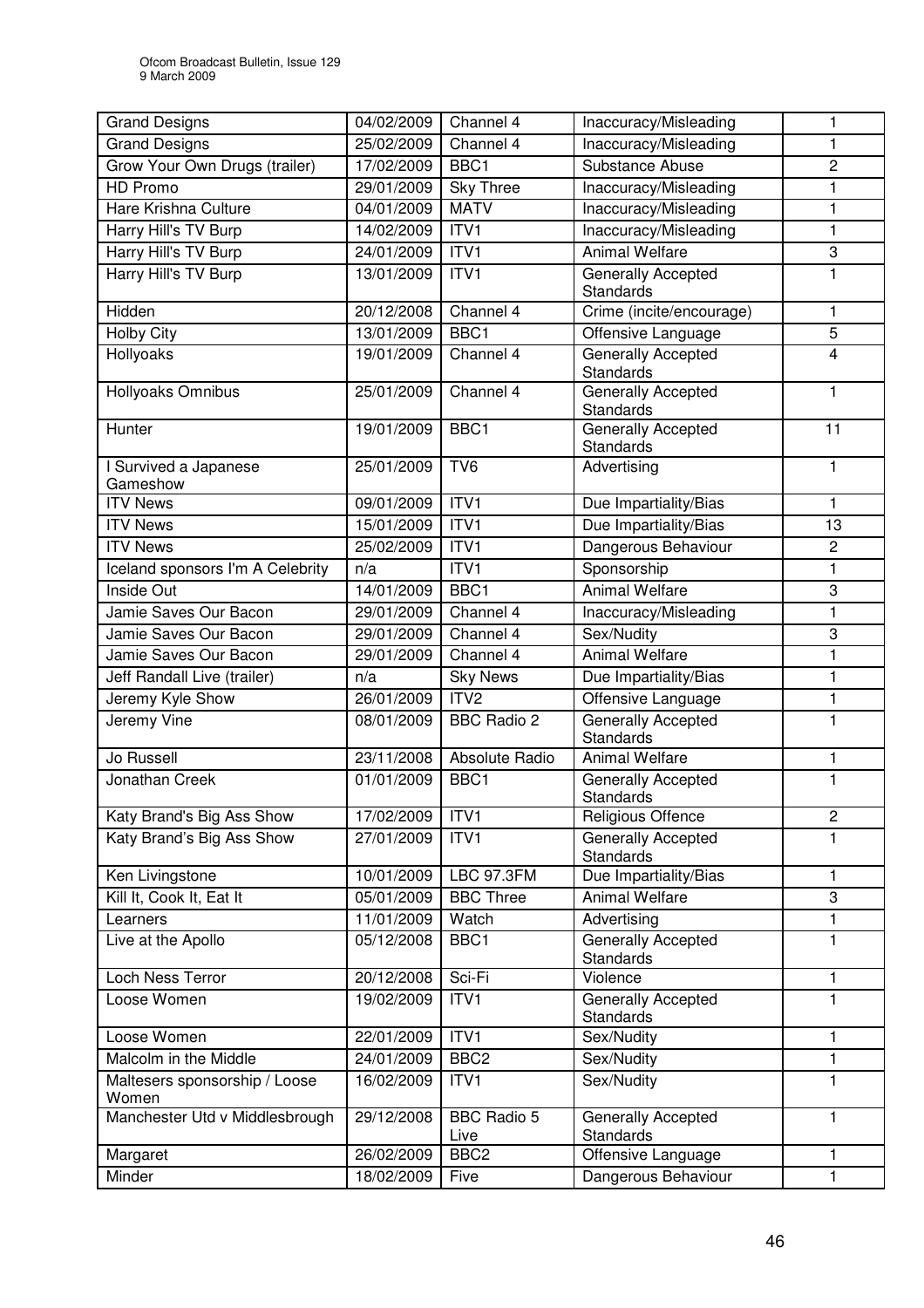| Grand Designs | 04/02/2009 | Channel 4 | Inaccuracy/Misleading | 1 |
|---|---|---|---|---|
| Grand Designs | 25/02/2009 | Channel 4 | Inaccuracy/Misleading | 1 |
| Grow Your Own Drugs (trailer) | 17/02/2009 | BBC1 | Substance Abuse | 2 |
| HD Promo | 29/01/2009 | Sky Three | Inaccuracy/Misleading | 1 |
| Hare Krishna Culture | 04/01/2009 | MATV | Inaccuracy/Misleading | 1 |
| Harry Hill's TV Burp | 14/02/2009 | ITV1 | Inaccuracy/Misleading | 1 |
| Harry Hill's TV Burp | 24/01/2009 | ITV1 | Animal Welfare | 3 |
| Harry Hill's TV Burp | 13/01/2009 | ITV1 | Generally Accepted Standards | 1 |
| Hidden | 20/12/2008 | Channel 4 | Crime (incite/encourage) | 1 |
| Holby City | 13/01/2009 | BBC1 | Offensive Language | 5 |
| Hollyoaks | 19/01/2009 | Channel 4 | Generally Accepted Standards | 4 |
| Hollyoaks Omnibus | 25/01/2009 | Channel 4 | Generally Accepted Standards | 1 |
| Hunter | 19/01/2009 | BBC1 | Generally Accepted Standards | 11 |
| I Survived a Japanese Gameshow | 25/01/2009 | TV6 | Advertising | 1 |
| ITV News | 09/01/2009 | ITV1 | Due Impartiality/Bias | 1 |
| ITV News | 15/01/2009 | ITV1 | Due Impartiality/Bias | 13 |
| ITV News | 25/02/2009 | ITV1 | Dangerous Behaviour | 2 |
| Iceland sponsors I'm A Celebrity | n/a | ITV1 | Sponsorship | 1 |
| Inside Out | 14/01/2009 | BBC1 | Animal Welfare | 3 |
| Jamie Saves Our Bacon | 29/01/2009 | Channel 4 | Inaccuracy/Misleading | 1 |
| Jamie Saves Our Bacon | 29/01/2009 | Channel 4 | Sex/Nudity | 3 |
| Jamie Saves Our Bacon | 29/01/2009 | Channel 4 | Animal Welfare | 1 |
| Jeff Randall Live (trailer) | n/a | Sky News | Due Impartiality/Bias | 1 |
| Jeremy Kyle Show | 26/01/2009 | ITV2 | Offensive Language | 1 |
| Jeremy Vine | 08/01/2009 | BBC Radio 2 | Generally Accepted Standards | 1 |
| Jo Russell | 23/11/2008 | Absolute Radio | Animal Welfare | 1 |
| Jonathan Creek | 01/01/2009 | BBC1 | Generally Accepted Standards | 1 |
| Katy Brand's Big Ass Show | 17/02/2009 | ITV1 | Religious Offence | 2 |
| Katy Brand's Big Ass Show | 27/01/2009 | ITV1 | Generally Accepted Standards | 1 |
| Ken Livingstone | 10/01/2009 | LBC 97.3FM | Due Impartiality/Bias | 1 |
| Kill It, Cook It, Eat It | 05/01/2009 | BBC Three | Animal Welfare | 3 |
| Learners | 11/01/2009 | Watch | Advertising | 1 |
| Live at the Apollo | 05/12/2008 | BBC1 | Generally Accepted Standards | 1 |
| Loch Ness Terror | 20/12/2008 | Sci-Fi | Violence | 1 |
| Loose Women | 19/02/2009 | ITV1 | Generally Accepted Standards | 1 |
| Loose Women | 22/01/2009 | ITV1 | Sex/Nudity | 1 |
| Malcolm in the Middle | 24/01/2009 | BBC2 | Sex/Nudity | 1 |
| Maltesers sponsorship / Loose Women | 16/02/2009 | ITV1 | Sex/Nudity | 1 |
| Manchester Utd v Middlesbrough | 29/12/2008 | BBC Radio 5 Live | Generally Accepted Standards | 1 |
| Margaret | 26/02/2009 | BBC2 | Offensive Language | 1 |
| Minder | 18/02/2009 | Five | Dangerous Behaviour | 1 |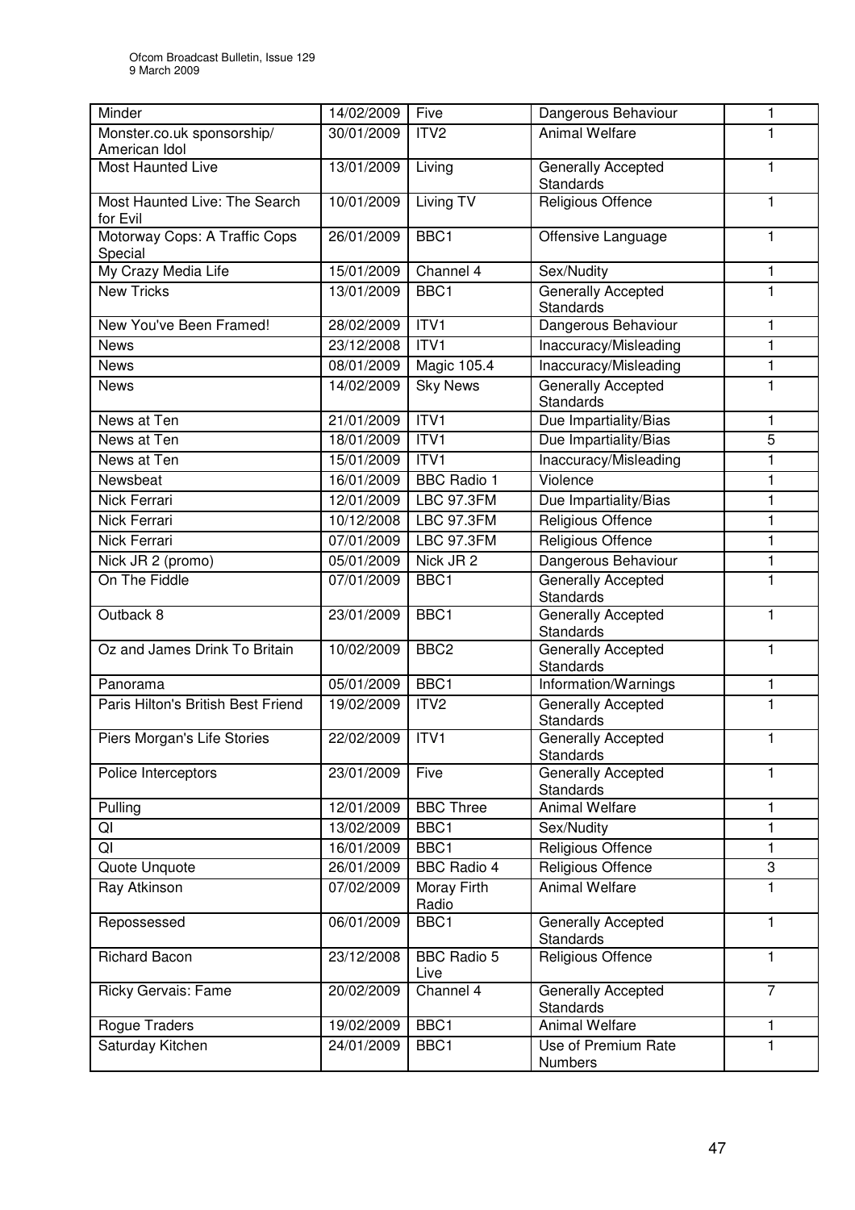| Minder | 14/02/2009 | Five | Dangerous Behaviour | 1 |
|---|---|---|---|---|
| Monster.co.uk sponsorship/ American Idol | 30/01/2009 | ITV2 | Animal Welfare | 1 |
| Most Haunted Live | 13/01/2009 | Living | Generally Accepted Standards | 1 |
| Most Haunted Live: The Search for Evil | 10/01/2009 | Living TV | Religious Offence | 1 |
| Motorway Cops: A Traffic Cops Special | 26/01/2009 | BBC1 | Offensive Language | 1 |
| My Crazy Media Life | 15/01/2009 | Channel 4 | Sex/Nudity | 1 |
| New Tricks | 13/01/2009 | BBC1 | Generally Accepted Standards | 1 |
| New You've Been Framed! | 28/02/2009 | ITV1 | Dangerous Behaviour | 1 |
| News | 23/12/2008 | ITV1 | Inaccuracy/Misleading | 1 |
| News | 08/01/2009 | Magic 105.4 | Inaccuracy/Misleading | 1 |
| News | 14/02/2009 | Sky News | Generally Accepted Standards | 1 |
| News at Ten | 21/01/2009 | ITV1 | Due Impartiality/Bias | 1 |
| News at Ten | 18/01/2009 | ITV1 | Due Impartiality/Bias | 5 |
| News at Ten | 15/01/2009 | ITV1 | Inaccuracy/Misleading | 1 |
| Newsbeat | 16/01/2009 | BBC Radio 1 | Violence | 1 |
| Nick Ferrari | 12/01/2009 | LBC 97.3FM | Due Impartiality/Bias | 1 |
| Nick Ferrari | 10/12/2008 | LBC 97.3FM | Religious Offence | 1 |
| Nick Ferrari | 07/01/2009 | LBC 97.3FM | Religious Offence | 1 |
| Nick JR 2 (promo) | 05/01/2009 | Nick JR 2 | Dangerous Behaviour | 1 |
| On The Fiddle | 07/01/2009 | BBC1 | Generally Accepted Standards | 1 |
| Outback 8 | 23/01/2009 | BBC1 | Generally Accepted Standards | 1 |
| Oz and James Drink To Britain | 10/02/2009 | BBC2 | Generally Accepted Standards | 1 |
| Panorama | 05/01/2009 | BBC1 | Information/Warnings | 1 |
| Paris Hilton's British Best Friend | 19/02/2009 | ITV2 | Generally Accepted Standards | 1 |
| Piers Morgan's Life Stories | 22/02/2009 | ITV1 | Generally Accepted Standards | 1 |
| Police Interceptors | 23/01/2009 | Five | Generally Accepted Standards | 1 |
| Pulling | 12/01/2009 | BBC Three | Animal Welfare | 1 |
| QI | 13/02/2009 | BBC1 | Sex/Nudity | 1 |
| QI | 16/01/2009 | BBC1 | Religious Offence | 1 |
| Quote Unquote | 26/01/2009 | BBC Radio 4 | Religious Offence | 3 |
| Ray Atkinson | 07/02/2009 | Moray Firth Radio | Animal Welfare | 1 |
| Repossessed | 06/01/2009 | BBC1 | Generally Accepted Standards | 1 |
| Richard Bacon | 23/12/2008 | BBC Radio 5 Live | Religious Offence | 1 |
| Ricky Gervais: Fame | 20/02/2009 | Channel 4 | Generally Accepted Standards | 7 |
| Rogue Traders | 19/02/2009 | BBC1 | Animal Welfare | 1 |
| Saturday Kitchen | 24/01/2009 | BBC1 | Use of Premium Rate Numbers | 1 |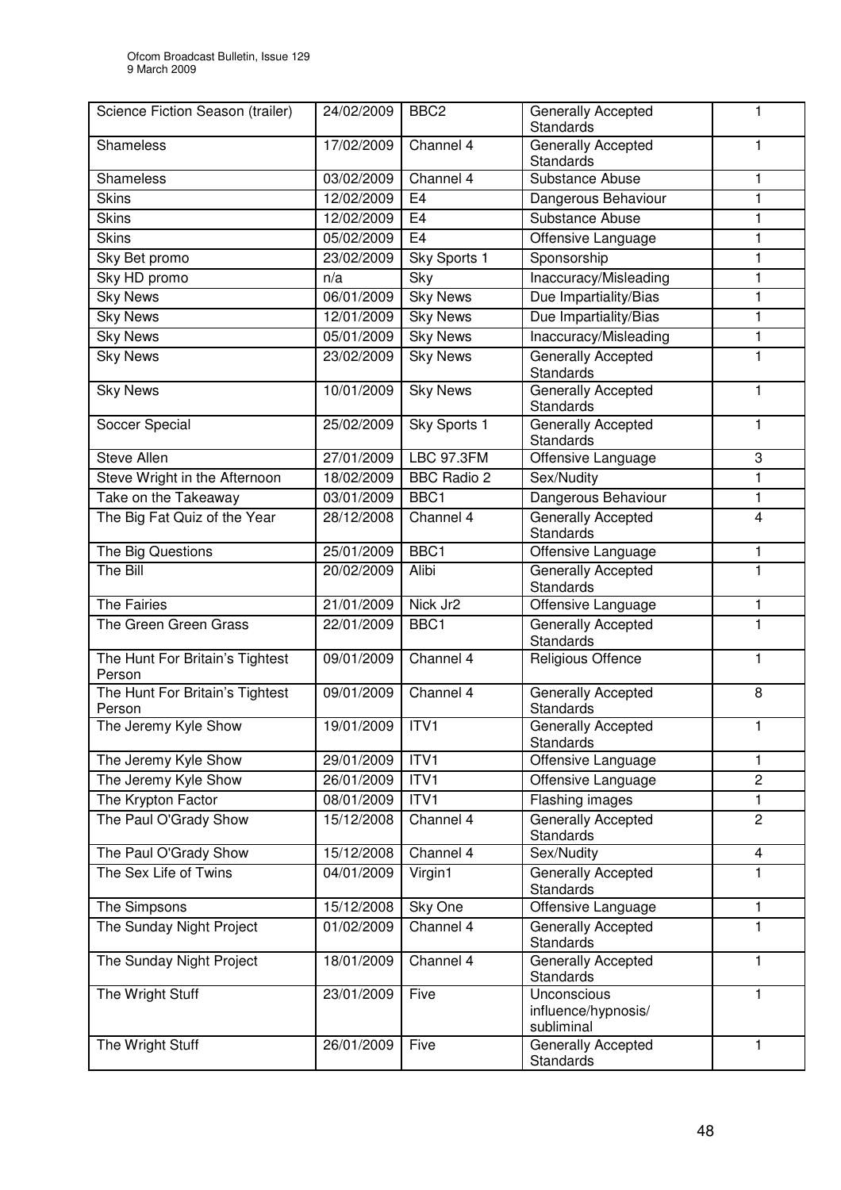| Science Fiction Season (trailer) | 24/02/2009 | BBC2 | Generally Accepted Standards | 1 |
|---|---|---|---|---|
| Shameless | 17/02/2009 | Channel 4 | Generally Accepted Standards | 1 |
| Shameless | 03/02/2009 | Channel 4 | Substance Abuse | 1 |
| Skins | 12/02/2009 | E4 | Dangerous Behaviour | 1 |
| Skins | 12/02/2009 | E4 | Substance Abuse | 1 |
| Skins | 05/02/2009 | E4 | Offensive Language | 1 |
| Sky Bet promo | 23/02/2009 | Sky Sports 1 | Sponsorship | 1 |
| Sky HD promo | n/a | Sky | Inaccuracy/Misleading | 1 |
| Sky News | 06/01/2009 | Sky News | Due Impartiality/Bias | 1 |
| Sky News | 12/01/2009 | Sky News | Due Impartiality/Bias | 1 |
| Sky News | 05/01/2009 | Sky News | Inaccuracy/Misleading | 1 |
| Sky News | 23/02/2009 | Sky News | Generally Accepted Standards | 1 |
| Sky News | 10/01/2009 | Sky News | Generally Accepted Standards | 1 |
| Soccer Special | 25/02/2009 | Sky Sports 1 | Generally Accepted Standards | 1 |
| Steve Allen | 27/01/2009 | LBC 97.3FM | Offensive Language | 3 |
| Steve Wright in the Afternoon | 18/02/2009 | BBC Radio 2 | Sex/Nudity | 1 |
| Take on the Takeaway | 03/01/2009 | BBC1 | Dangerous Behaviour | 1 |
| The Big Fat Quiz of the Year | 28/12/2008 | Channel 4 | Generally Accepted Standards | 4 |
| The Big Questions | 25/01/2009 | BBC1 | Offensive Language | 1 |
| The Bill | 20/02/2009 | Alibi | Generally Accepted Standards | 1 |
| The Fairies | 21/01/2009 | Nick Jr2 | Offensive Language | 1 |
| The Green Green Grass | 22/01/2009 | BBC1 | Generally Accepted Standards | 1 |
| The Hunt For Britain's Tightest Person | 09/01/2009 | Channel 4 | Religious Offence | 1 |
| The Hunt For Britain's Tightest Person | 09/01/2009 | Channel 4 | Generally Accepted Standards | 8 |
| The Jeremy Kyle Show | 19/01/2009 | ITV1 | Generally Accepted Standards | 1 |
| The Jeremy Kyle Show | 29/01/2009 | ITV1 | Offensive Language | 1 |
| The Jeremy Kyle Show | 26/01/2009 | ITV1 | Offensive Language | 2 |
| The Krypton Factor | 08/01/2009 | ITV1 | Flashing images | 1 |
| The Paul O'Grady Show | 15/12/2008 | Channel 4 | Generally Accepted Standards | 2 |
| The Paul O'Grady Show | 15/12/2008 | Channel 4 | Sex/Nudity | 4 |
| The Sex Life of Twins | 04/01/2009 | Virgin1 | Generally Accepted Standards | 1 |
| The Simpsons | 15/12/2008 | Sky One | Offensive Language | 1 |
| The Sunday Night Project | 01/02/2009 | Channel 4 | Generally Accepted Standards | 1 |
| The Sunday Night Project | 18/01/2009 | Channel 4 | Generally Accepted Standards | 1 |
| The Wright Stuff | 23/01/2009 | Five | Unconscious influence/hypnosis/ subliminal | 1 |
| The Wright Stuff | 26/01/2009 | Five | Generally Accepted Standards | 1 |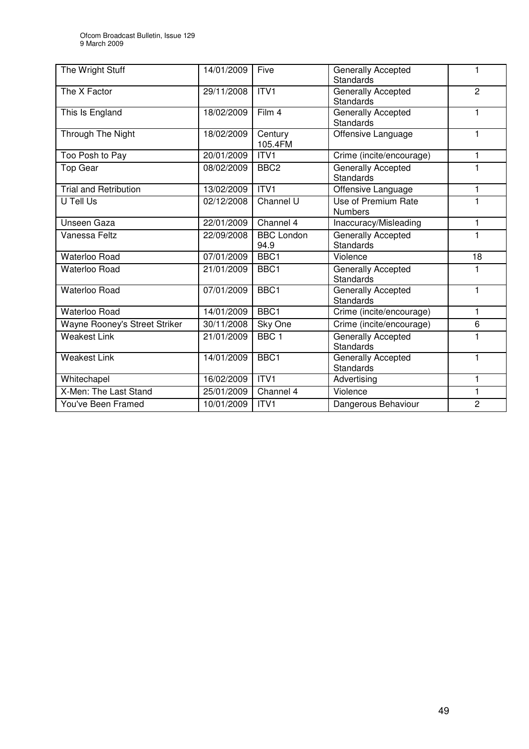| | | | | |
|---|---|---|---|---|
| The Wright Stuff | 14/01/2009 | Five | Generally Accepted Standards | 1 |
| The X Factor | 29/11/2008 | ITV1 | Generally Accepted Standards | 2 |
| This Is England | 18/02/2009 | Film 4 | Generally Accepted Standards | 1 |
| Through The Night | 18/02/2009 | Century 105.4FM | Offensive Language | 1 |
| Too Posh to Pay | 20/01/2009 | ITV1 | Crime (incite/encourage) | 1 |
| Top Gear | 08/02/2009 | BBC2 | Generally Accepted Standards | 1 |
| Trial and Retribution | 13/02/2009 | ITV1 | Offensive Language | 1 |
| U Tell Us | 02/12/2008 | Channel U | Use of Premium Rate Numbers | 1 |
| Unseen Gaza | 22/01/2009 | Channel 4 | Inaccuracy/Misleading | 1 |
| Vanessa Feltz | 22/09/2008 | BBC London 94.9 | Generally Accepted Standards | 1 |
| Waterloo Road | 07/01/2009 | BBC1 | Violence | 18 |
| Waterloo Road | 21/01/2009 | BBC1 | Generally Accepted Standards | 1 |
| Waterloo Road | 07/01/2009 | BBC1 | Generally Accepted Standards | 1 |
| Waterloo Road | 14/01/2009 | BBC1 | Crime (incite/encourage) | 1 |
| Wayne Rooney's Street Striker | 30/11/2008 | Sky One | Crime (incite/encourage) | 6 |
| Weakest Link | 21/01/2009 | BBC 1 | Generally Accepted Standards | 1 |
| Weakest Link | 14/01/2009 | BBC1 | Generally Accepted Standards | 1 |
| Whitechapel | 16/02/2009 | ITV1 | Advertising | 1 |
| X-Men: The Last Stand | 25/01/2009 | Channel 4 | Violence | 1 |
| You've Been Framed | 10/01/2009 | ITV1 | Dangerous Behaviour | 2 |